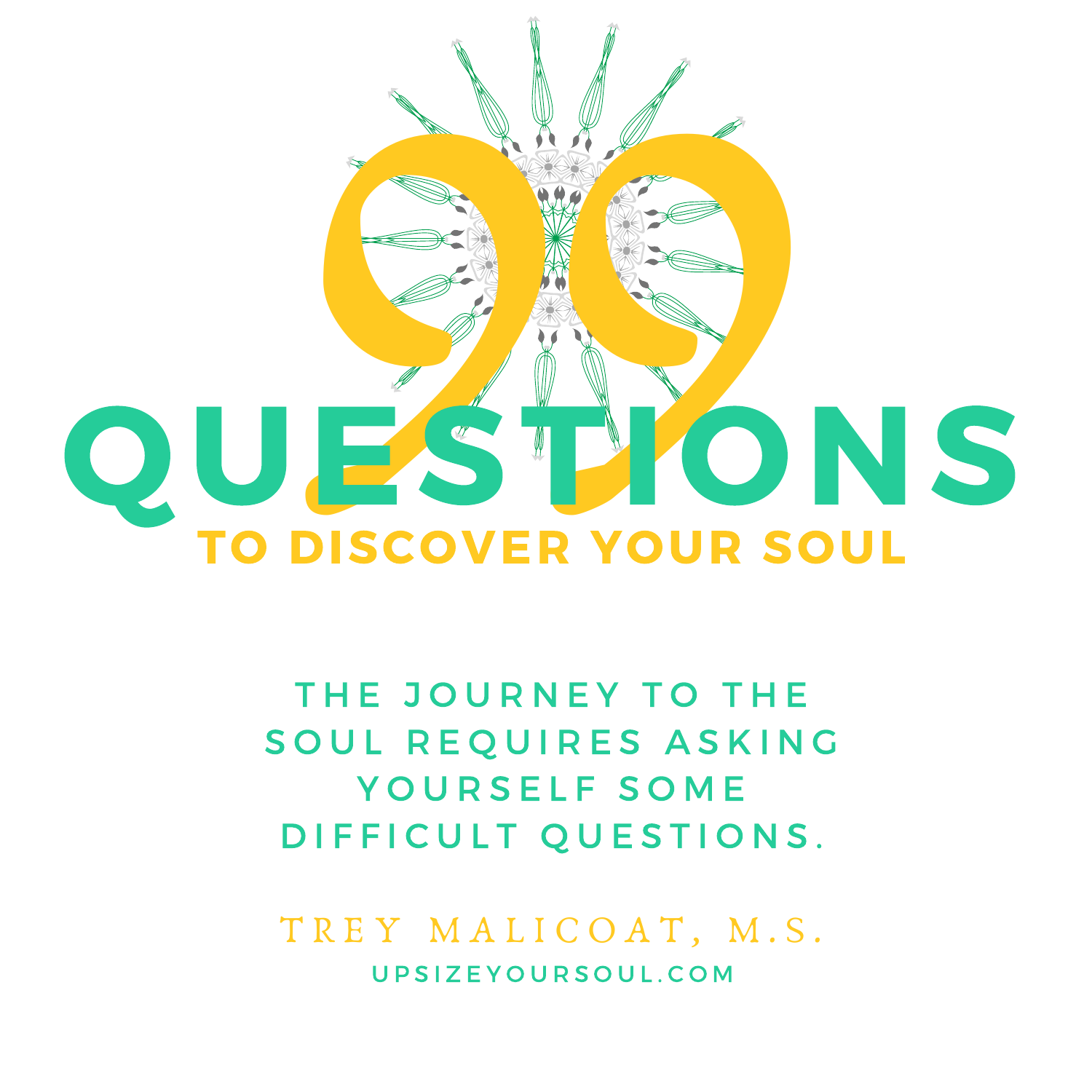# 99 QUESTIONS

## TO DISCOVER YOUR SOUL

THE JOURNEY TO THE SOUL REQUIRES ASKING YOURSELF SOME DIFFICULT QUESTIONS.

TREY MALICOAT, M.S.

UPSIZEYOURSOUL.COM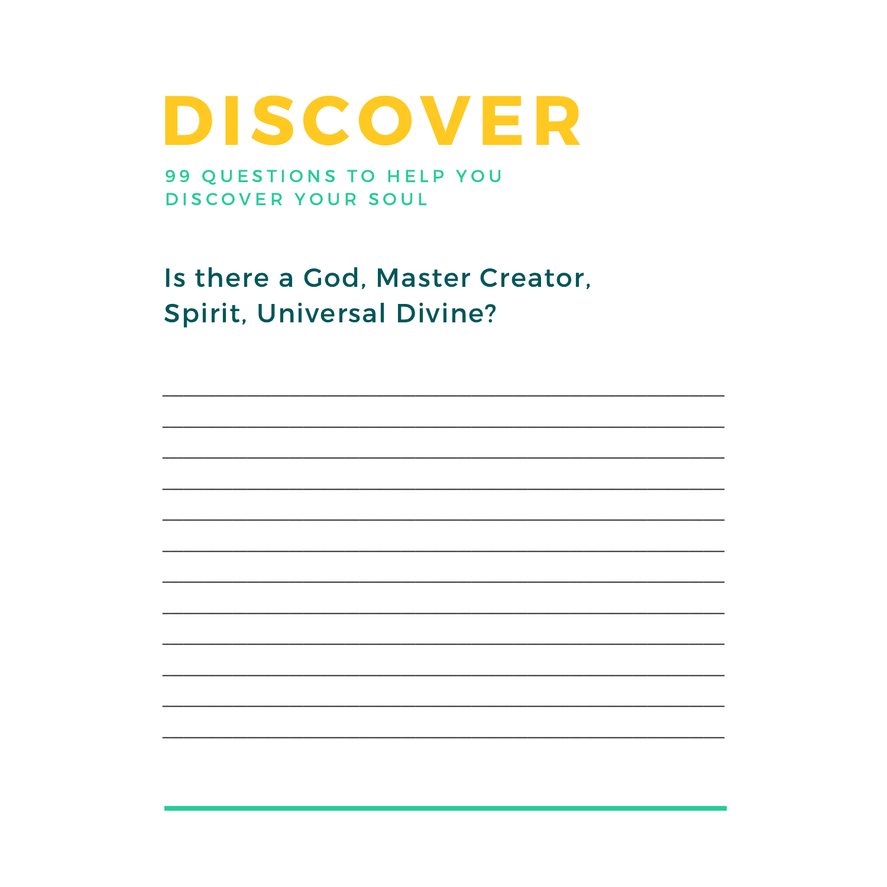# DISCOVER

99 QUESTIONS TO HELP YOU DISCOVER YOUR SOUL

## Is there a God, Master Creator, Spirit, Universal Divine?

______________________________________________________________

______________________________________________________________

______________________________________________________________

______________________________________________________________

______________________________________________________________

______________________________________________________________

______________________________________________________________

______________________________________________________________

______________________________________________________________

______________________________________________________________

______________________________________________________________

______________________________________________________________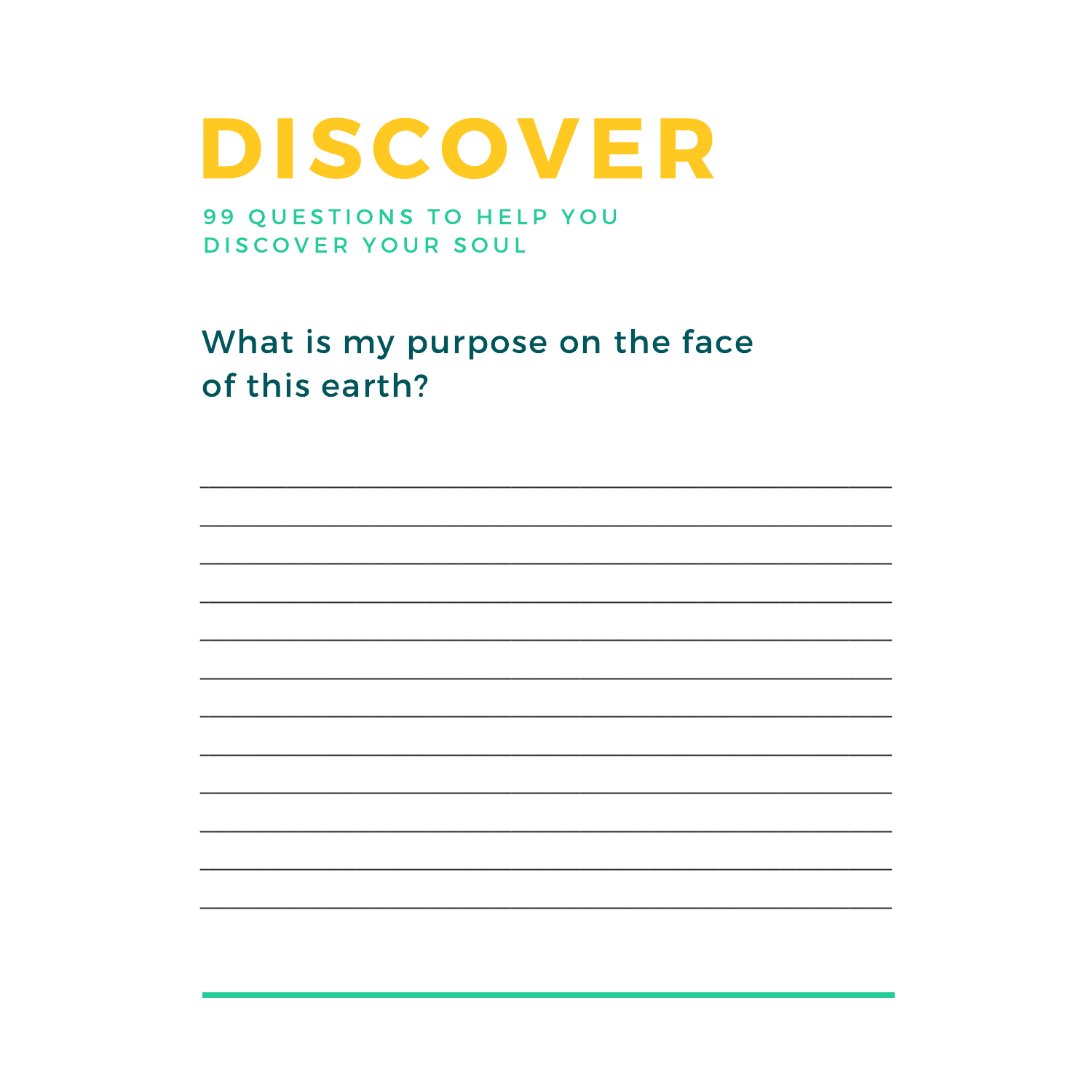# DISCOVER

99 QUESTIONS TO HELP YOU DISCOVER YOUR SOUL

## What is my purpose on the face of this earth?

________________________________________________

________________________________________________

________________________________________________

________________________________________________

________________________________________________

________________________________________________

________________________________________________

________________________________________________

________________________________________________

________________________________________________

________________________________________________

________________________________________________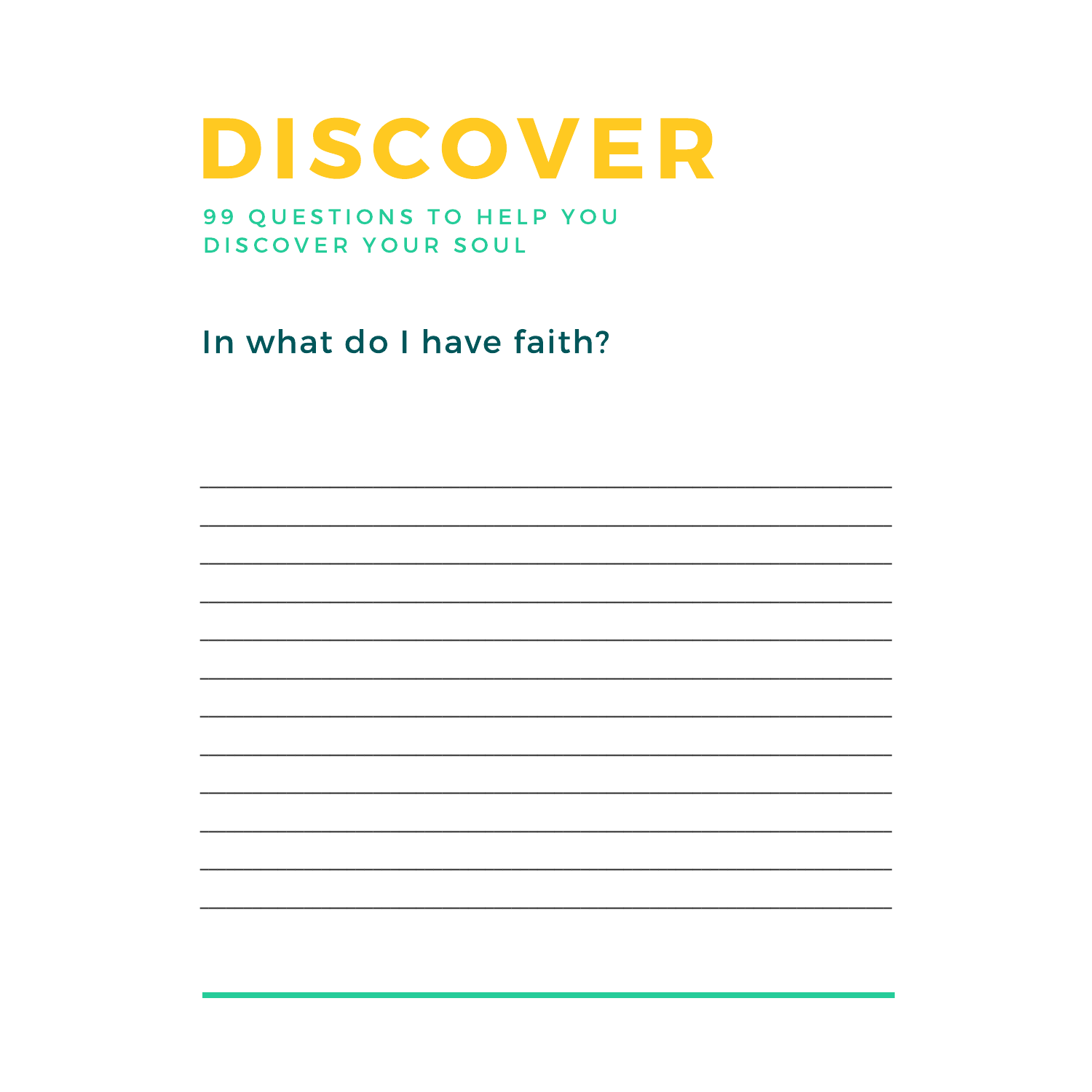# DISCOVER

99 QUESTIONS TO HELP YOU DISCOVER YOUR SOUL

## In what do I have faith?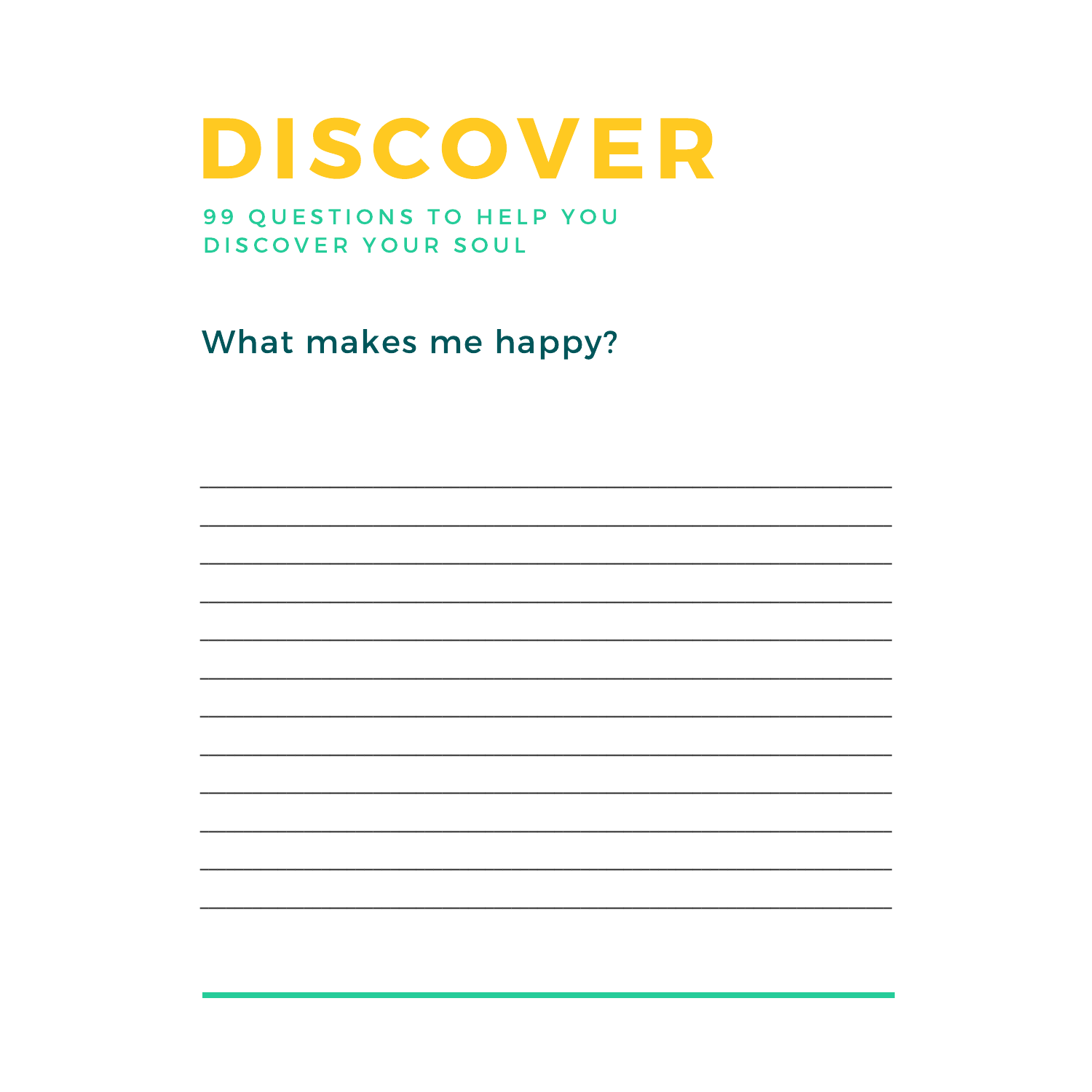# DISCOVER

99 QUESTIONS TO HELP YOU DISCOVER YOUR SOUL

## What makes me happy?

______________________________________________________________

______________________________________________________________

______________________________________________________________

______________________________________________________________

______________________________________________________________

______________________________________________________________

______________________________________________________________

______________________________________________________________

______________________________________________________________

______________________________________________________________

______________________________________________________________

______________________________________________________________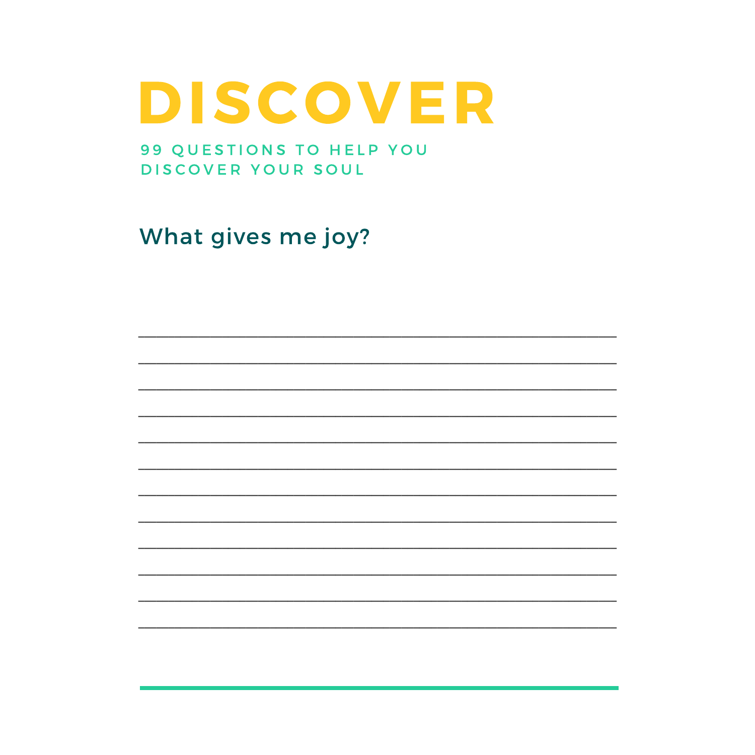# DISCOVER

99 QUESTIONS TO HELP YOU DISCOVER YOUR SOUL

## What gives me joy?

______________________________________________________________

______________________________________________________________

______________________________________________________________

______________________________________________________________

______________________________________________________________

______________________________________________________________

______________________________________________________________

______________________________________________________________

______________________________________________________________

______________________________________________________________

______________________________________________________________

______________________________________________________________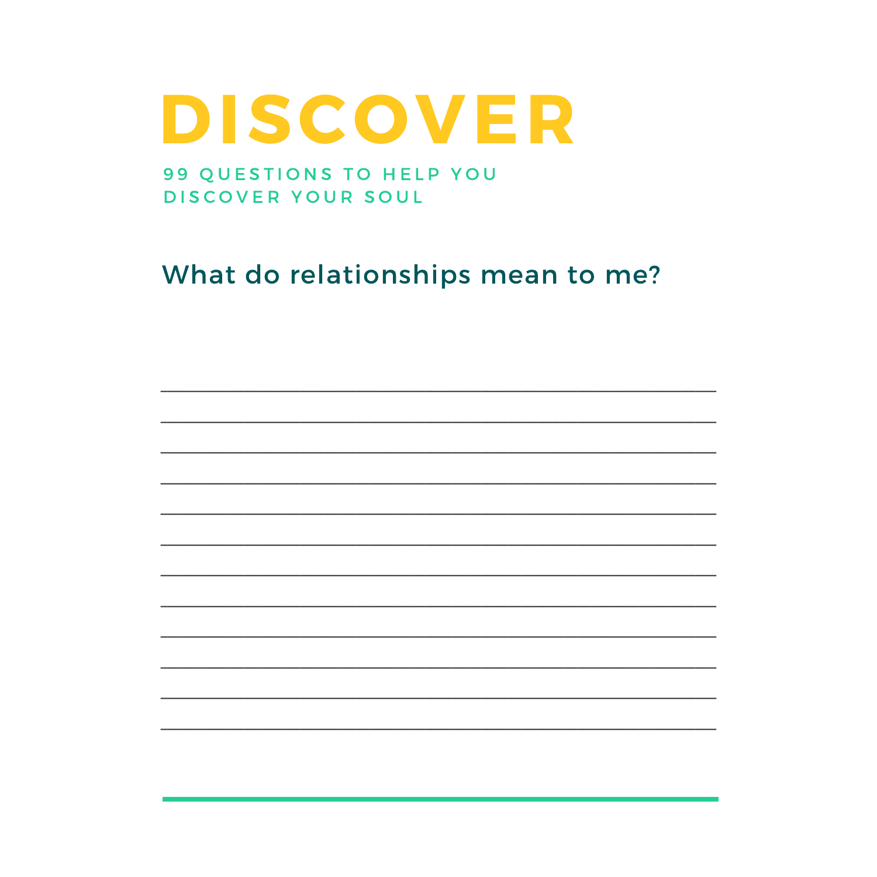# DISCOVER

99 QUESTIONS TO HELP YOU DISCOVER YOUR SOUL

## What do relationships mean to me?

______________________________________________________________________

______________________________________________________________________

______________________________________________________________________

______________________________________________________________________

______________________________________________________________________

______________________________________________________________________

______________________________________________________________________

______________________________________________________________________

______________________________________________________________________

______________________________________________________________________

______________________________________________________________________

______________________________________________________________________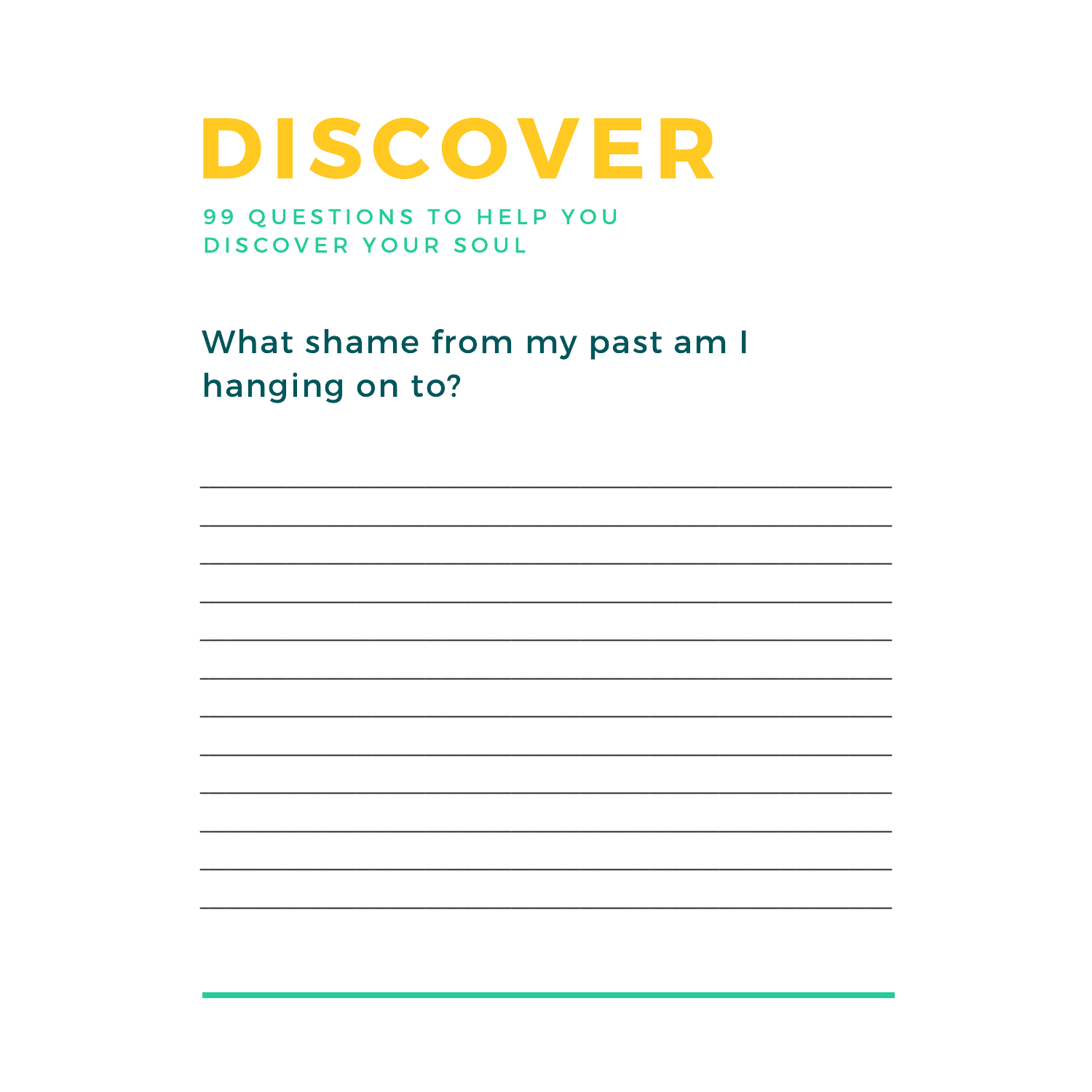# DISCOVER

99 QUESTIONS TO HELP YOU DISCOVER YOUR SOUL

## What shame from my past am I hanging on to?

______________________________________________________

______________________________________________________

______________________________________________________

______________________________________________________

______________________________________________________

______________________________________________________

______________________________________________________

______________________________________________________

______________________________________________________

______________________________________________________

______________________________________________________

______________________________________________________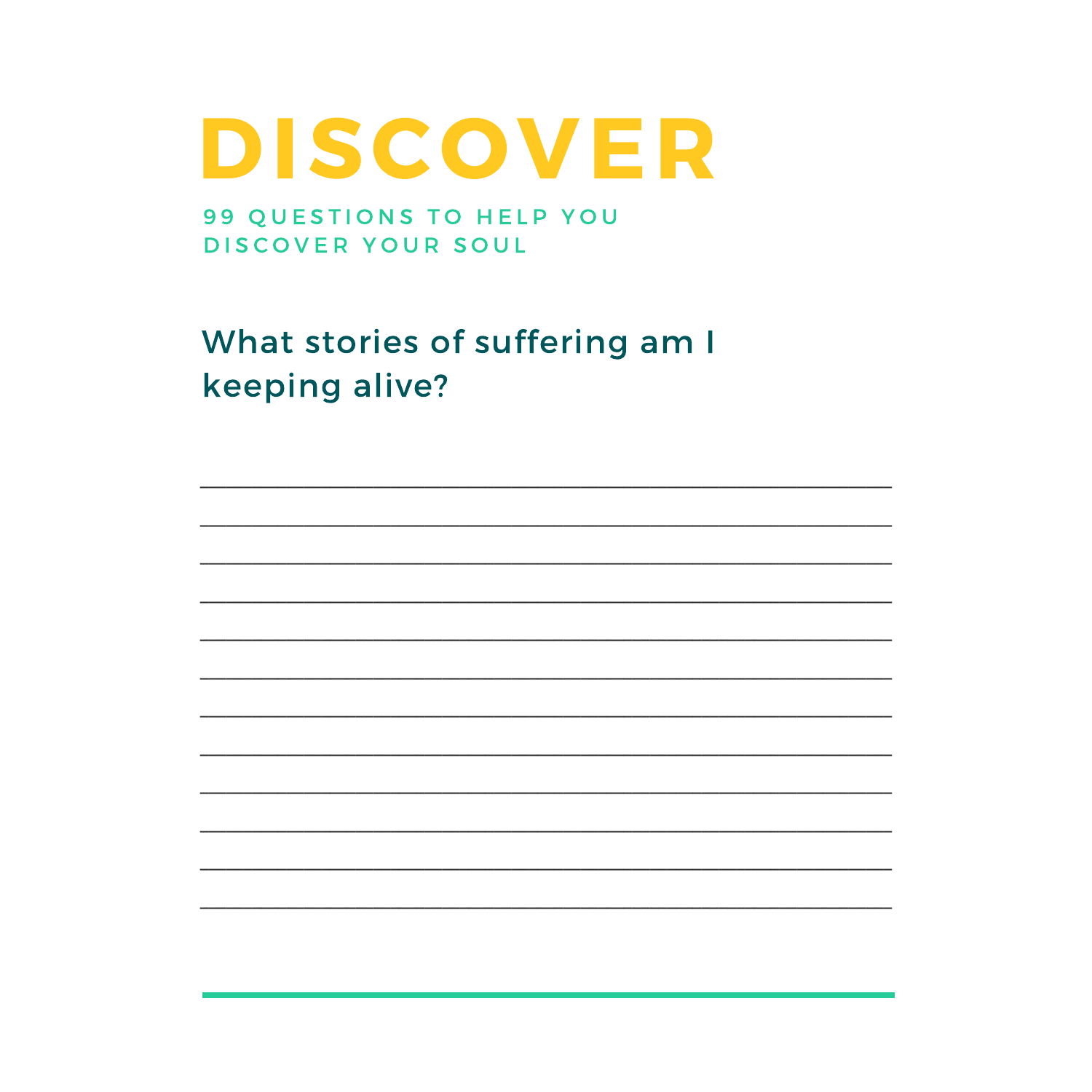# DISCOVER

99 QUESTIONS TO HELP YOU DISCOVER YOUR SOUL

## What stories of suffering am I keeping alive?

\_\_\_\_\_\_\_\_\_\_\_\_\_\_\_\_\_\_\_\_\_\_\_\_\_\_\_\_\_\_\_\_\_\_\_\_\_\_\_\_\_\_\_\_\_\_\_\_

\_\_\_\_\_\_\_\_\_\_\_\_\_\_\_\_\_\_\_\_\_\_\_\_\_\_\_\_\_\_\_\_\_\_\_\_\_\_\_\_\_\_\_\_\_\_\_\_

\_\_\_\_\_\_\_\_\_\_\_\_\_\_\_\_\_\_\_\_\_\_\_\_\_\_\_\_\_\_\_\_\_\_\_\_\_\_\_\_\_\_\_\_\_\_\_\_

\_\_\_\_\_\_\_\_\_\_\_\_\_\_\_\_\_\_\_\_\_\_\_\_\_\_\_\_\_\_\_\_\_\_\_\_\_\_\_\_\_\_\_\_\_\_\_\_

\_\_\_\_\_\_\_\_\_\_\_\_\_\_\_\_\_\_\_\_\_\_\_\_\_\_\_\_\_\_\_\_\_\_\_\_\_\_\_\_\_\_\_\_\_\_\_\_

\_\_\_\_\_\_\_\_\_\_\_\_\_\_\_\_\_\_\_\_\_\_\_\_\_\_\_\_\_\_\_\_\_\_\_\_\_\_\_\_\_\_\_\_\_\_\_\_

\_\_\_\_\_\_\_\_\_\_\_\_\_\_\_\_\_\_\_\_\_\_\_\_\_\_\_\_\_\_\_\_\_\_\_\_\_\_\_\_\_\_\_\_\_\_\_\_

\_\_\_\_\_\_\_\_\_\_\_\_\_\_\_\_\_\_\_\_\_\_\_\_\_\_\_\_\_\_\_\_\_\_\_\_\_\_\_\_\_\_\_\_\_\_\_\_

\_\_\_\_\_\_\_\_\_\_\_\_\_\_\_\_\_\_\_\_\_\_\_\_\_\_\_\_\_\_\_\_\_\_\_\_\_\_\_\_\_\_\_\_\_\_\_\_

\_\_\_\_\_\_\_\_\_\_\_\_\_\_\_\_\_\_\_\_\_\_\_\_\_\_\_\_\_\_\_\_\_\_\_\_\_\_\_\_\_\_\_\_\_\_\_\_

\_\_\_\_\_\_\_\_\_\_\_\_\_\_\_\_\_\_\_\_\_\_\_\_\_\_\_\_\_\_\_\_\_\_\_\_\_\_\_\_\_\_\_\_\_\_\_\_

\_\_\_\_\_\_\_\_\_\_\_\_\_\_\_\_\_\_\_\_\_\_\_\_\_\_\_\_\_\_\_\_\_\_\_\_\_\_\_\_\_\_\_\_\_\_\_\_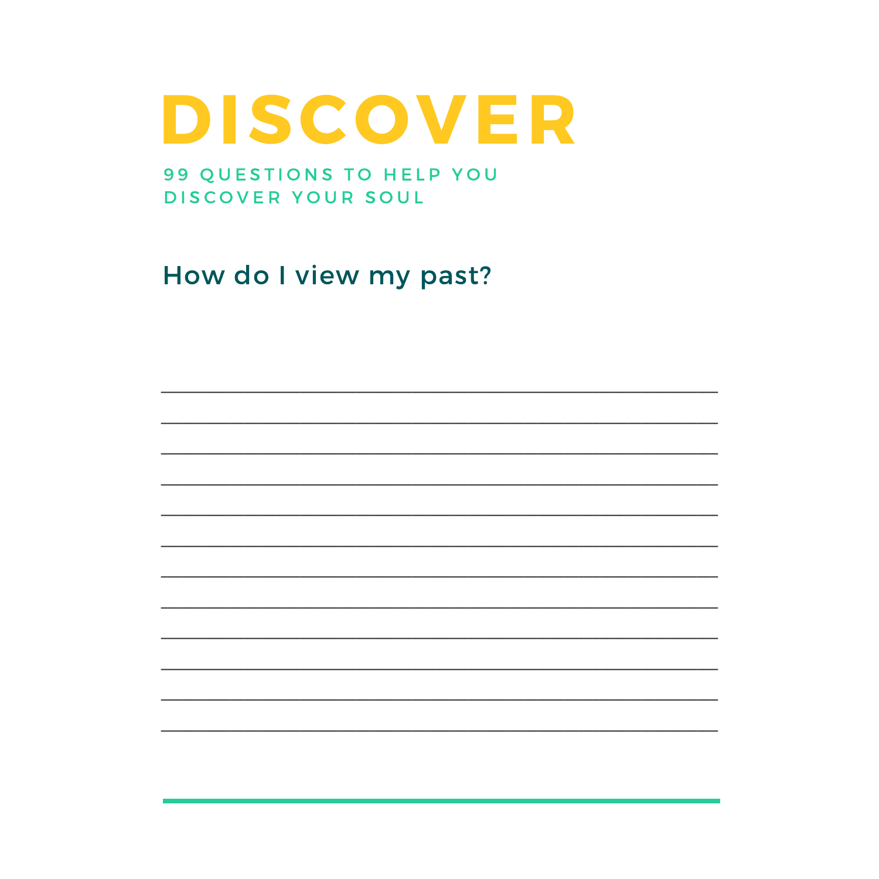# DISCOVER

99 QUESTIONS TO HELP YOU DISCOVER YOUR SOUL

## How do I view my past?

____________________________________________

____________________________________________

____________________________________________

____________________________________________

____________________________________________

____________________________________________

____________________________________________

____________________________________________

____________________________________________

____________________________________________

____________________________________________

____________________________________________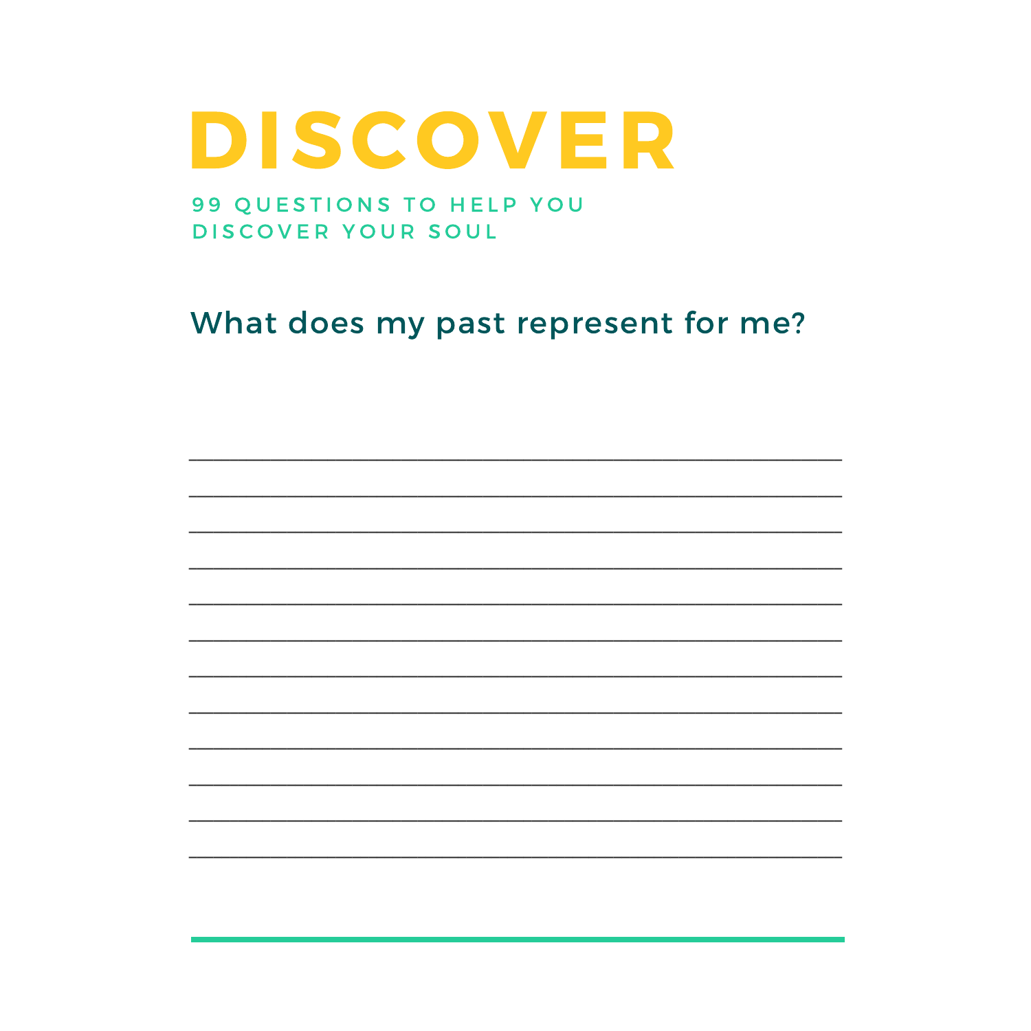# DISCOVER

99 QUESTIONS TO HELP YOU DISCOVER YOUR SOUL

## What does my past represent for me?

______________________________________________________________________

______________________________________________________________________

______________________________________________________________________

______________________________________________________________________

______________________________________________________________________

______________________________________________________________________

______________________________________________________________________

______________________________________________________________________

______________________________________________________________________

______________________________________________________________________

______________________________________________________________________

______________________________________________________________________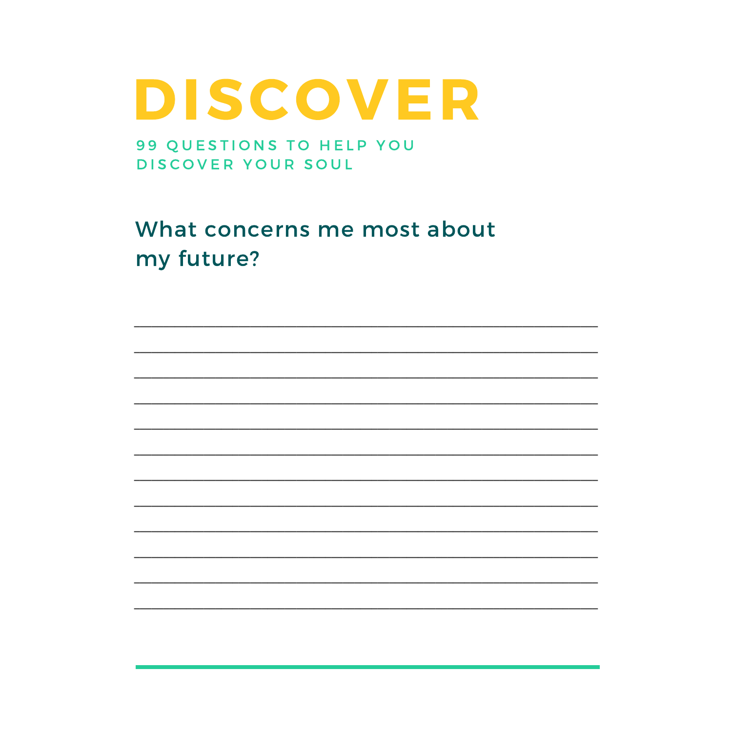# DISCOVER

99 QUESTIONS TO HELP YOU DISCOVER YOUR SOUL

## What concerns me most about my future?

______________________________________________

______________________________________________

______________________________________________

______________________________________________

______________________________________________

______________________________________________

______________________________________________

______________________________________________

______________________________________________

______________________________________________

______________________________________________

______________________________________________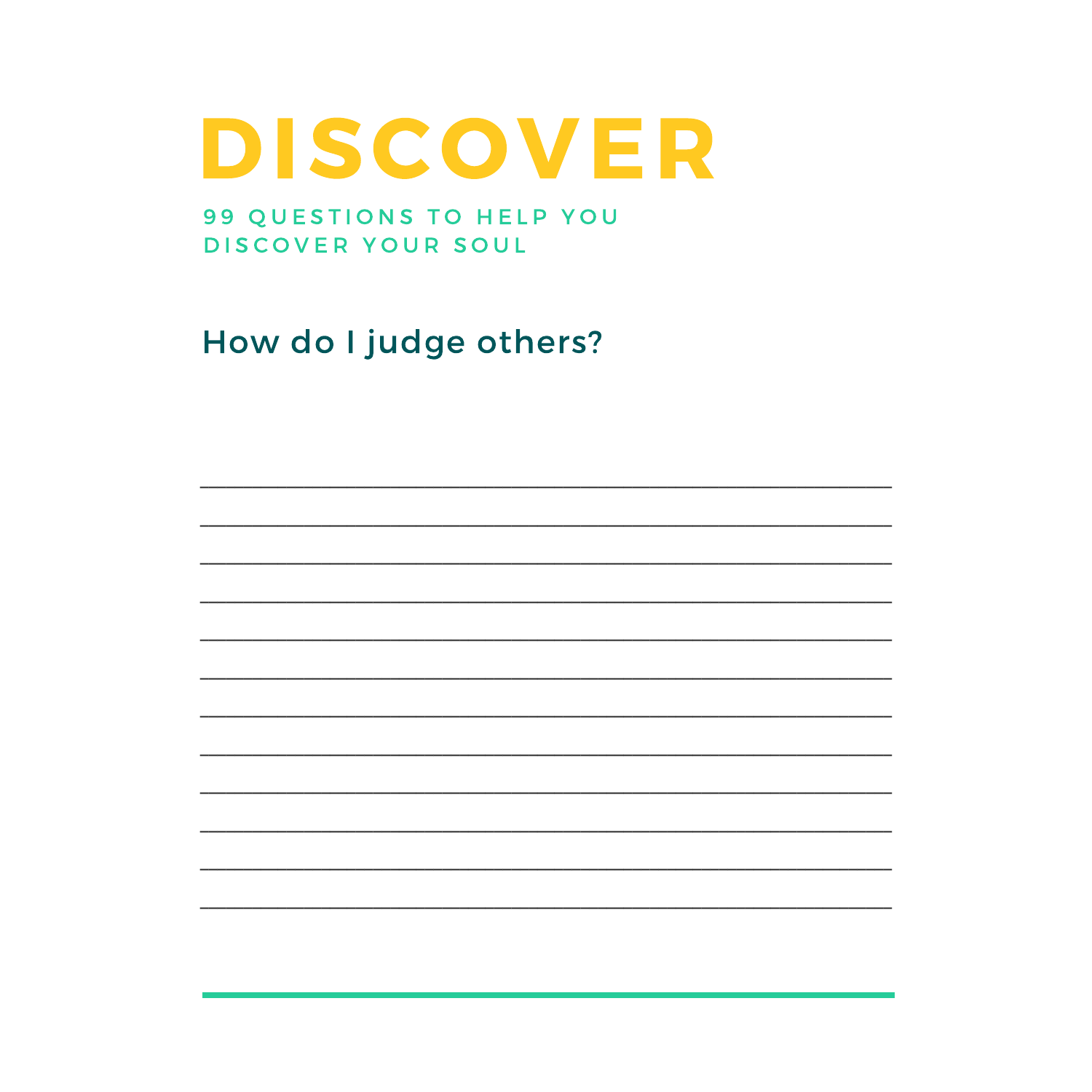# DISCOVER

## 99 QUESTIONS TO HELP YOU DISCOVER YOUR SOUL

### How do I judge others?

___________________________________________

___________________________________________

___________________________________________

___________________________________________

___________________________________________

___________________________________________

___________________________________________

___________________________________________

___________________________________________

___________________________________________

___________________________________________

___________________________________________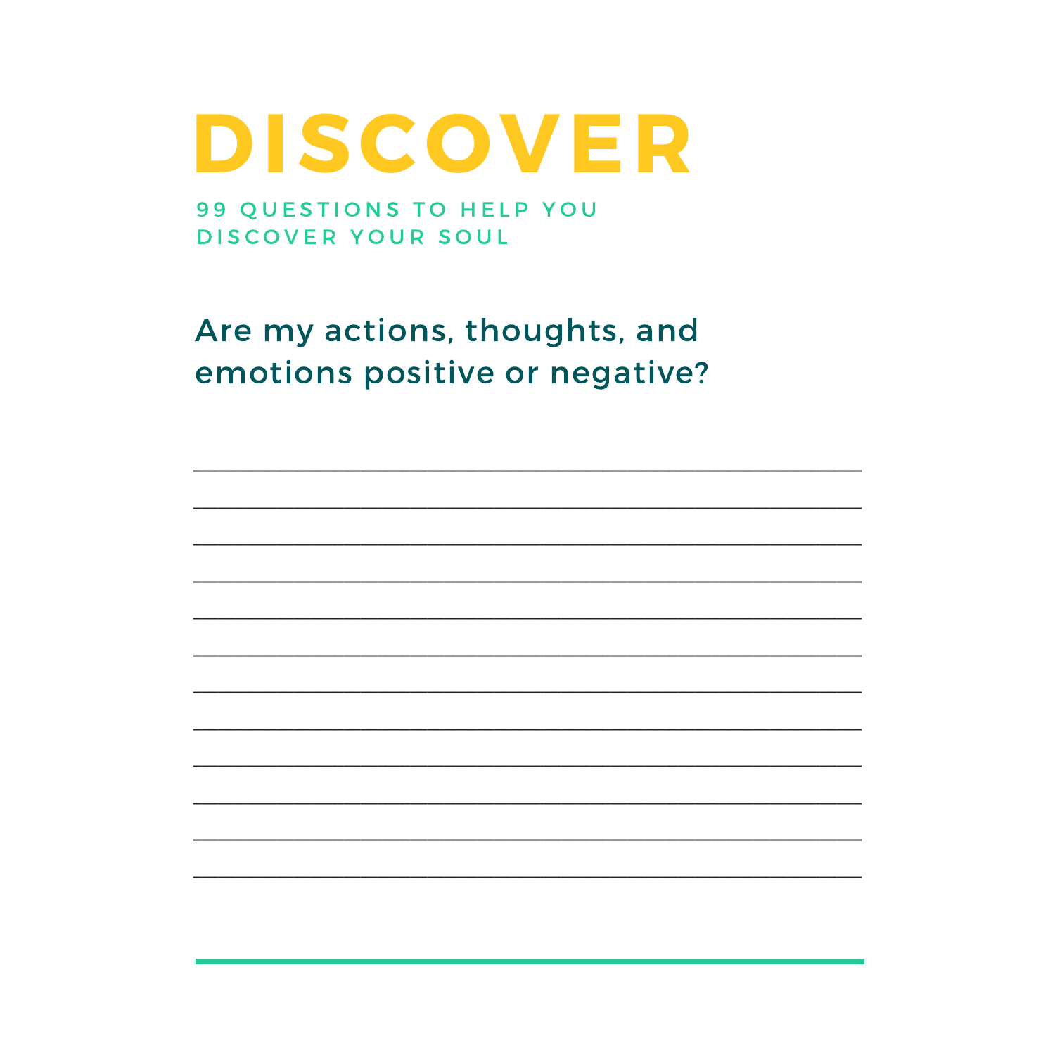# DISCOVER

99 QUESTIONS TO HELP YOU DISCOVER YOUR SOUL

## Are my actions, thoughts, and emotions positive or negative?

______________________________________________________________

______________________________________________________________

______________________________________________________________

______________________________________________________________

______________________________________________________________

______________________________________________________________

______________________________________________________________

______________________________________________________________

______________________________________________________________

______________________________________________________________

______________________________________________________________

______________________________________________________________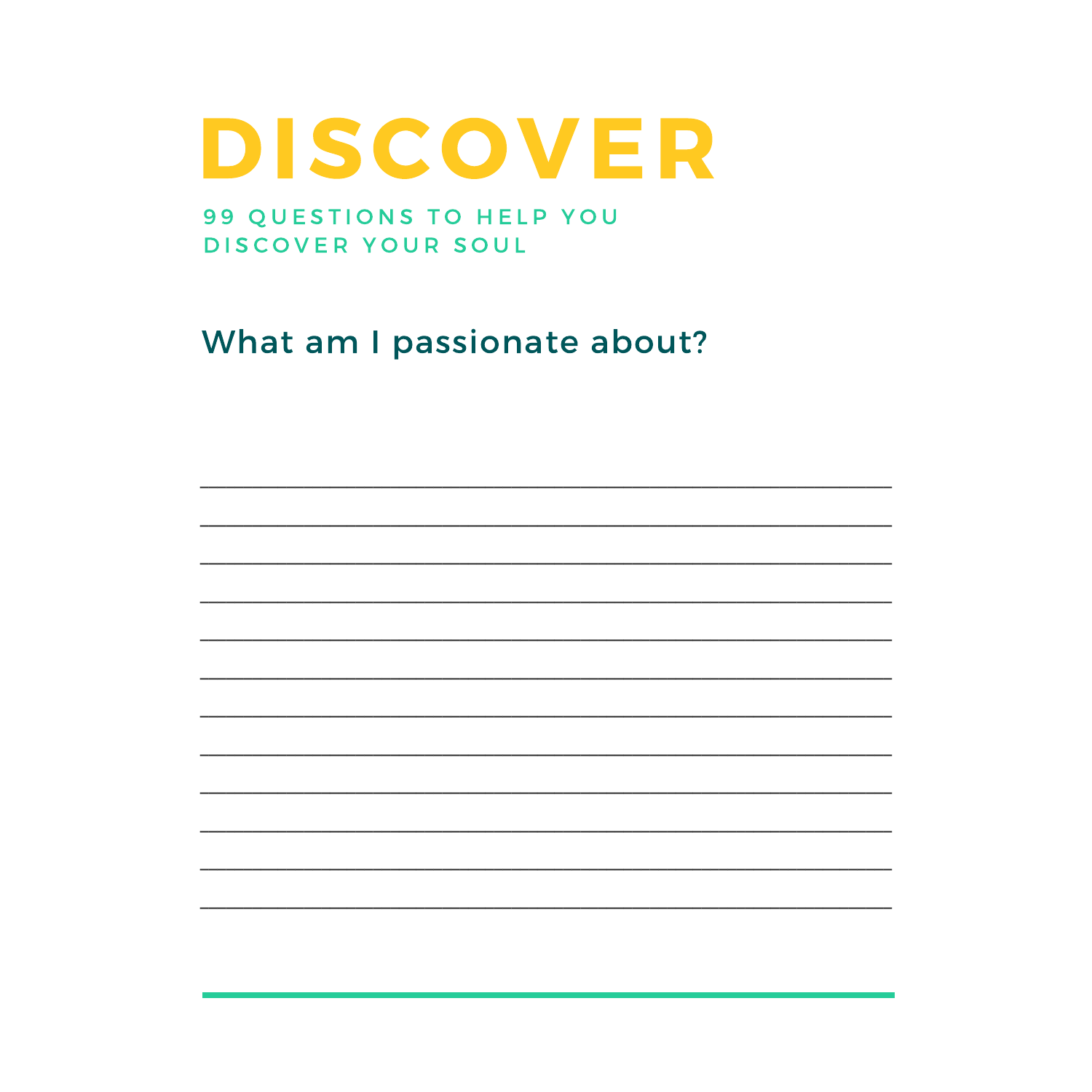# DISCOVER

99 QUESTIONS TO HELP YOU DISCOVER YOUR SOUL

## What am I passionate about?

____________________________________________________________

____________________________________________________________

____________________________________________________________

____________________________________________________________

____________________________________________________________

____________________________________________________________

____________________________________________________________

____________________________________________________________

____________________________________________________________

____________________________________________________________

____________________________________________________________

____________________________________________________________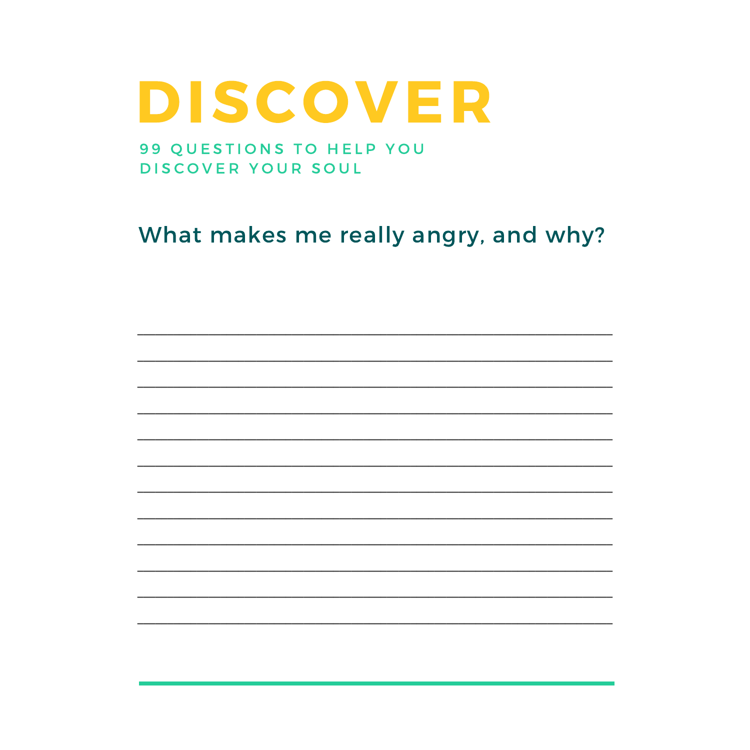# DISCOVER

99 QUESTIONS TO HELP YOU DISCOVER YOUR SOUL

## What makes me really angry, and why?

________________________________________________

________________________________________________

________________________________________________

________________________________________________

________________________________________________

________________________________________________

________________________________________________

________________________________________________

________________________________________________

________________________________________________

________________________________________________

________________________________________________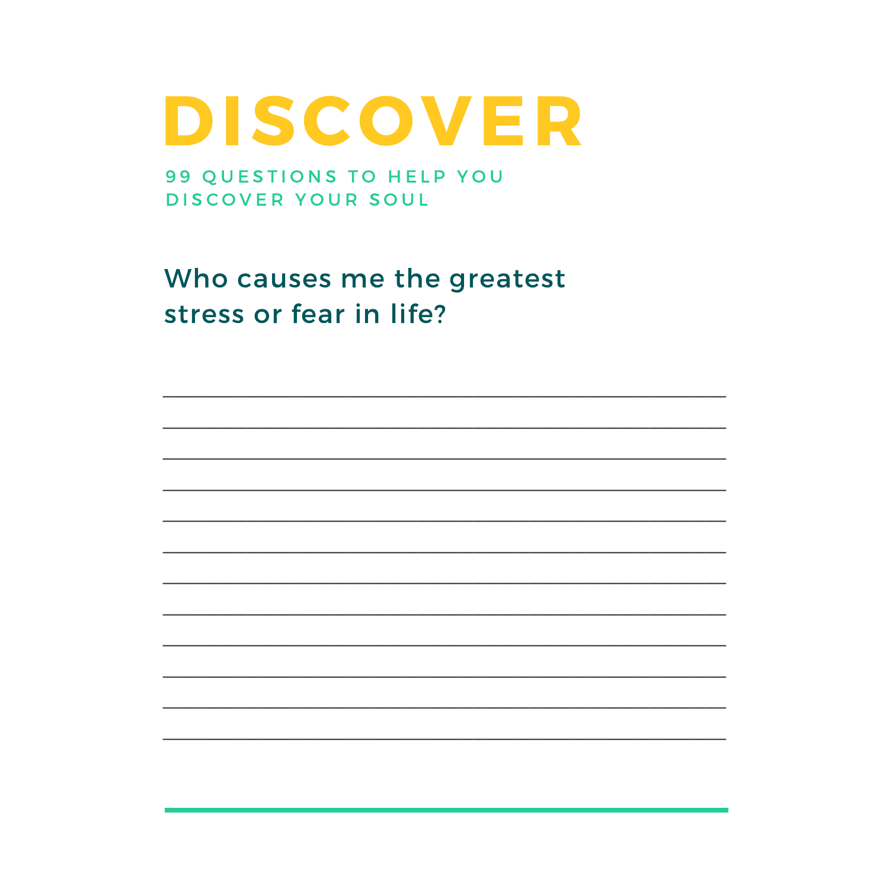# DISCOVER

99 QUESTIONS TO HELP YOU DISCOVER YOUR SOUL

## Who causes me the greatest stress or fear in life?

____________________________________________________________

____________________________________________________________

____________________________________________________________

____________________________________________________________

____________________________________________________________

____________________________________________________________

____________________________________________________________

____________________________________________________________

____________________________________________________________

____________________________________________________________

____________________________________________________________

____________________________________________________________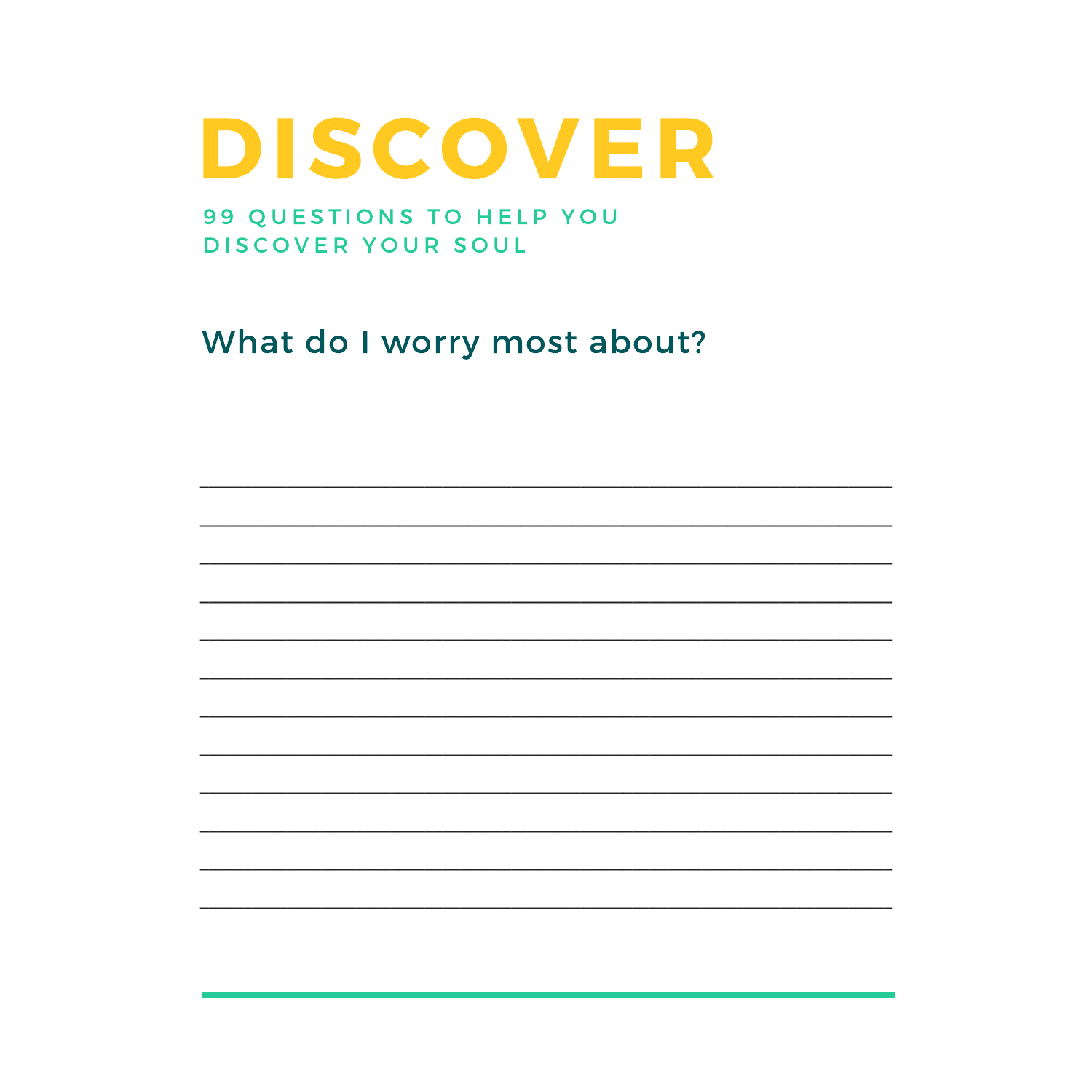# DISCOVER

99 QUESTIONS TO HELP YOU DISCOVER YOUR SOUL

## What do I worry most about?

______________________________________________________________________

______________________________________________________________________

______________________________________________________________________

______________________________________________________________________

______________________________________________________________________

______________________________________________________________________

______________________________________________________________________

______________________________________________________________________

______________________________________________________________________

______________________________________________________________________

______________________________________________________________________

______________________________________________________________________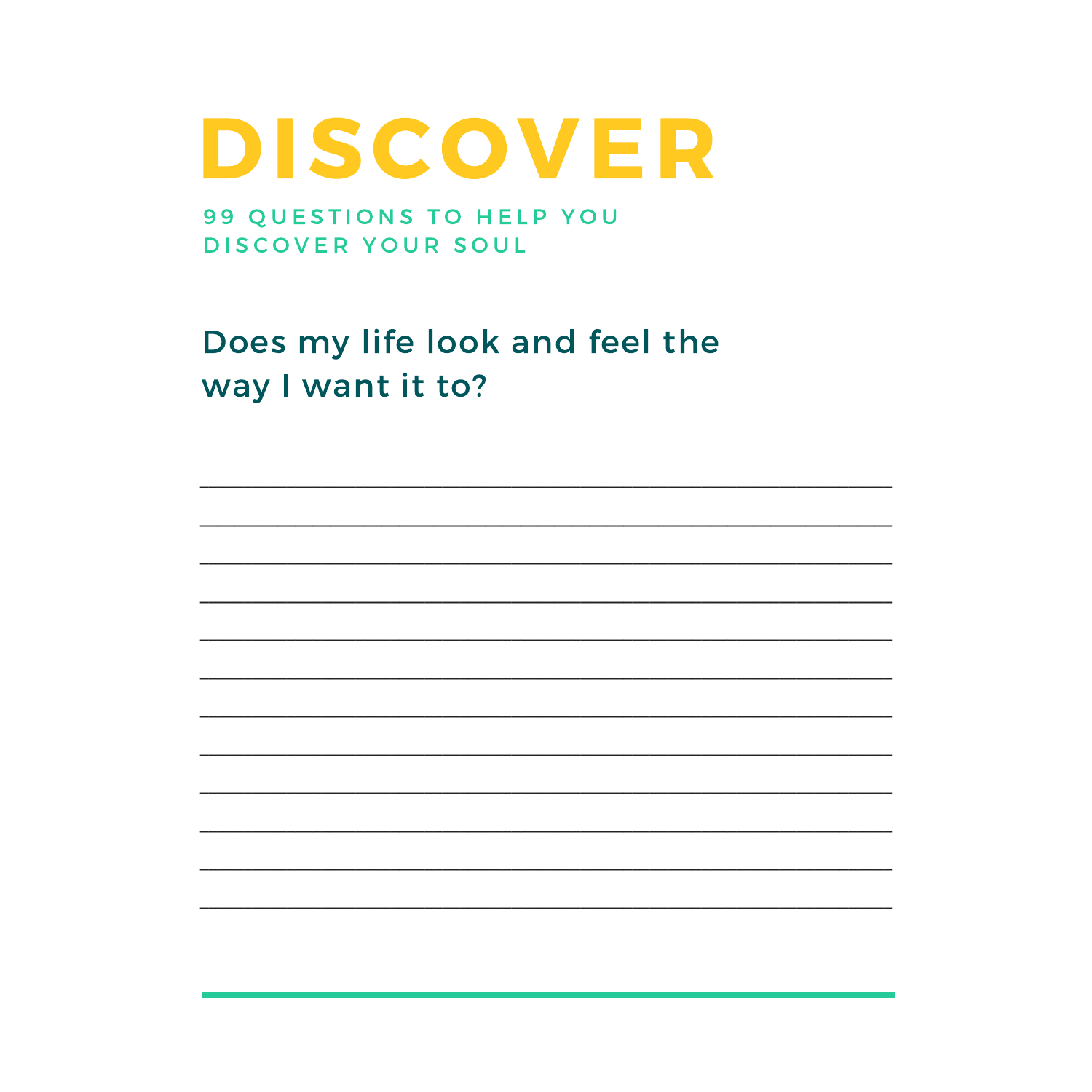# DISCOVER

99 QUESTIONS TO HELP YOU DISCOVER YOUR SOUL

## Does my life look and feel the way I want it to?

________________________________________________

________________________________________________

________________________________________________

________________________________________________

________________________________________________

________________________________________________

________________________________________________

________________________________________________

________________________________________________

________________________________________________

________________________________________________

________________________________________________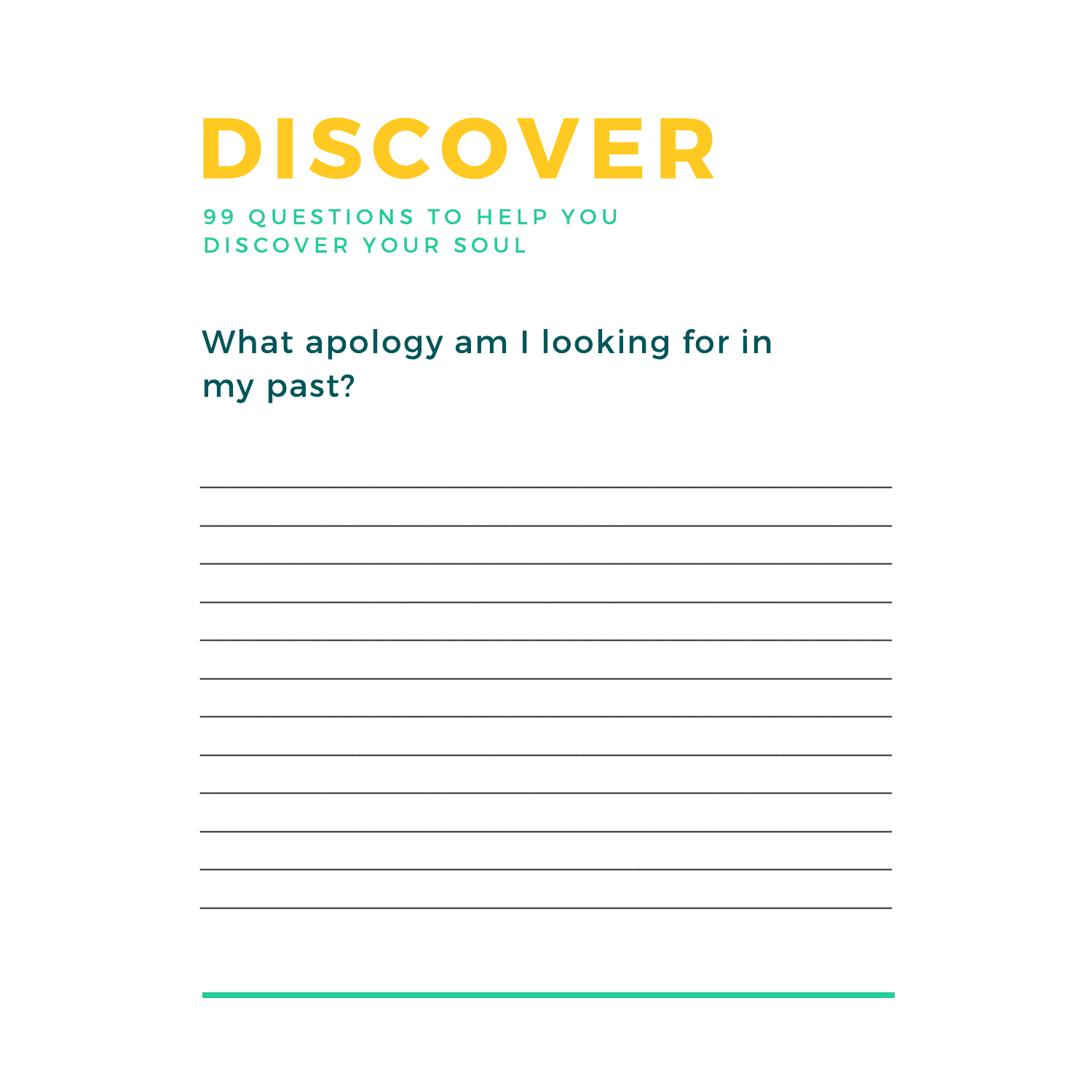# DISCOVER

99 QUESTIONS TO HELP YOU DISCOVER YOUR SOUL

## What apology am I looking for in my past?

______________________________________________________________________

______________________________________________________________________

______________________________________________________________________

______________________________________________________________________

______________________________________________________________________

______________________________________________________________________

______________________________________________________________________

______________________________________________________________________

______________________________________________________________________

______________________________________________________________________

______________________________________________________________________

______________________________________________________________________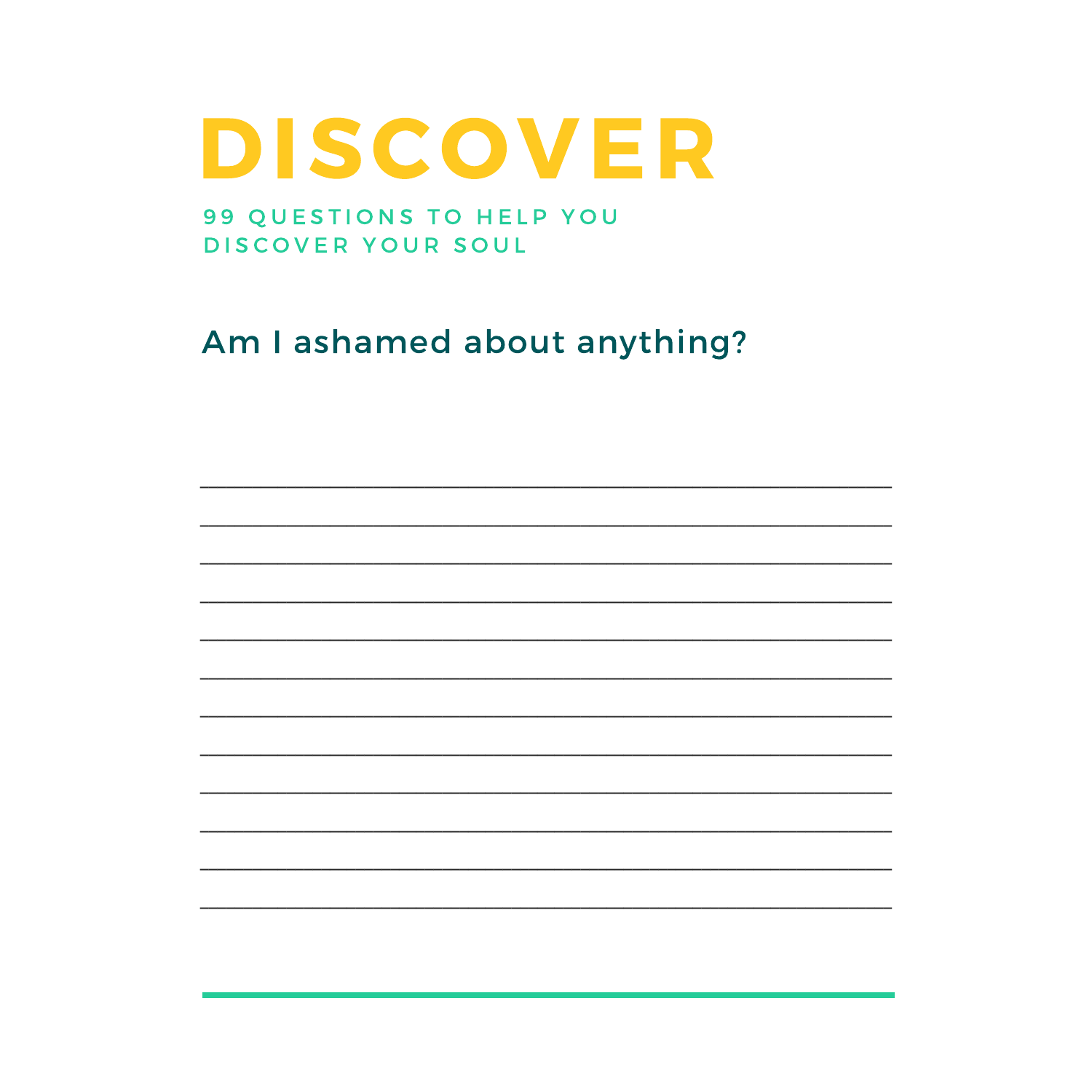# DISCOVER

99 QUESTIONS TO HELP YOU DISCOVER YOUR SOUL

## Am I ashamed about anything?

___________________________________________

___________________________________________

___________________________________________

___________________________________________

___________________________________________

___________________________________________

___________________________________________

___________________________________________

___________________________________________

___________________________________________

___________________________________________

___________________________________________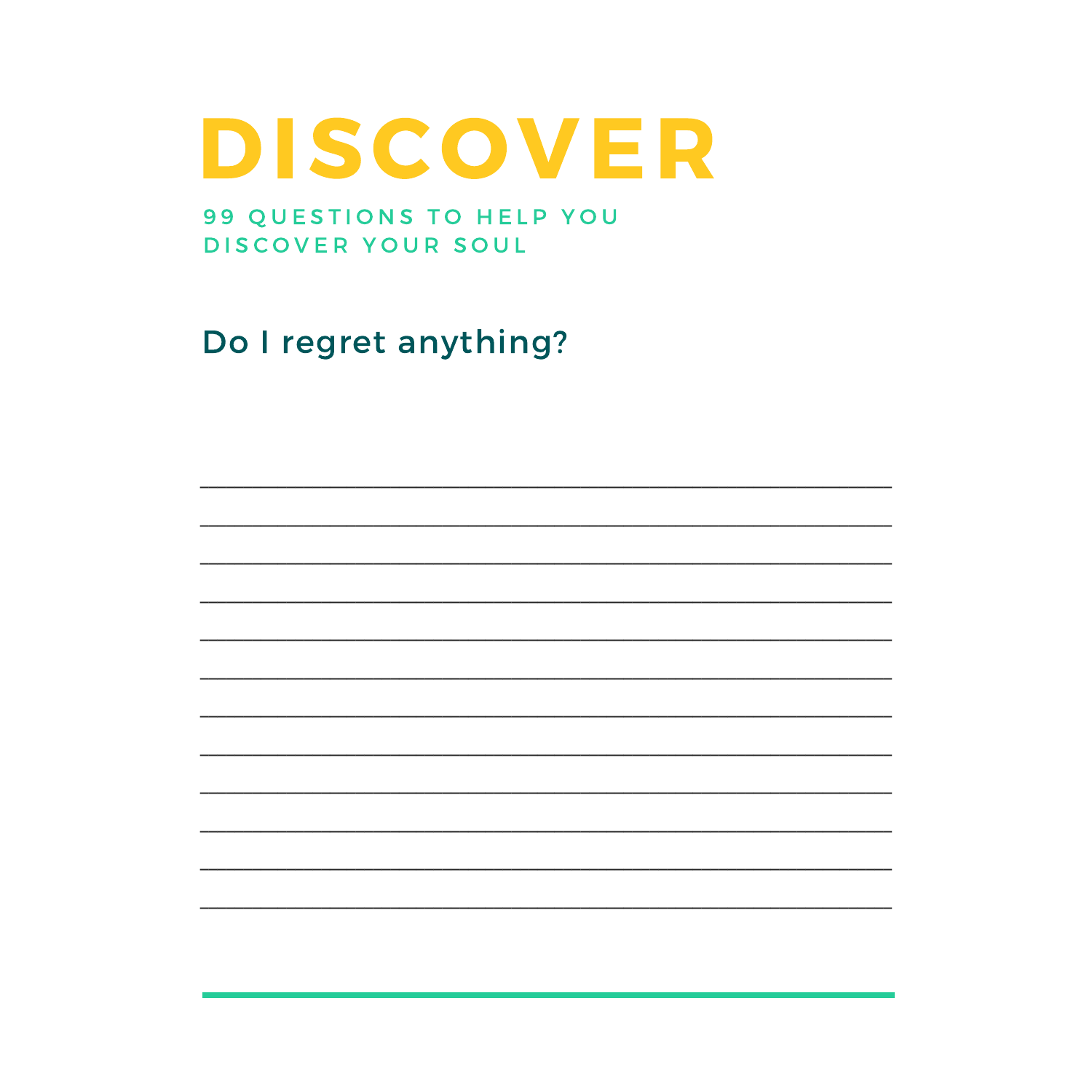# DISCOVER

99 QUESTIONS TO HELP YOU DISCOVER YOUR SOUL

## Do I regret anything?

___________________________________________

___________________________________________

___________________________________________

___________________________________________

___________________________________________

___________________________________________

___________________________________________

___________________________________________

___________________________________________

___________________________________________

___________________________________________

___________________________________________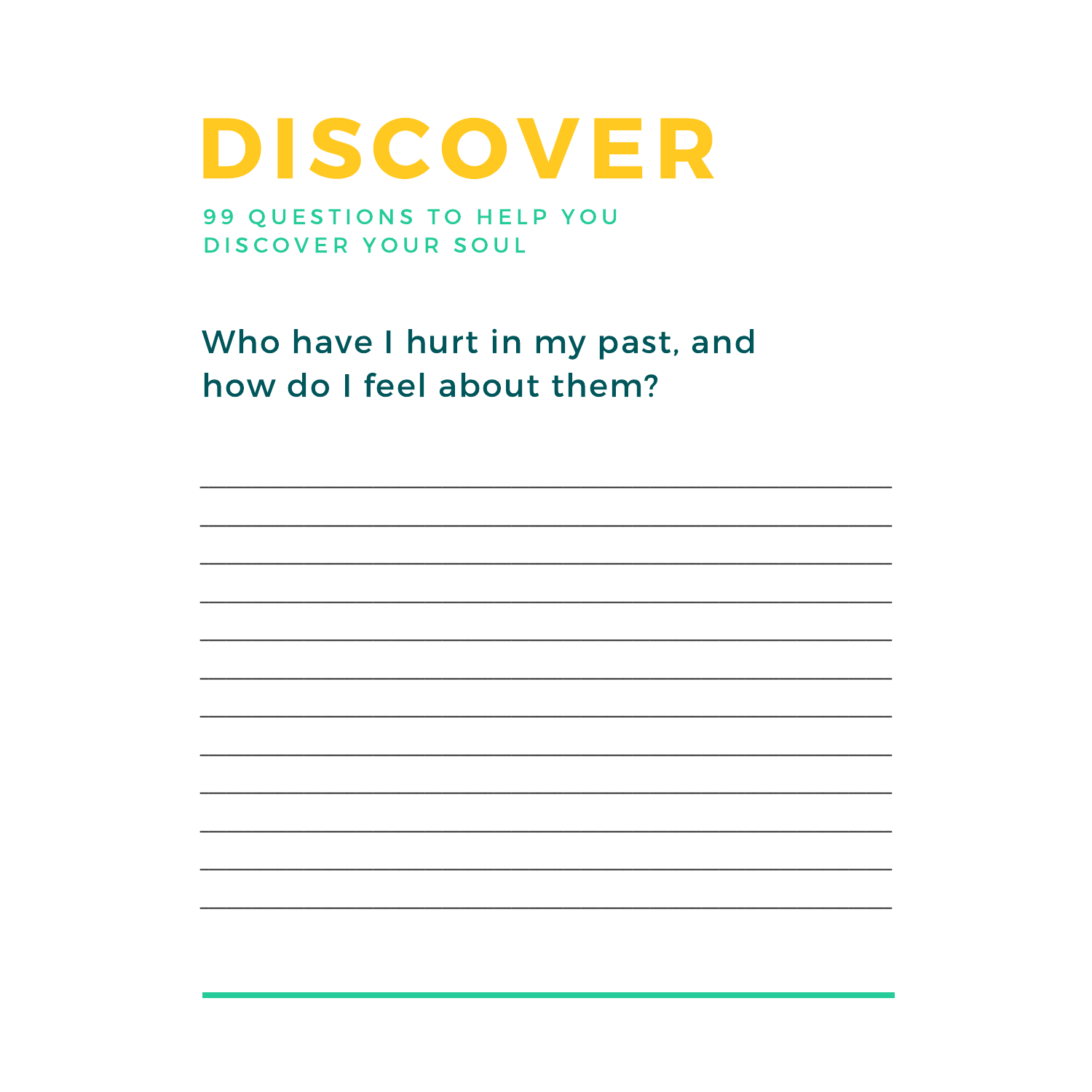# DISCOVER

99 QUESTIONS TO HELP YOU DISCOVER YOUR SOUL

## Who have I hurt in my past, and how do I feel about them?

____________________________________________________________

____________________________________________________________

____________________________________________________________

____________________________________________________________

____________________________________________________________

____________________________________________________________

____________________________________________________________

____________________________________________________________

____________________________________________________________

____________________________________________________________

____________________________________________________________

____________________________________________________________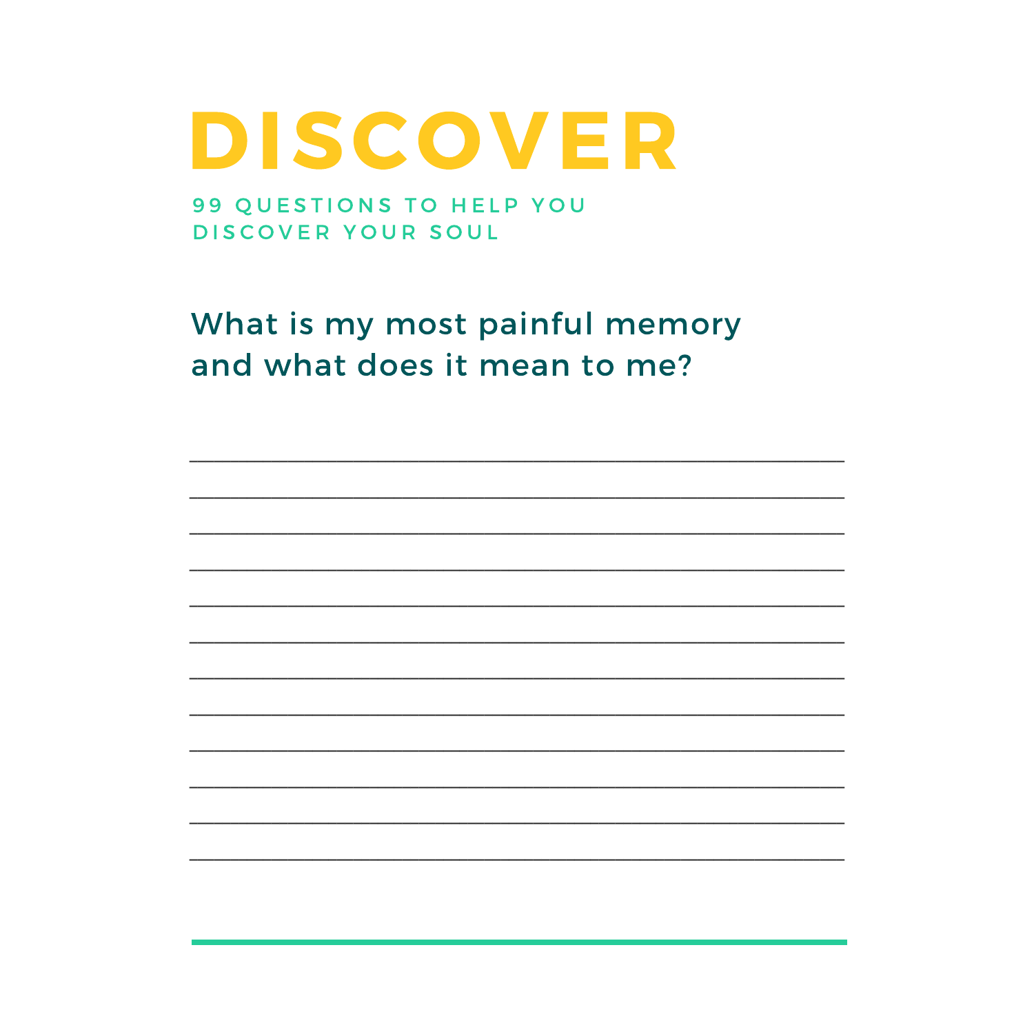# DISCOVER

99 QUESTIONS TO HELP YOU DISCOVER YOUR SOUL

## What is my most painful memory and what does it mean to me?

______________________________________________

______________________________________________

______________________________________________

______________________________________________

______________________________________________

______________________________________________

______________________________________________

______________________________________________

______________________________________________

______________________________________________

______________________________________________

______________________________________________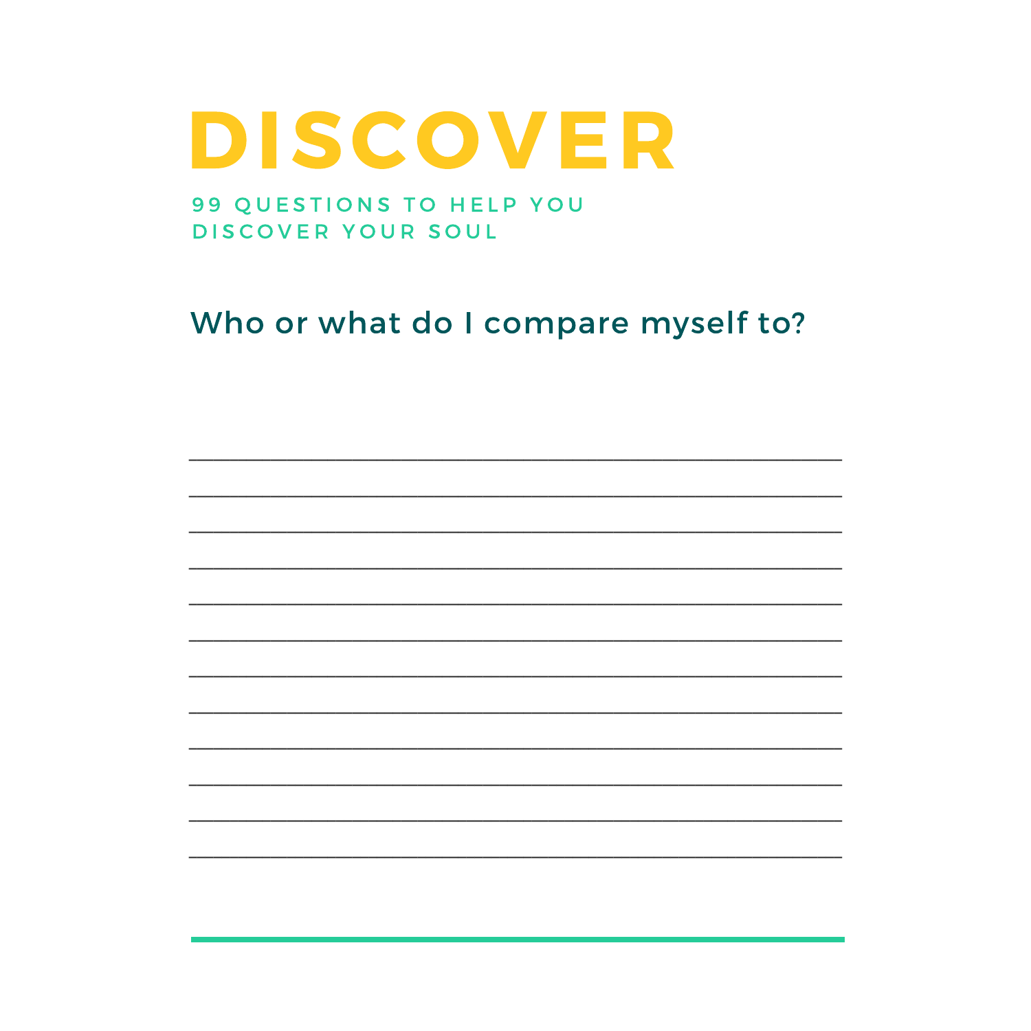# DISCOVER

99 QUESTIONS TO HELP YOU DISCOVER YOUR SOUL

## Who or what do I compare myself to?

________________________________________________________________

________________________________________________________________

________________________________________________________________

________________________________________________________________

________________________________________________________________

________________________________________________________________

________________________________________________________________

________________________________________________________________

________________________________________________________________

________________________________________________________________

________________________________________________________________

________________________________________________________________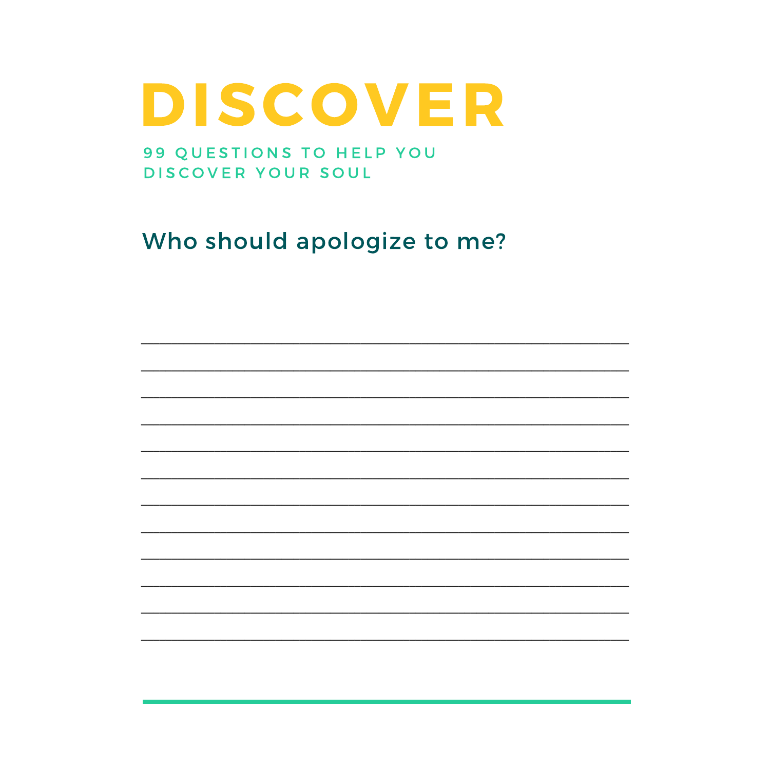# DISCOVER

99 QUESTIONS TO HELP YOU DISCOVER YOUR SOUL

## Who should apologize to me?

______________________________________________________________

______________________________________________________________

______________________________________________________________

______________________________________________________________

______________________________________________________________

______________________________________________________________

______________________________________________________________

______________________________________________________________

______________________________________________________________

______________________________________________________________

______________________________________________________________

______________________________________________________________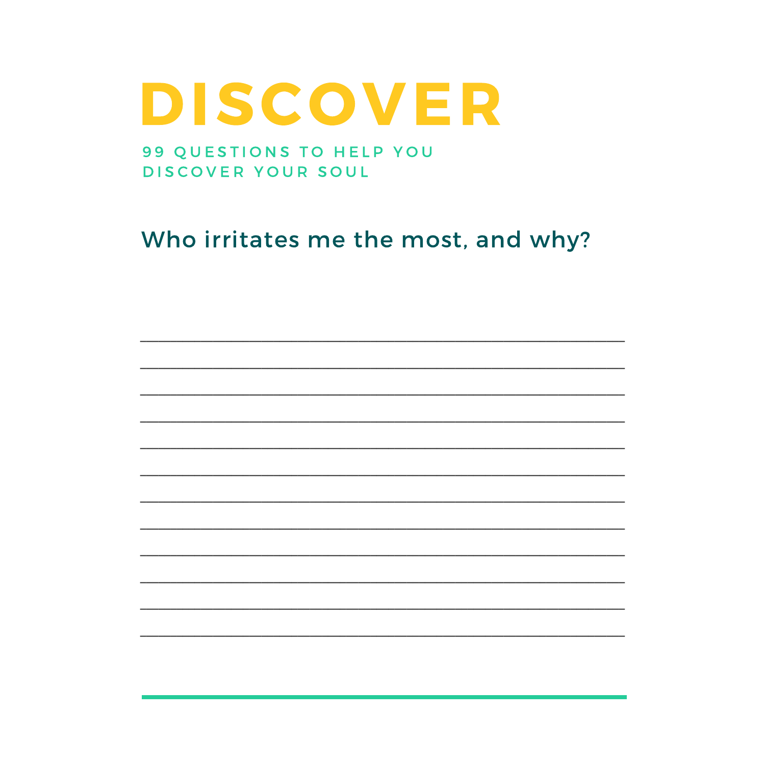# DISCOVER

99 QUESTIONS TO HELP YOU DISCOVER YOUR SOUL

## Who irritates me the most, and why?

\_\_\_\_\_\_\_\_\_\_\_\_\_\_\_\_\_\_\_\_\_\_\_\_\_\_\_\_\_\_\_\_\_\_\_\_\_\_\_\_\_\_\_\_\_\_\_\_\_\_\_\_

\_\_\_\_\_\_\_\_\_\_\_\_\_\_\_\_\_\_\_\_\_\_\_\_\_\_\_\_\_\_\_\_\_\_\_\_\_\_\_\_\_\_\_\_\_\_\_\_\_\_\_\_

\_\_\_\_\_\_\_\_\_\_\_\_\_\_\_\_\_\_\_\_\_\_\_\_\_\_\_\_\_\_\_\_\_\_\_\_\_\_\_\_\_\_\_\_\_\_\_\_\_\_\_\_

\_\_\_\_\_\_\_\_\_\_\_\_\_\_\_\_\_\_\_\_\_\_\_\_\_\_\_\_\_\_\_\_\_\_\_\_\_\_\_\_\_\_\_\_\_\_\_\_\_\_\_\_

\_\_\_\_\_\_\_\_\_\_\_\_\_\_\_\_\_\_\_\_\_\_\_\_\_\_\_\_\_\_\_\_\_\_\_\_\_\_\_\_\_\_\_\_\_\_\_\_\_\_\_\_

\_\_\_\_\_\_\_\_\_\_\_\_\_\_\_\_\_\_\_\_\_\_\_\_\_\_\_\_\_\_\_\_\_\_\_\_\_\_\_\_\_\_\_\_\_\_\_\_\_\_\_\_

\_\_\_\_\_\_\_\_\_\_\_\_\_\_\_\_\_\_\_\_\_\_\_\_\_\_\_\_\_\_\_\_\_\_\_\_\_\_\_\_\_\_\_\_\_\_\_\_\_\_\_\_

\_\_\_\_\_\_\_\_\_\_\_\_\_\_\_\_\_\_\_\_\_\_\_\_\_\_\_\_\_\_\_\_\_\_\_\_\_\_\_\_\_\_\_\_\_\_\_\_\_\_\_\_

\_\_\_\_\_\_\_\_\_\_\_\_\_\_\_\_\_\_\_\_\_\_\_\_\_\_\_\_\_\_\_\_\_\_\_\_\_\_\_\_\_\_\_\_\_\_\_\_\_\_\_\_

\_\_\_\_\_\_\_\_\_\_\_\_\_\_\_\_\_\_\_\_\_\_\_\_\_\_\_\_\_\_\_\_\_\_\_\_\_\_\_\_\_\_\_\_\_\_\_\_\_\_\_\_

\_\_\_\_\_\_\_\_\_\_\_\_\_\_\_\_\_\_\_\_\_\_\_\_\_\_\_\_\_\_\_\_\_\_\_\_\_\_\_\_\_\_\_\_\_\_\_\_\_\_\_\_

\_\_\_\_\_\_\_\_\_\_\_\_\_\_\_\_\_\_\_\_\_\_\_\_\_\_\_\_\_\_\_\_\_\_\_\_\_\_\_\_\_\_\_\_\_\_\_\_\_\_\_\_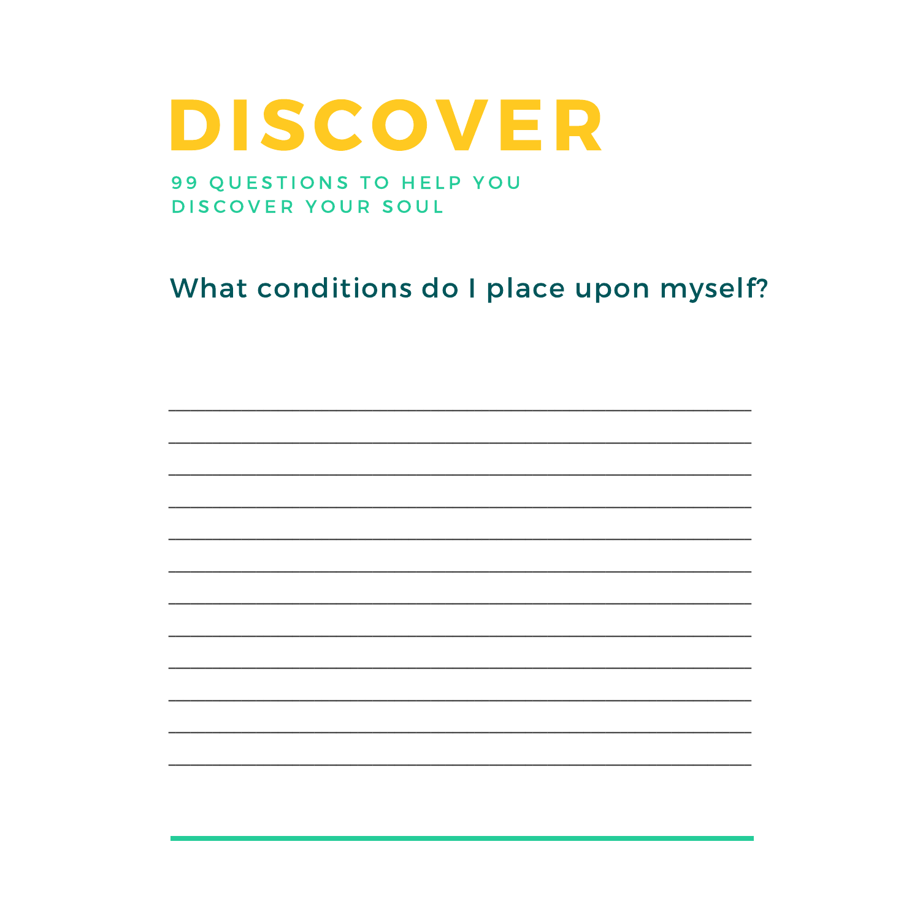# DISCOVER

99 QUESTIONS TO HELP YOU DISCOVER YOUR SOUL

## What conditions do I place upon myself?

_______________________________________________

_______________________________________________

_______________________________________________

_______________________________________________

_______________________________________________

_______________________________________________

_______________________________________________

_______________________________________________

_______________________________________________

_______________________________________________

_______________________________________________

_______________________________________________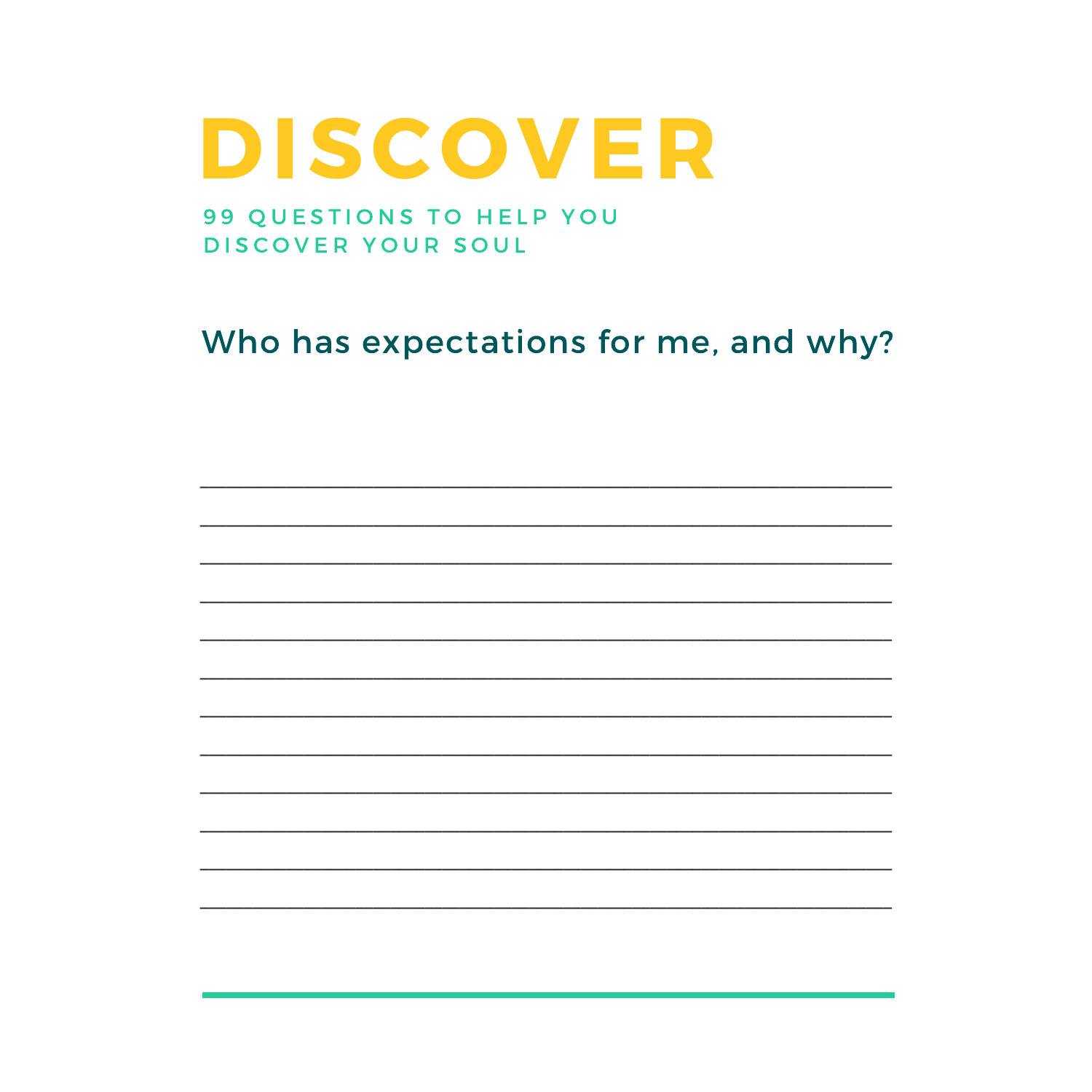# DISCOVER

99 QUESTIONS TO HELP YOU DISCOVER YOUR SOUL

## Who has expectations for me, and why?

____________________________________________________________

____________________________________________________________

____________________________________________________________

____________________________________________________________

____________________________________________________________

____________________________________________________________

____________________________________________________________

____________________________________________________________

____________________________________________________________

____________________________________________________________

____________________________________________________________

____________________________________________________________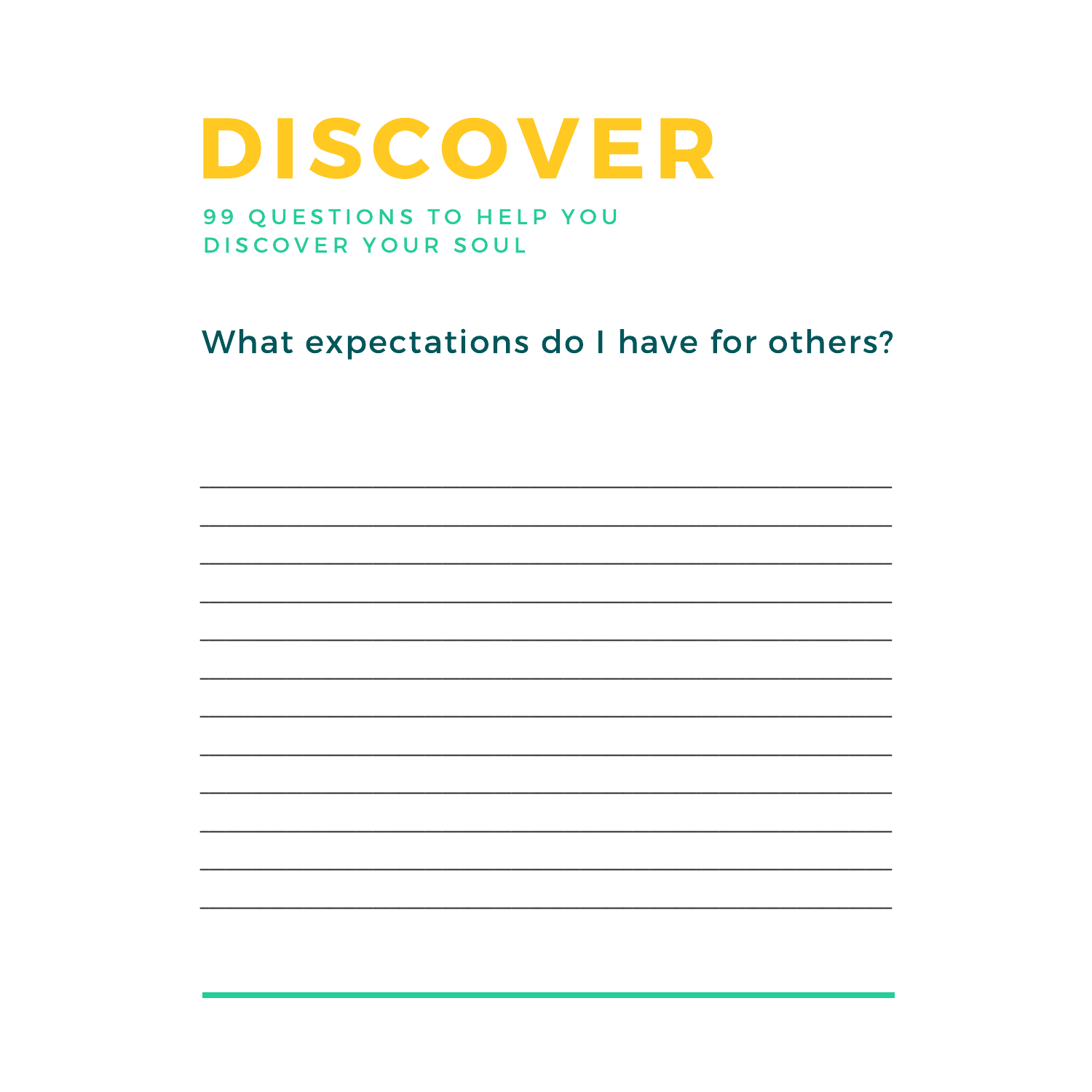# DISCOVER

99 QUESTIONS TO HELP YOU DISCOVER YOUR SOUL

## What expectations do I have for others?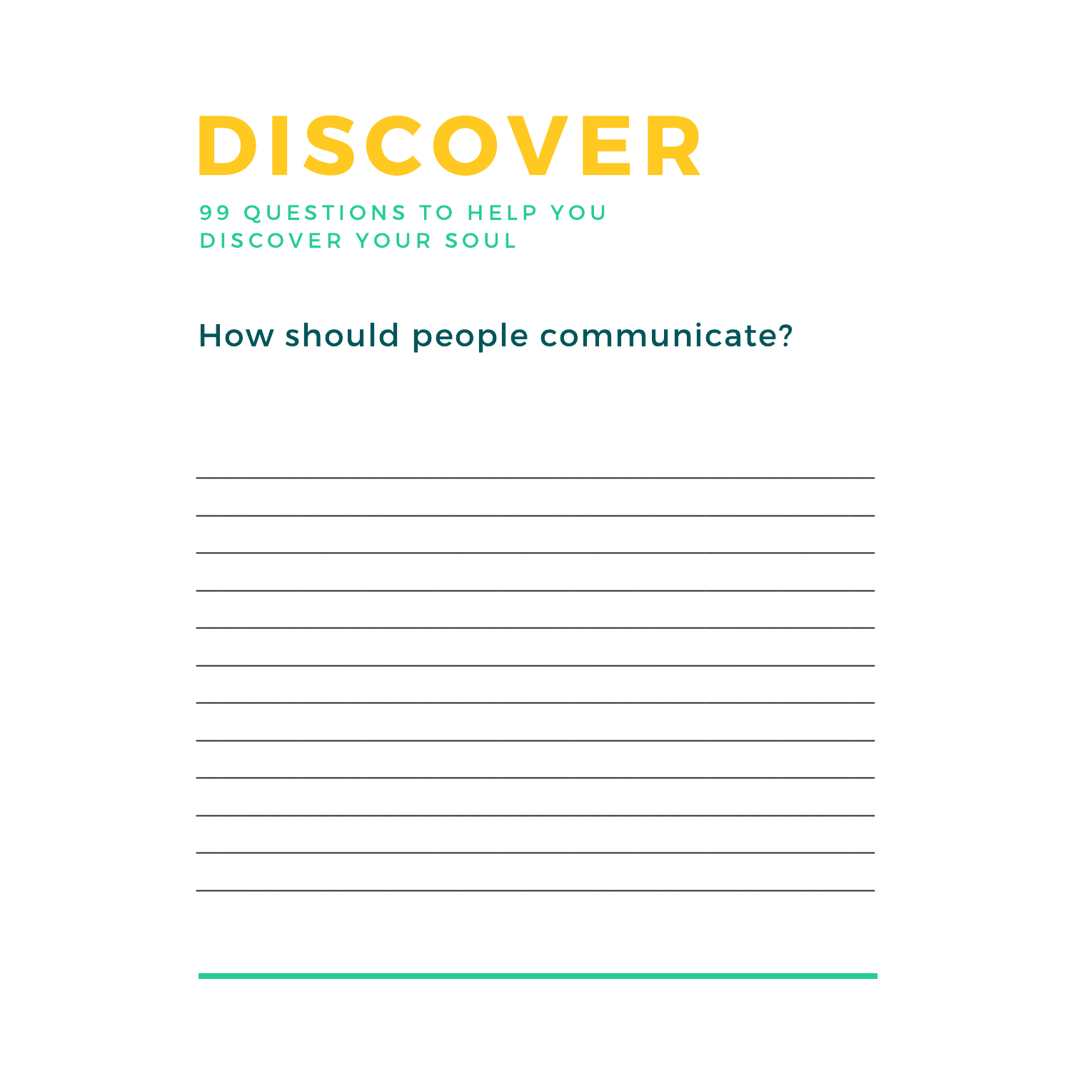# DISCOVER

99 QUESTIONS TO HELP YOU DISCOVER YOUR SOUL

## How should people communicate?

____________________________________________________________
____________________________________________________________
____________________________________________________________
____________________________________________________________
____________________________________________________________
____________________________________________________________
____________________________________________________________
____________________________________________________________
____________________________________________________________
____________________________________________________________
____________________________________________________________
____________________________________________________________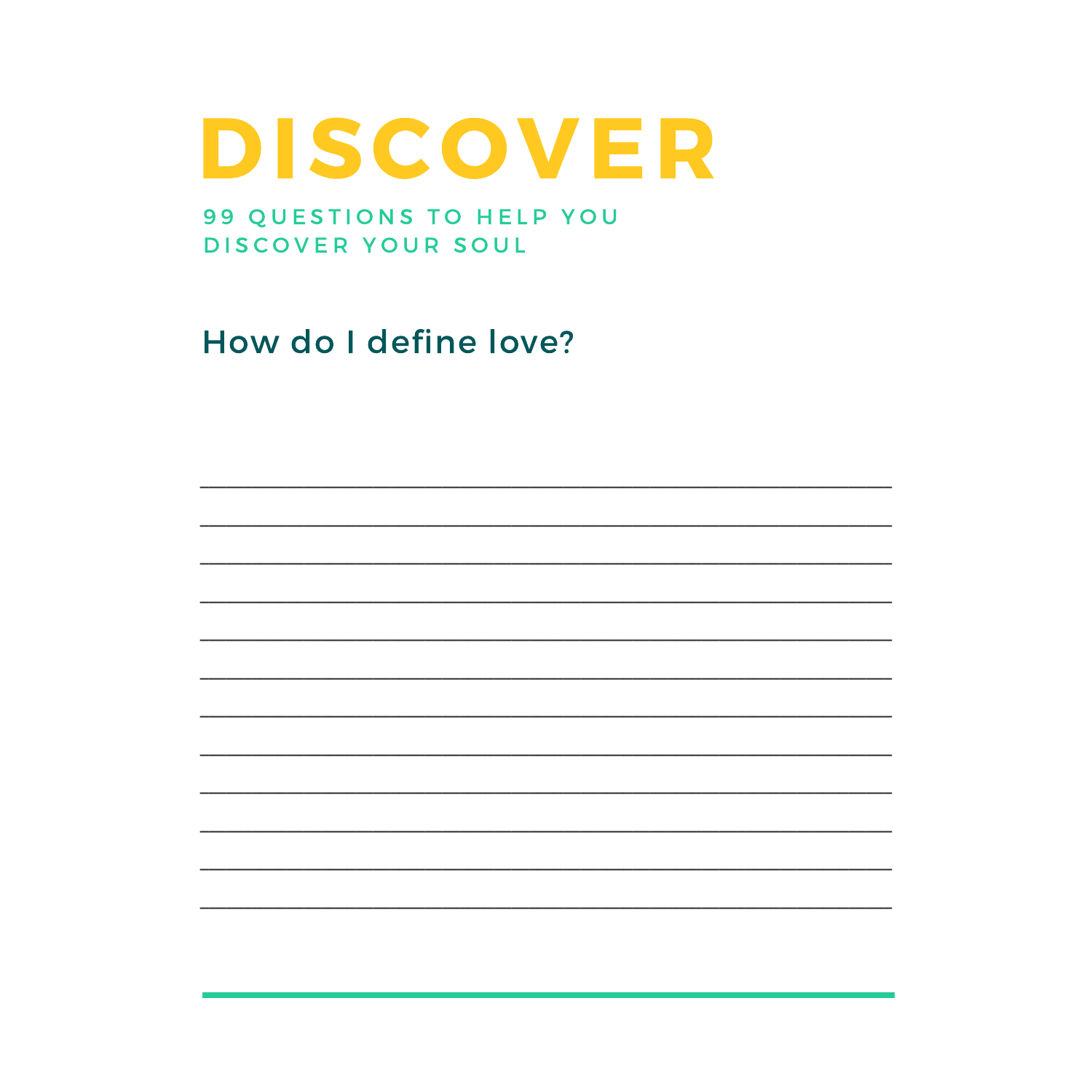# DISCOVER

99 QUESTIONS TO HELP YOU DISCOVER YOUR SOUL

## How do I define love?

___________________________________________________________

___________________________________________________________

___________________________________________________________

___________________________________________________________

___________________________________________________________

___________________________________________________________

___________________________________________________________

___________________________________________________________

___________________________________________________________

___________________________________________________________

___________________________________________________________

___________________________________________________________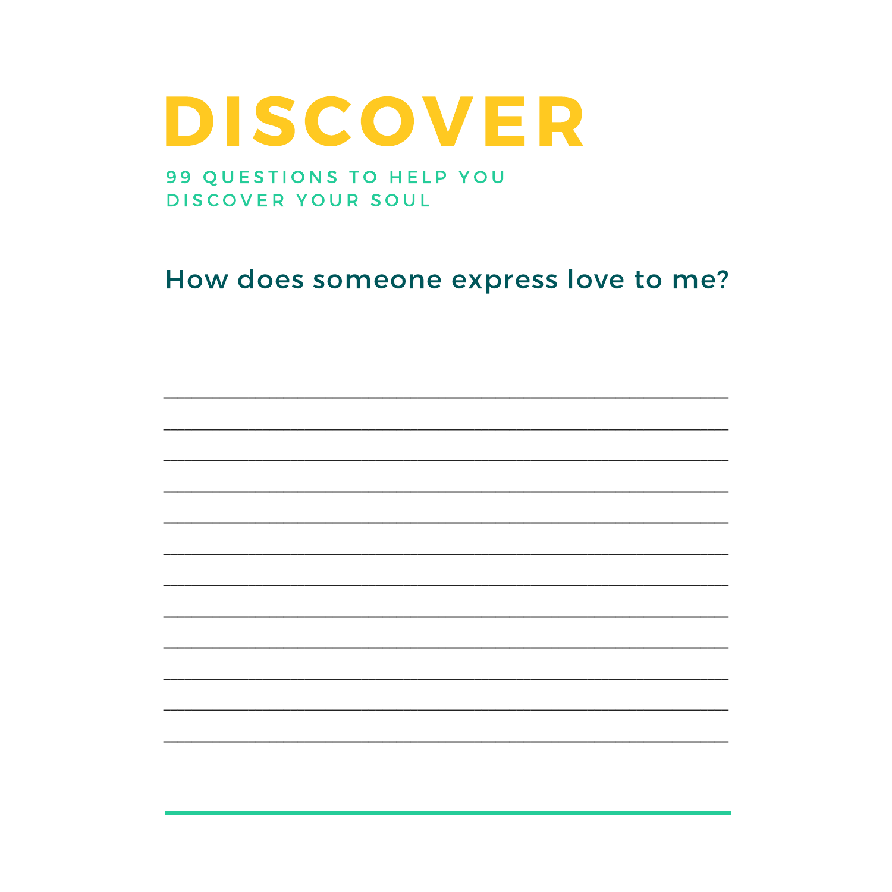# DISCOVER

99 QUESTIONS TO HELP YOU DISCOVER YOUR SOUL

## How does someone express love to me?

______________________________________________________________

______________________________________________________________

______________________________________________________________

______________________________________________________________

______________________________________________________________

______________________________________________________________

______________________________________________________________

______________________________________________________________

______________________________________________________________

______________________________________________________________

______________________________________________________________

______________________________________________________________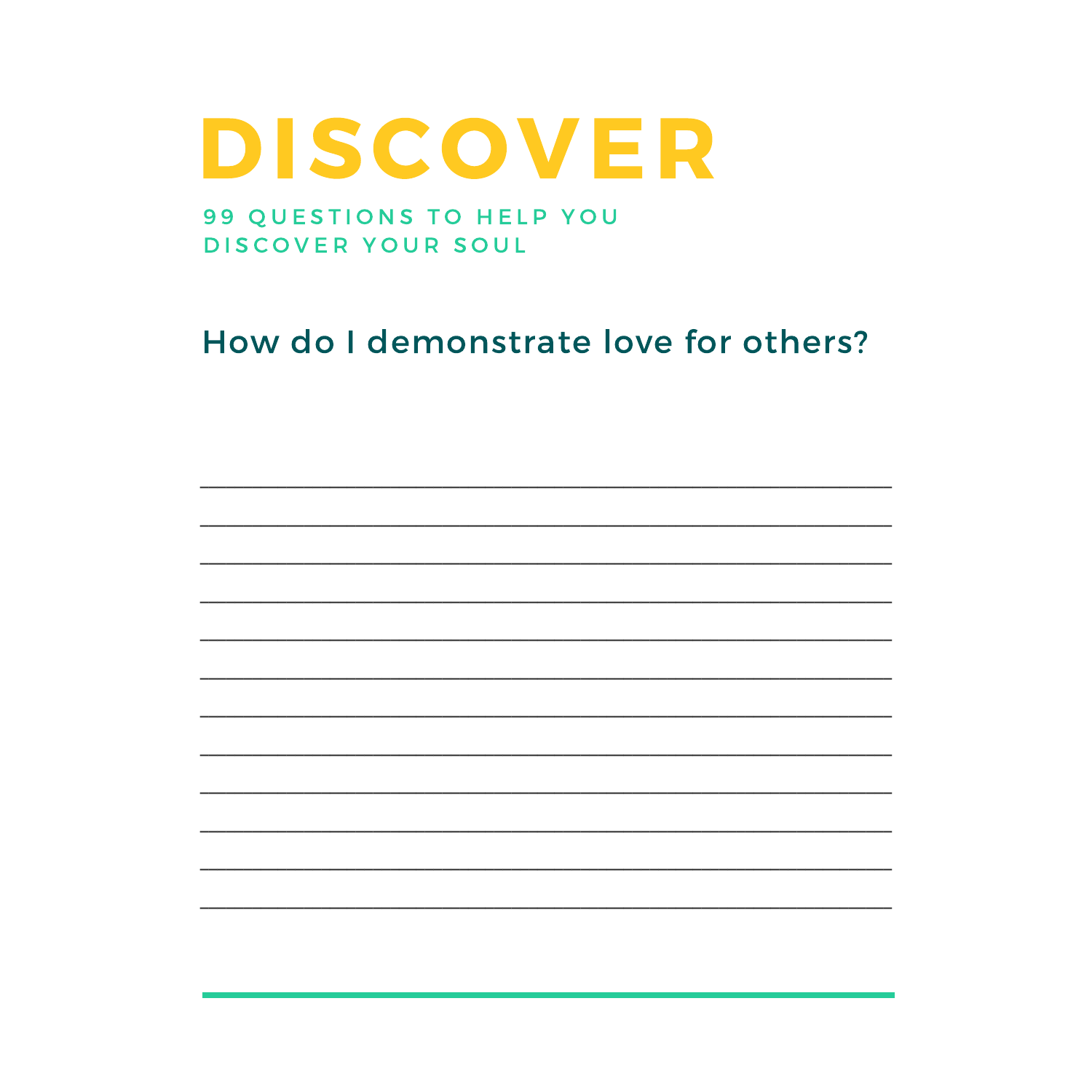# DISCOVER

99 QUESTIONS TO HELP YOU DISCOVER YOUR SOUL

## How do I demonstrate love for others?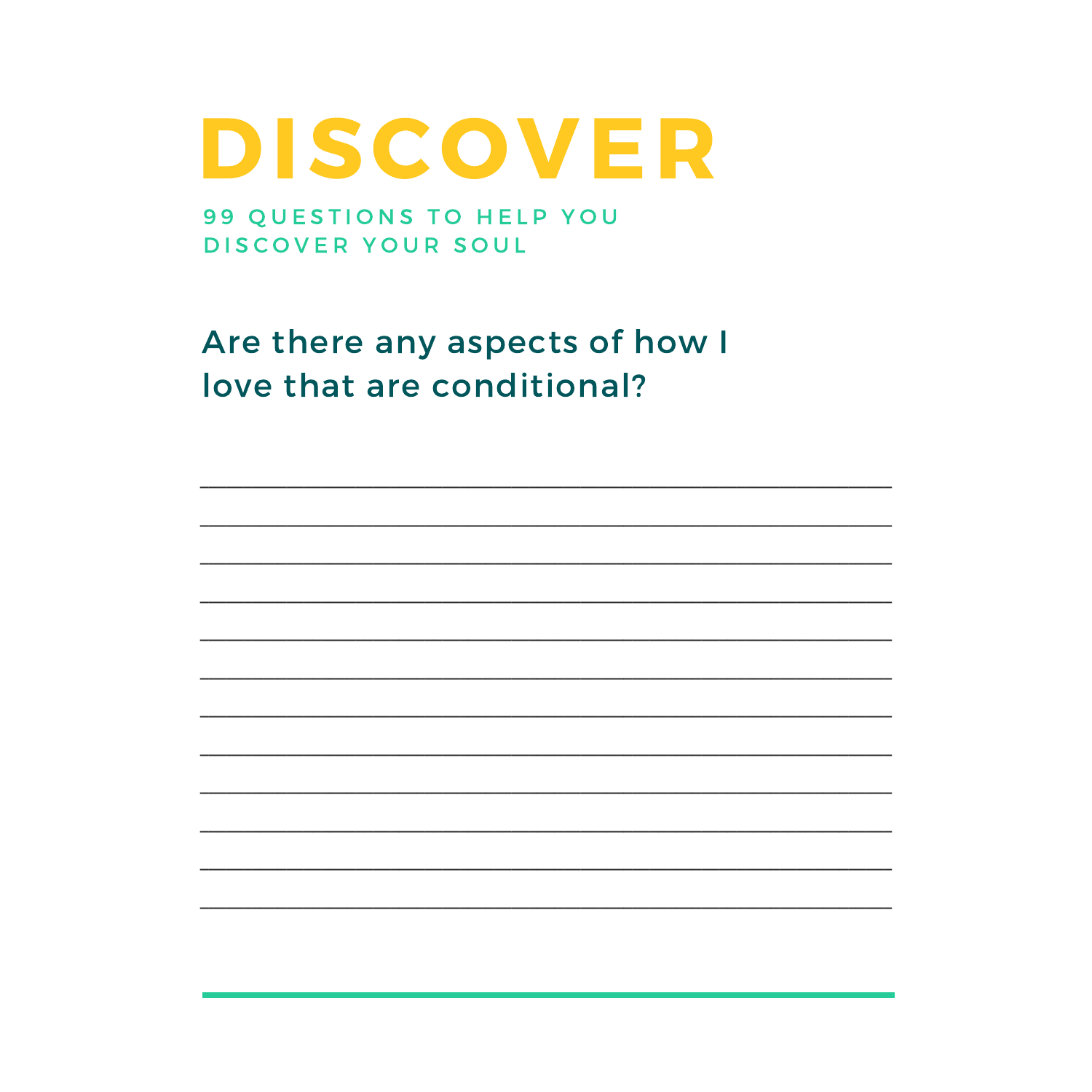# DISCOVER

99 QUESTIONS TO HELP YOU DISCOVER YOUR SOUL

## Are there any aspects of how I love that are conditional?

______________________________________________

______________________________________________

______________________________________________

______________________________________________

______________________________________________

______________________________________________

______________________________________________

______________________________________________

______________________________________________

______________________________________________

______________________________________________

______________________________________________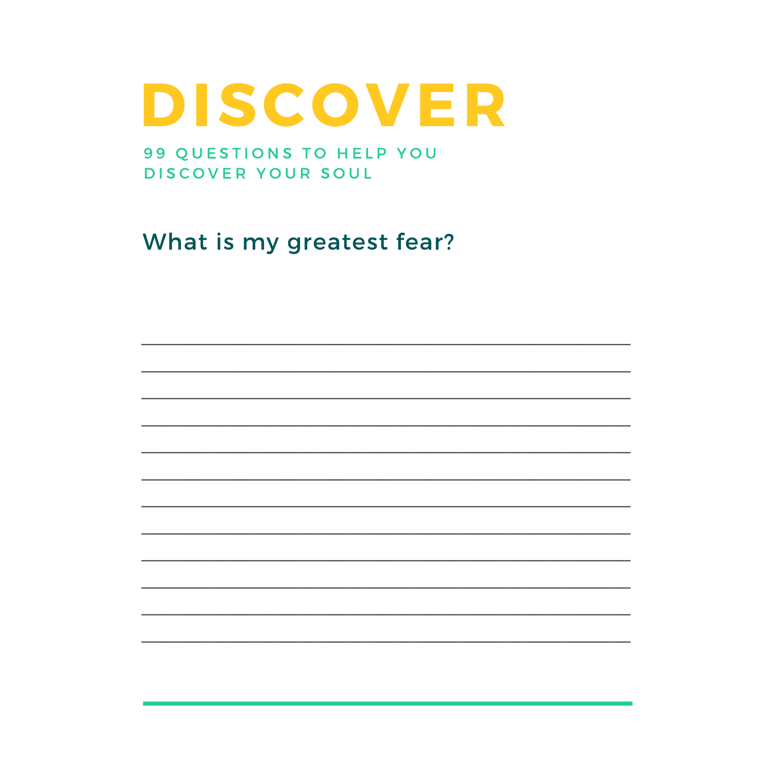# DISCOVER

99 QUESTIONS TO HELP YOU DISCOVER YOUR SOUL

## What is my greatest fear?

____________________________________________

____________________________________________

____________________________________________

____________________________________________

____________________________________________

____________________________________________

____________________________________________

____________________________________________

____________________________________________

____________________________________________

____________________________________________

____________________________________________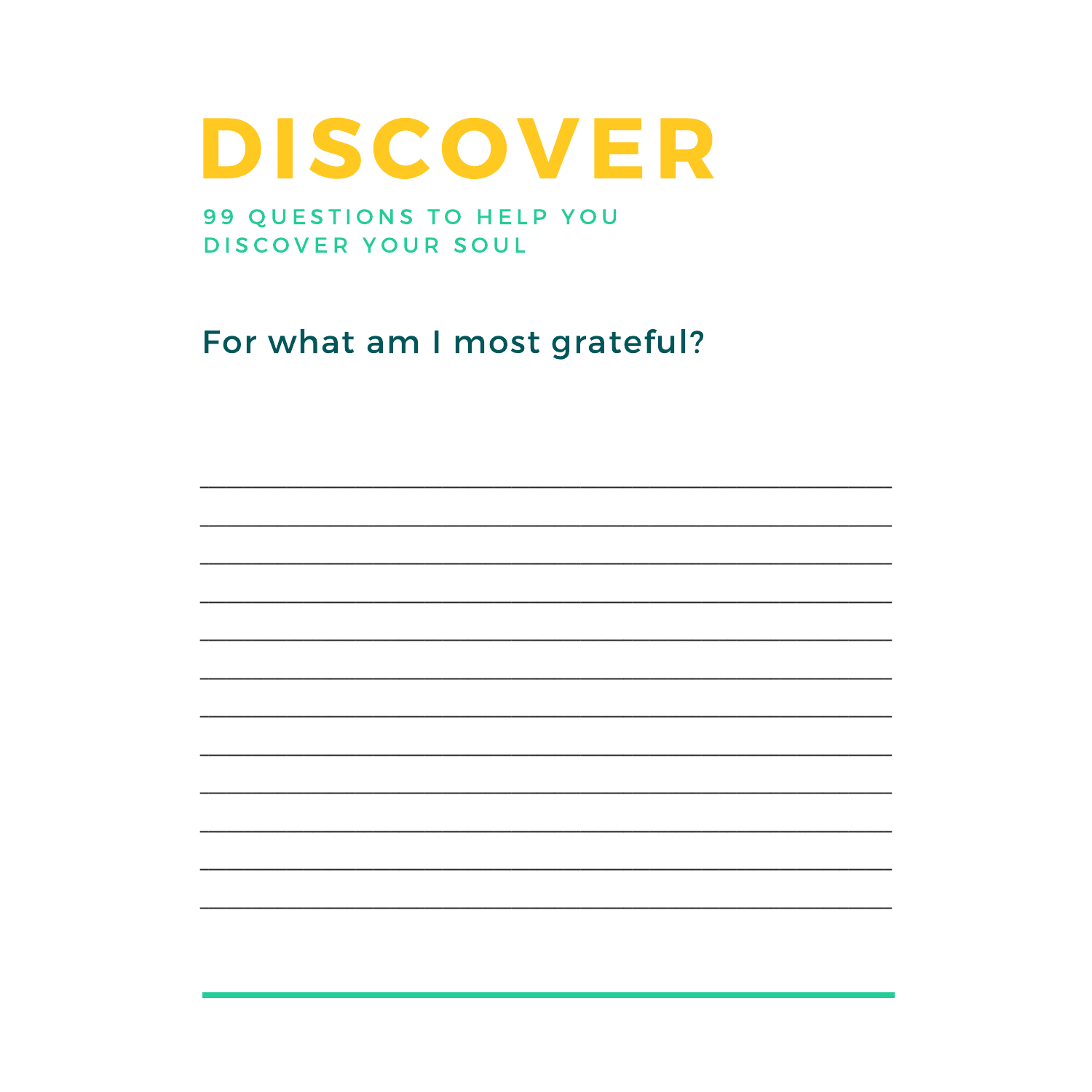# DISCOVER

99 QUESTIONS TO HELP YOU DISCOVER YOUR SOUL

## For what am I most grateful?

____________________________________________________________

____________________________________________________________

____________________________________________________________

____________________________________________________________

____________________________________________________________

____________________________________________________________

____________________________________________________________

____________________________________________________________

____________________________________________________________

____________________________________________________________

____________________________________________________________

____________________________________________________________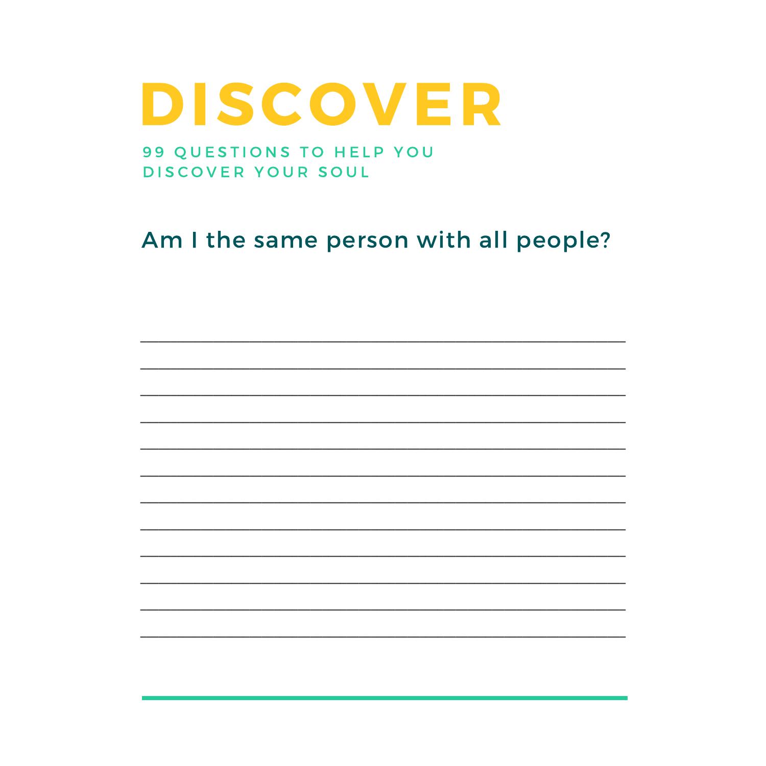# DISCOVER

99 QUESTIONS TO HELP YOU DISCOVER YOUR SOUL

## Am I the same person with all people?

______________________________________________________________________

______________________________________________________________________

______________________________________________________________________

______________________________________________________________________

______________________________________________________________________

______________________________________________________________________

______________________________________________________________________

______________________________________________________________________

______________________________________________________________________

______________________________________________________________________

______________________________________________________________________

______________________________________________________________________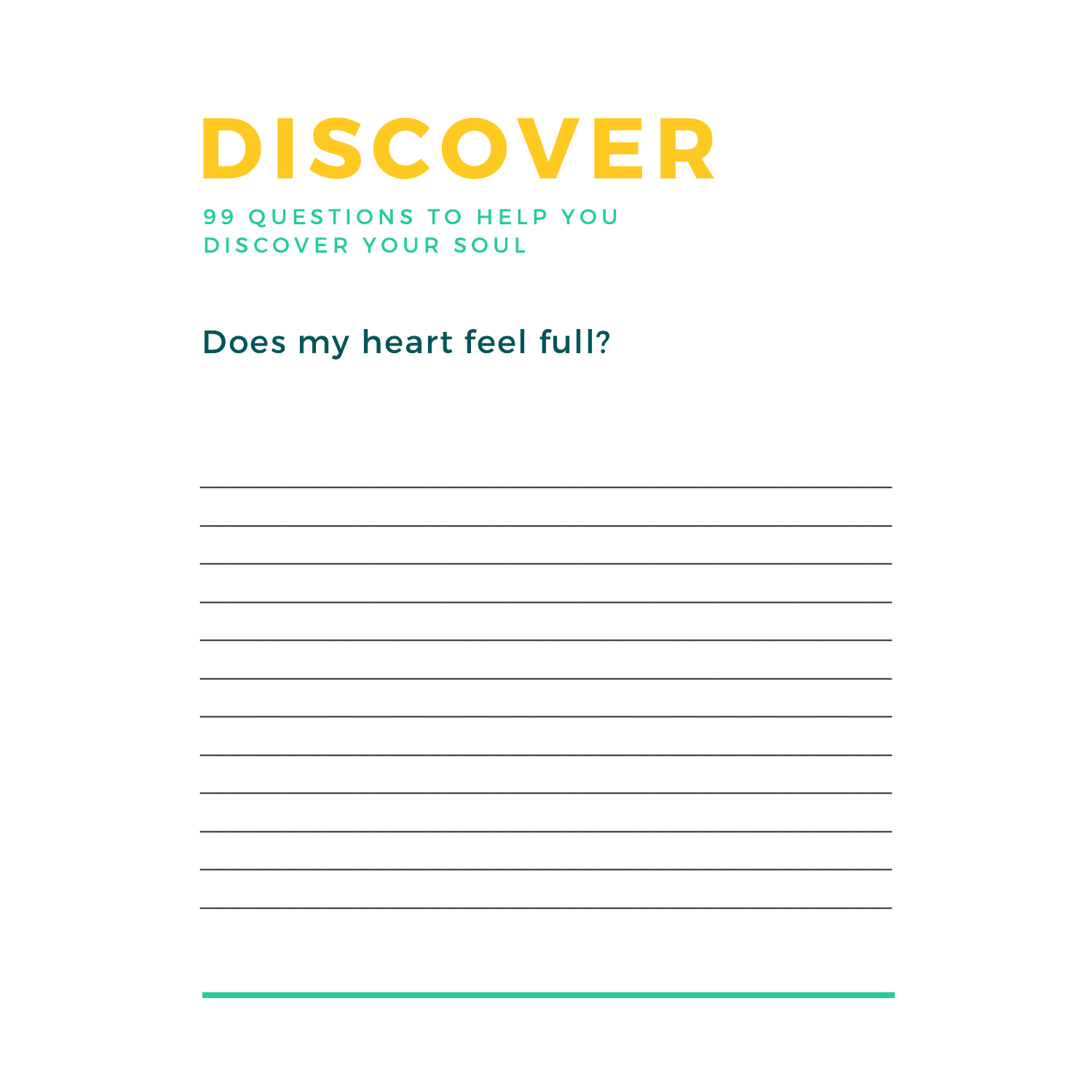# DISCOVER

99 QUESTIONS TO HELP YOU DISCOVER YOUR SOUL

## Does my heart feel full?

____________________________________________

____________________________________________

____________________________________________

____________________________________________

____________________________________________

____________________________________________

____________________________________________

____________________________________________

____________________________________________

____________________________________________

____________________________________________

____________________________________________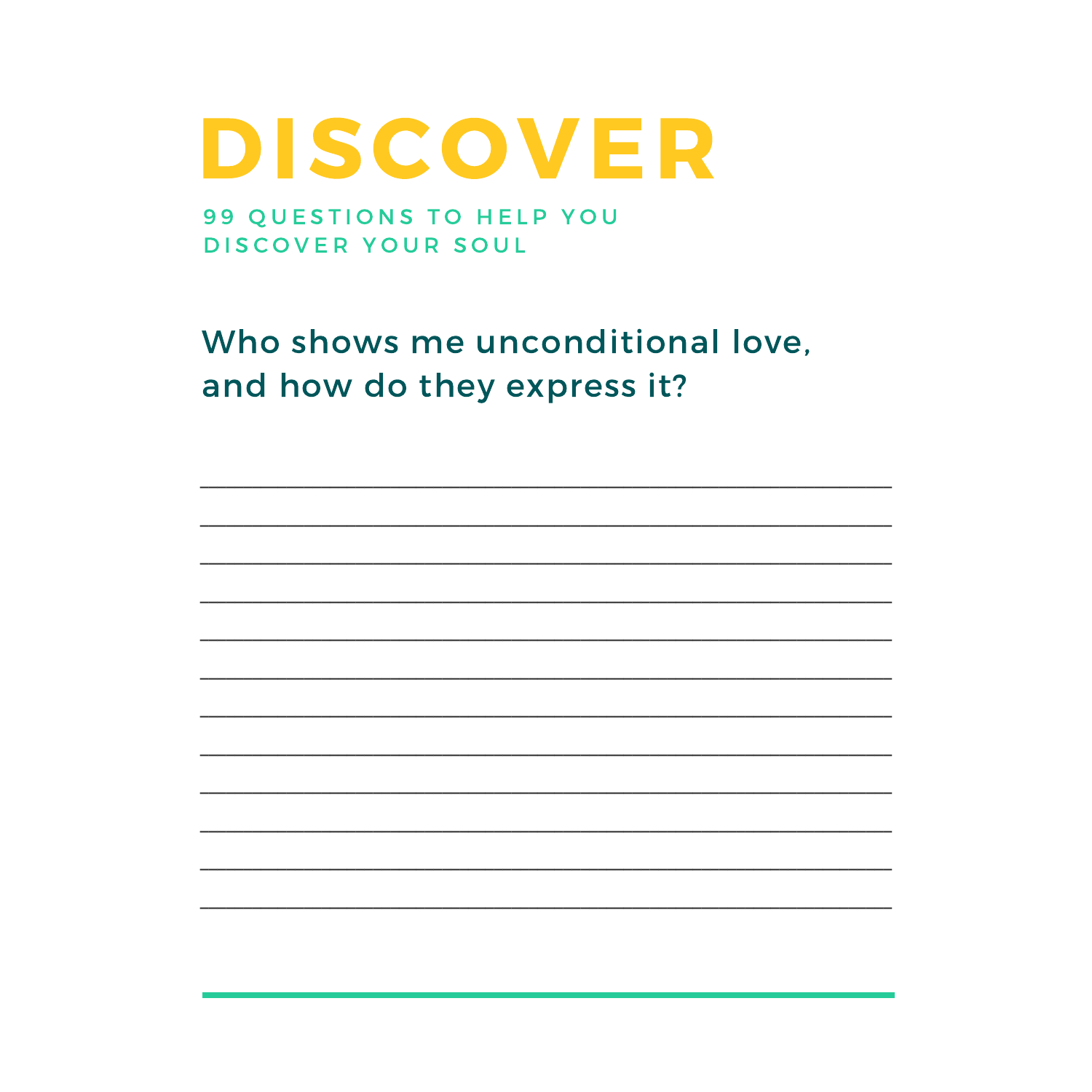# DISCOVER

99 QUESTIONS TO HELP YOU DISCOVER YOUR SOUL

## Who shows me unconditional love, and how do they express it?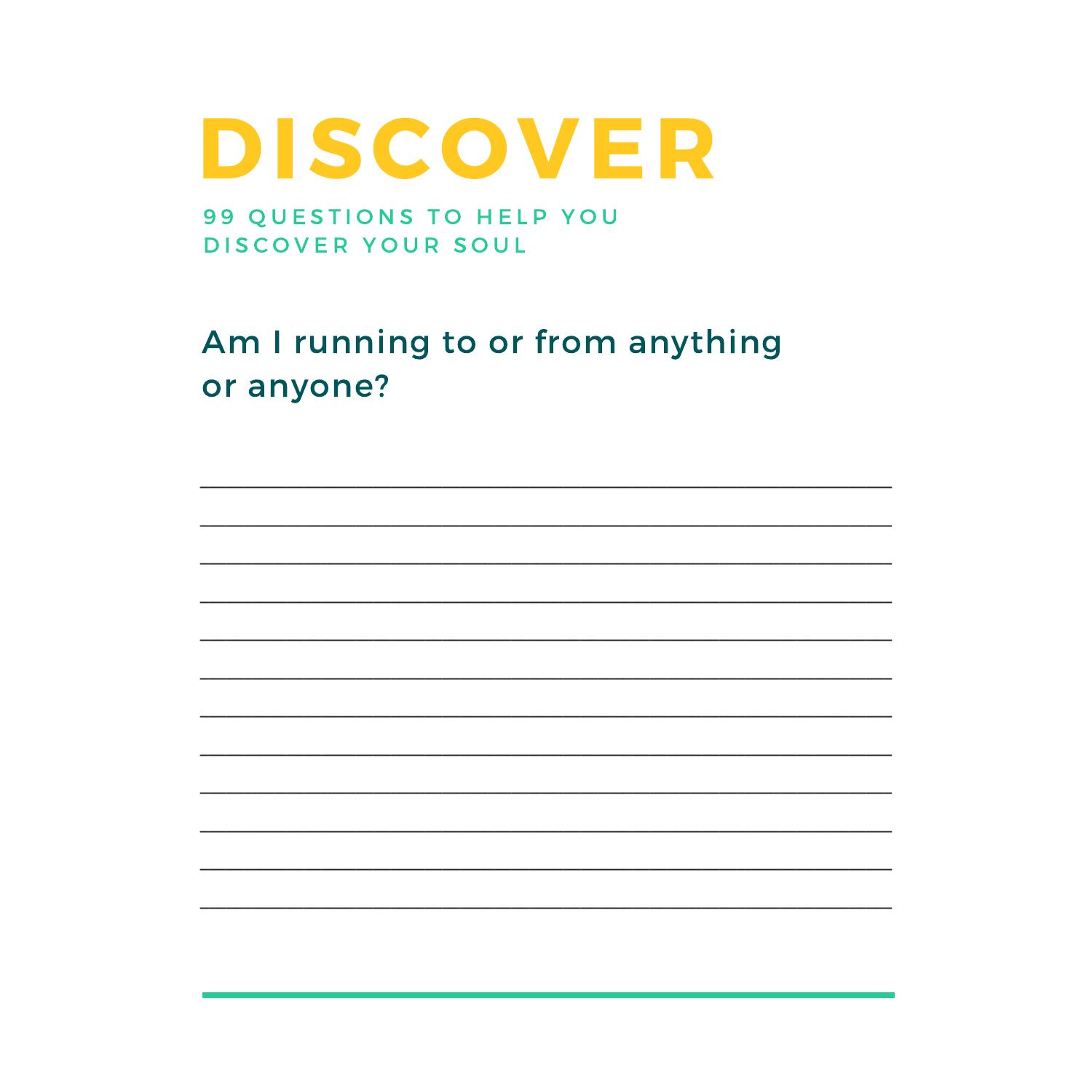# DISCOVER

99 QUESTIONS TO HELP YOU DISCOVER YOUR SOUL

## Am I running to or from anything or anyone?

______________________________________________________________________

______________________________________________________________________

______________________________________________________________________

______________________________________________________________________

______________________________________________________________________

______________________________________________________________________

______________________________________________________________________

______________________________________________________________________

______________________________________________________________________

______________________________________________________________________

______________________________________________________________________

______________________________________________________________________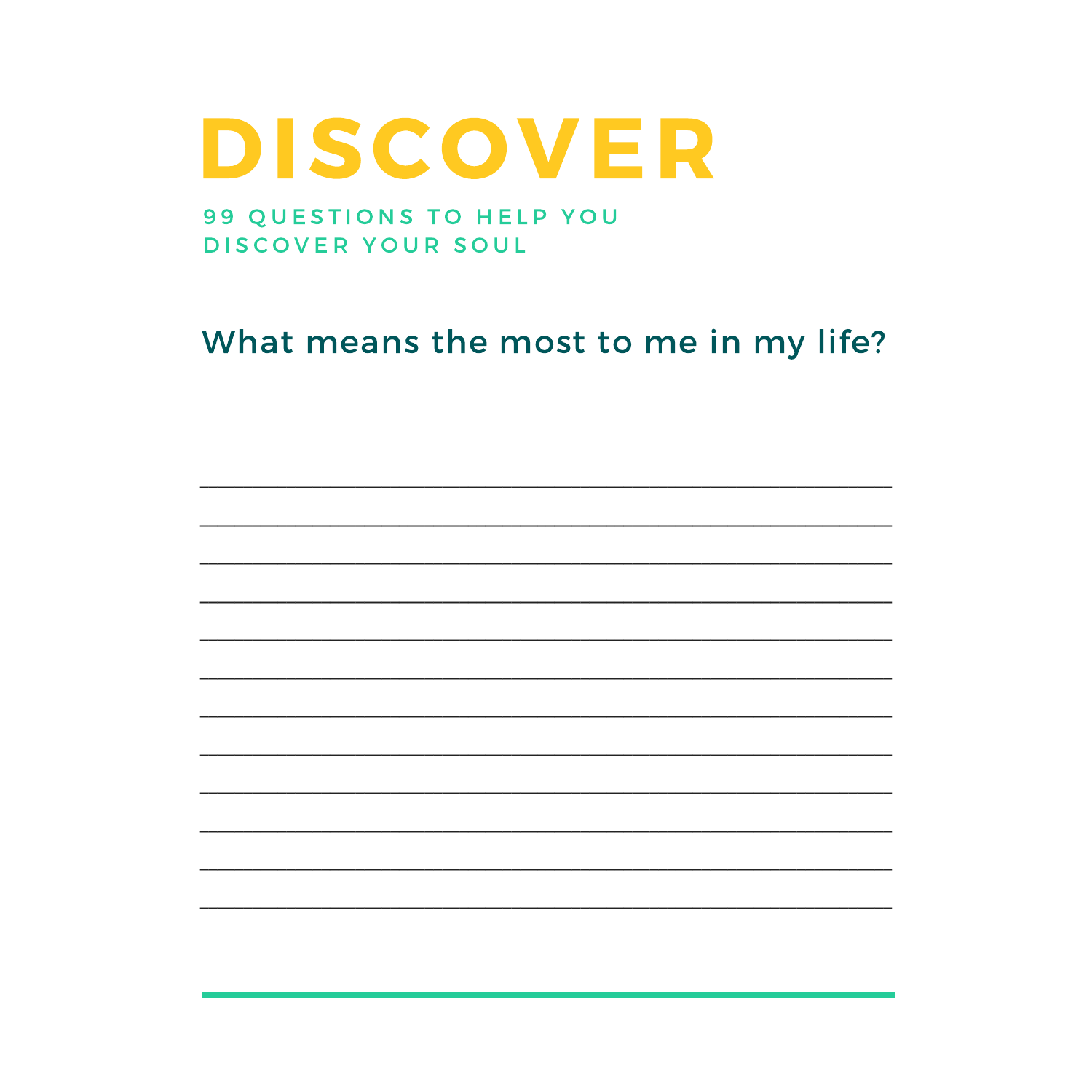# DISCOVER

99 QUESTIONS TO HELP YOU DISCOVER YOUR SOUL

## What means the most to me in my life?

________________________________________________

________________________________________________

________________________________________________

________________________________________________

________________________________________________

________________________________________________

________________________________________________

________________________________________________

________________________________________________

________________________________________________

________________________________________________

________________________________________________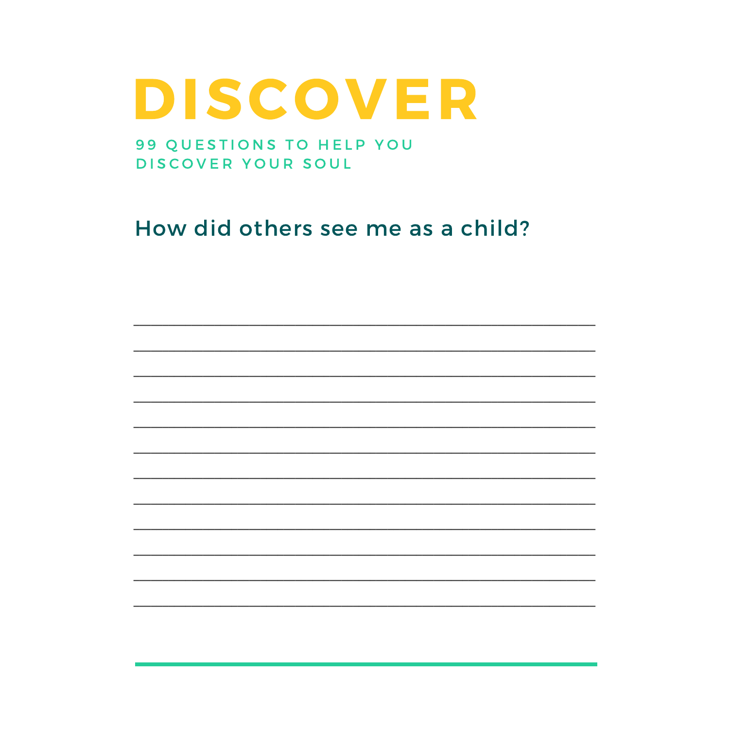# DISCOVER

99 QUESTIONS TO HELP YOU DISCOVER YOUR SOUL

## How did others see me as a child?

___________________________________________

___________________________________________

___________________________________________

___________________________________________

___________________________________________

___________________________________________

___________________________________________

___________________________________________

___________________________________________

___________________________________________

___________________________________________

___________________________________________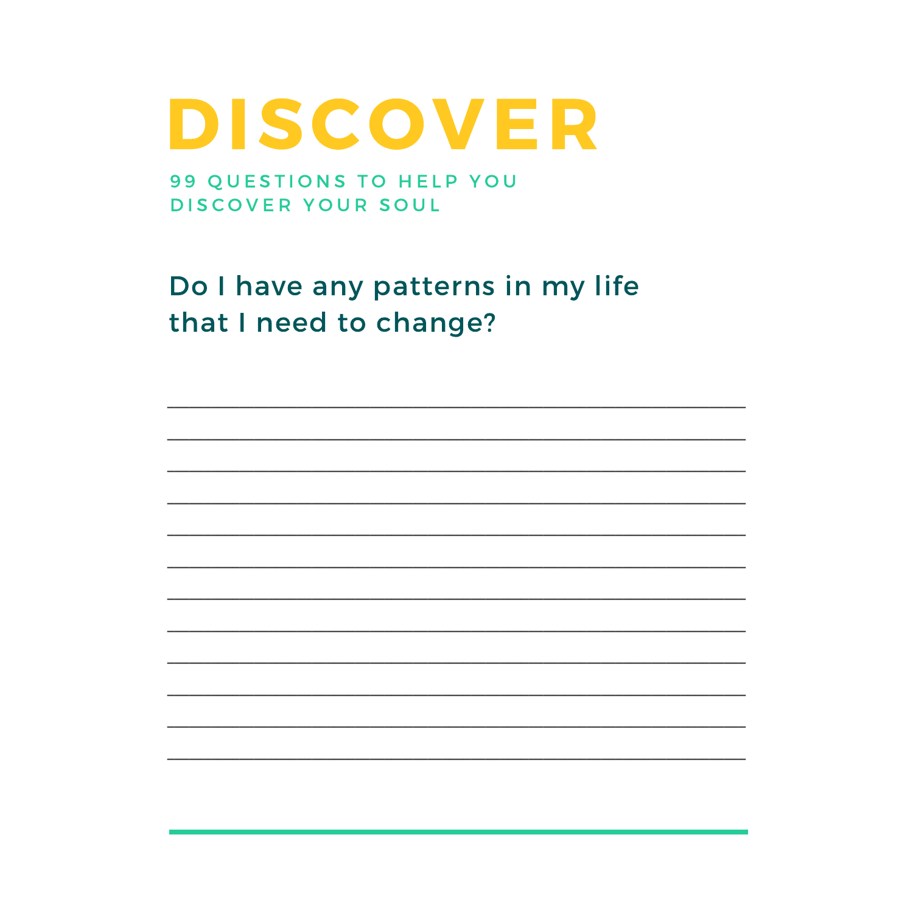# DISCOVER

99 QUESTIONS TO HELP YOU DISCOVER YOUR SOUL

## Do I have any patterns in my life that I need to change?

______________________________________________________________

______________________________________________________________

______________________________________________________________

______________________________________________________________

______________________________________________________________

______________________________________________________________

______________________________________________________________

______________________________________________________________

______________________________________________________________

______________________________________________________________

______________________________________________________________

______________________________________________________________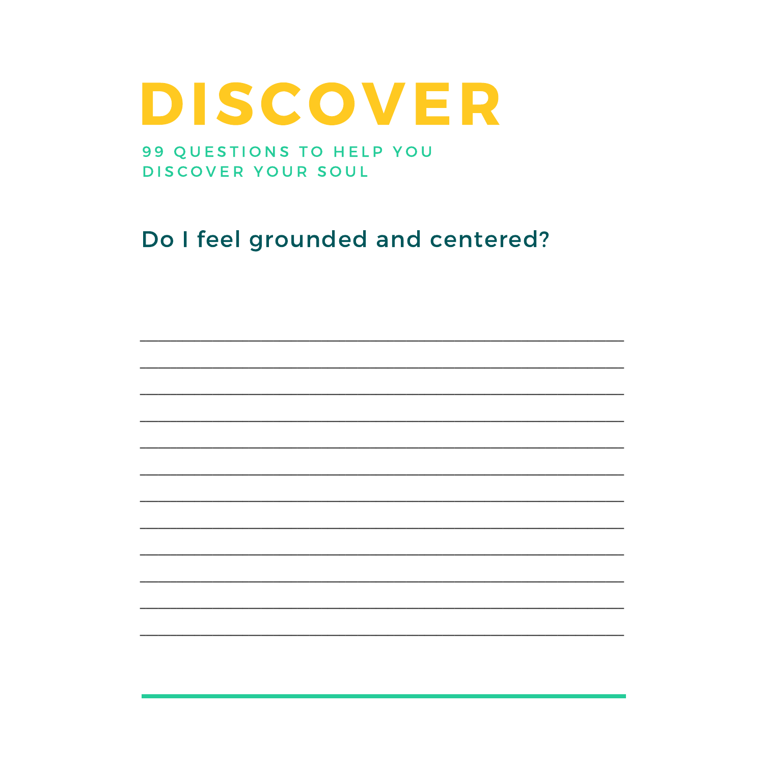# DISCOVER

99 QUESTIONS TO HELP YOU DISCOVER YOUR SOUL

## Do I feel grounded and centered?

____________________________________________________________

____________________________________________________________

____________________________________________________________

____________________________________________________________

____________________________________________________________

____________________________________________________________

____________________________________________________________

____________________________________________________________

____________________________________________________________

____________________________________________________________

____________________________________________________________

____________________________________________________________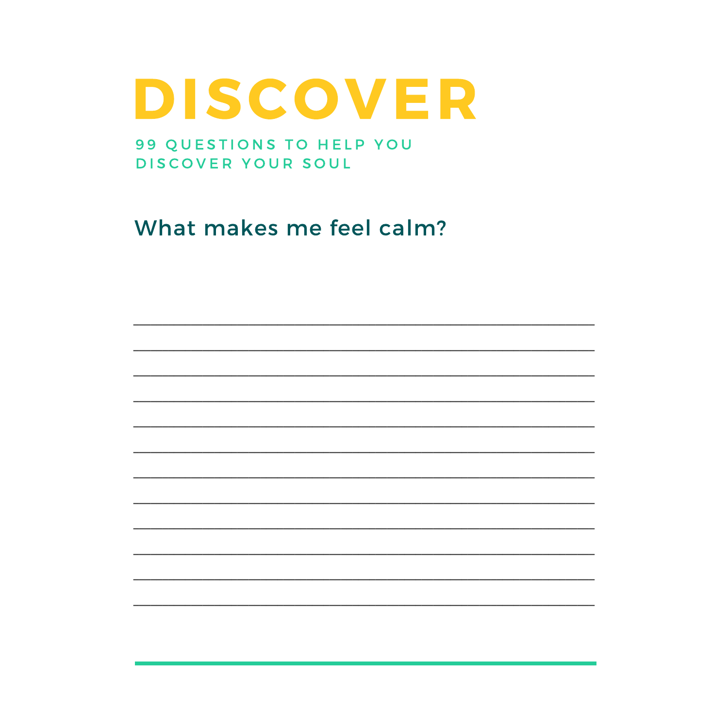# DISCOVER

99 QUESTIONS TO HELP YOU DISCOVER YOUR SOUL

## What makes me feel calm?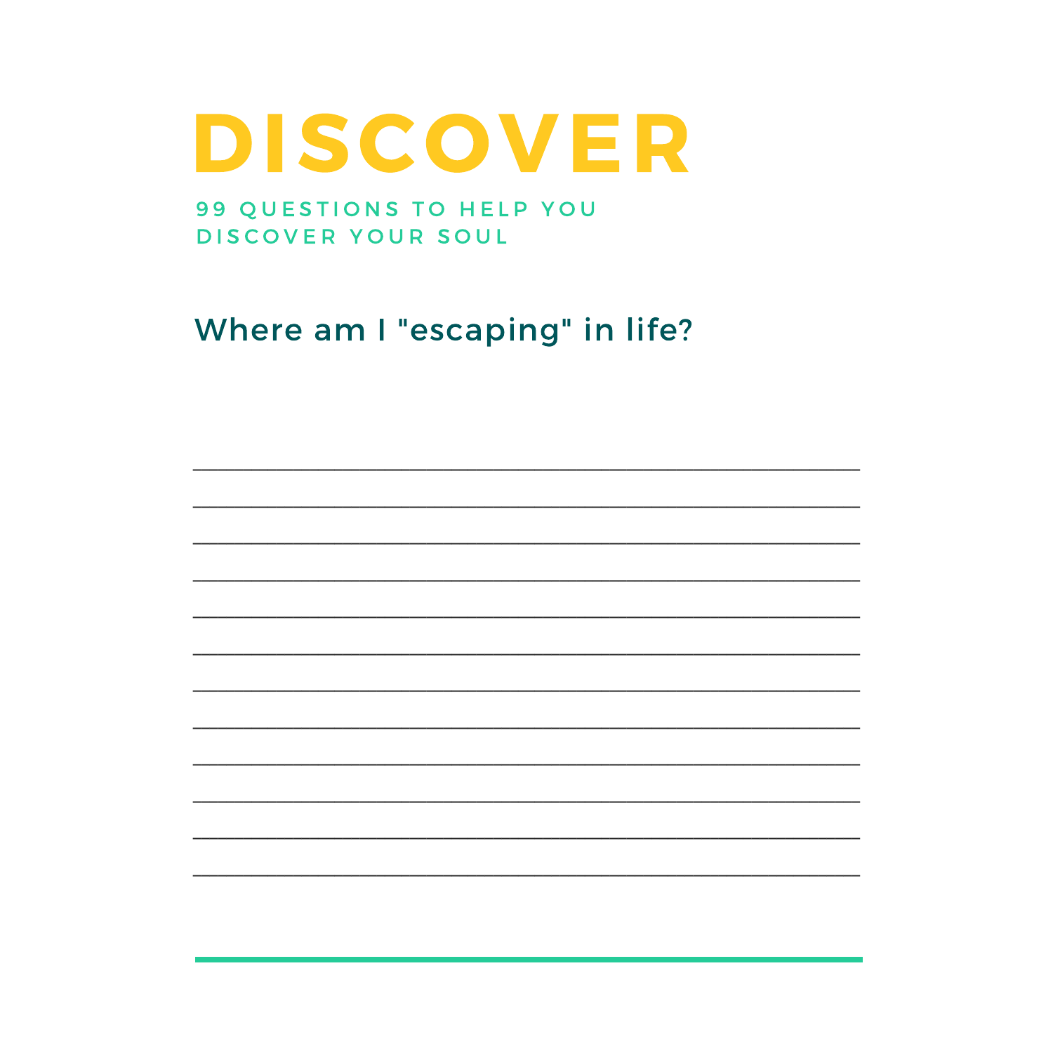# DISCOVER

99 QUESTIONS TO HELP YOU DISCOVER YOUR SOUL

## Where am I "escaping" in life?

______________________________________________________________

______________________________________________________________

______________________________________________________________

______________________________________________________________

______________________________________________________________

______________________________________________________________

______________________________________________________________

______________________________________________________________

______________________________________________________________

______________________________________________________________

______________________________________________________________

______________________________________________________________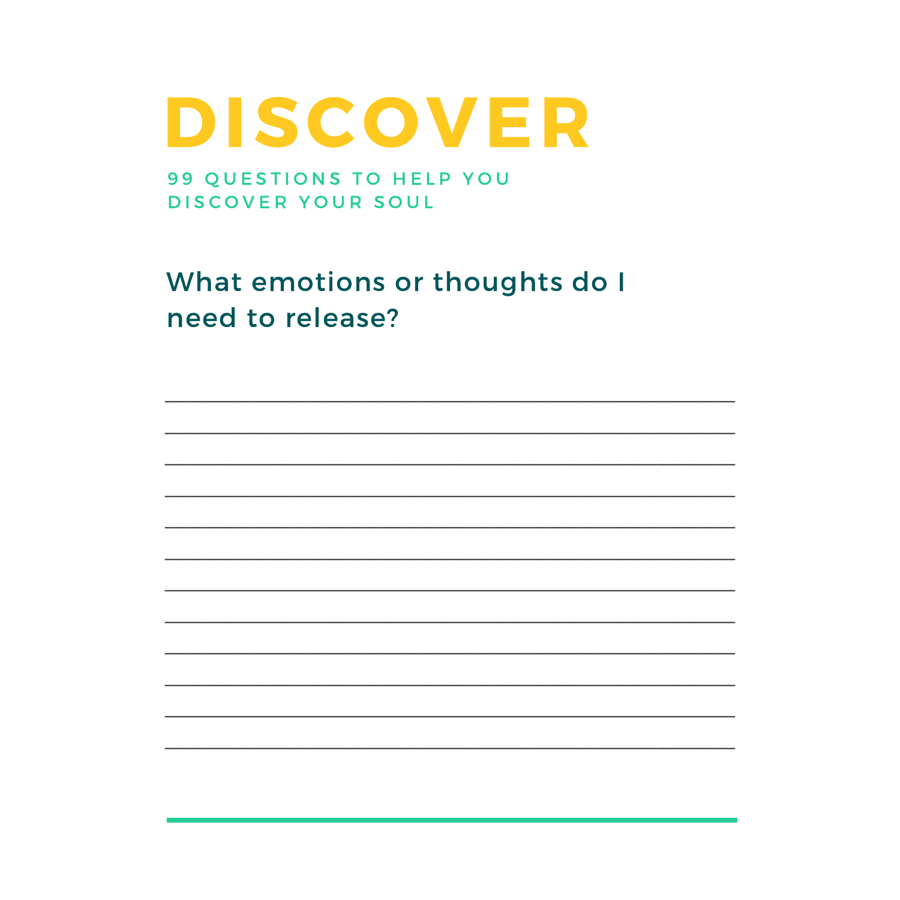# DISCOVER

99 QUESTIONS TO HELP YOU DISCOVER YOUR SOUL

## What emotions or thoughts do I need to release?

______________________________________________________________

______________________________________________________________

______________________________________________________________

______________________________________________________________

______________________________________________________________

______________________________________________________________

______________________________________________________________

______________________________________________________________

______________________________________________________________

______________________________________________________________

______________________________________________________________

______________________________________________________________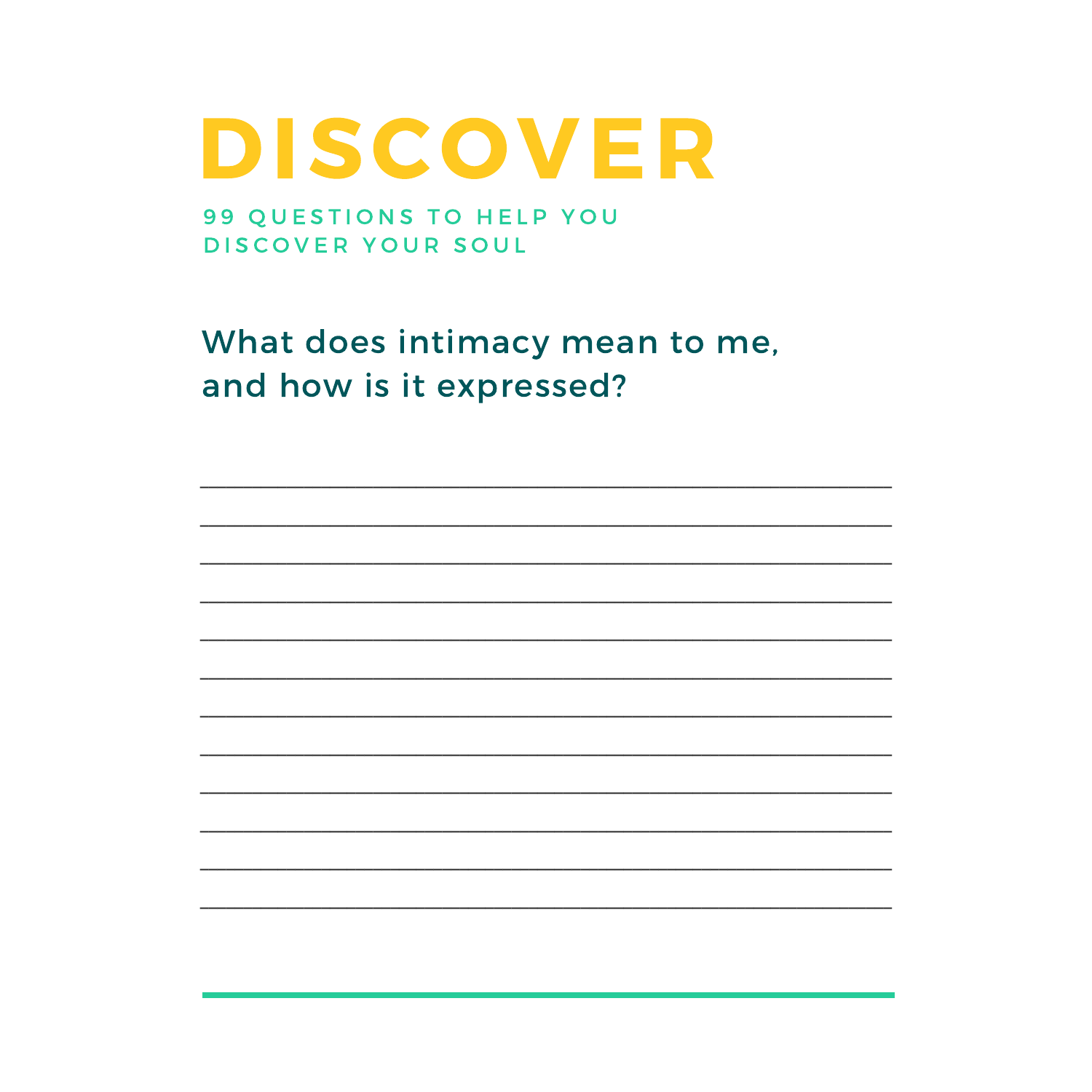# DISCOVER

99 QUESTIONS TO HELP YOU DISCOVER YOUR SOUL

## What does intimacy mean to me, and how is it expressed?

____________________________________________

____________________________________________

____________________________________________

____________________________________________

____________________________________________

____________________________________________

____________________________________________

____________________________________________

____________________________________________

____________________________________________

____________________________________________

____________________________________________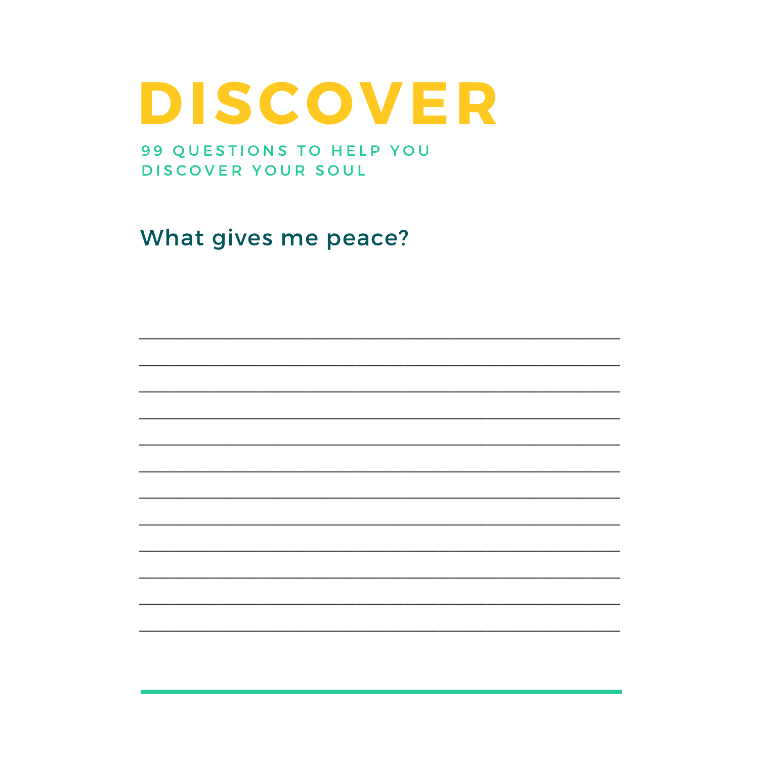# DISCOVER

99 QUESTIONS TO HELP YOU DISCOVER YOUR SOUL

## What gives me peace?

________________________________________________________________

________________________________________________________________

________________________________________________________________

________________________________________________________________

________________________________________________________________

________________________________________________________________

________________________________________________________________

________________________________________________________________

________________________________________________________________

________________________________________________________________

________________________________________________________________

________________________________________________________________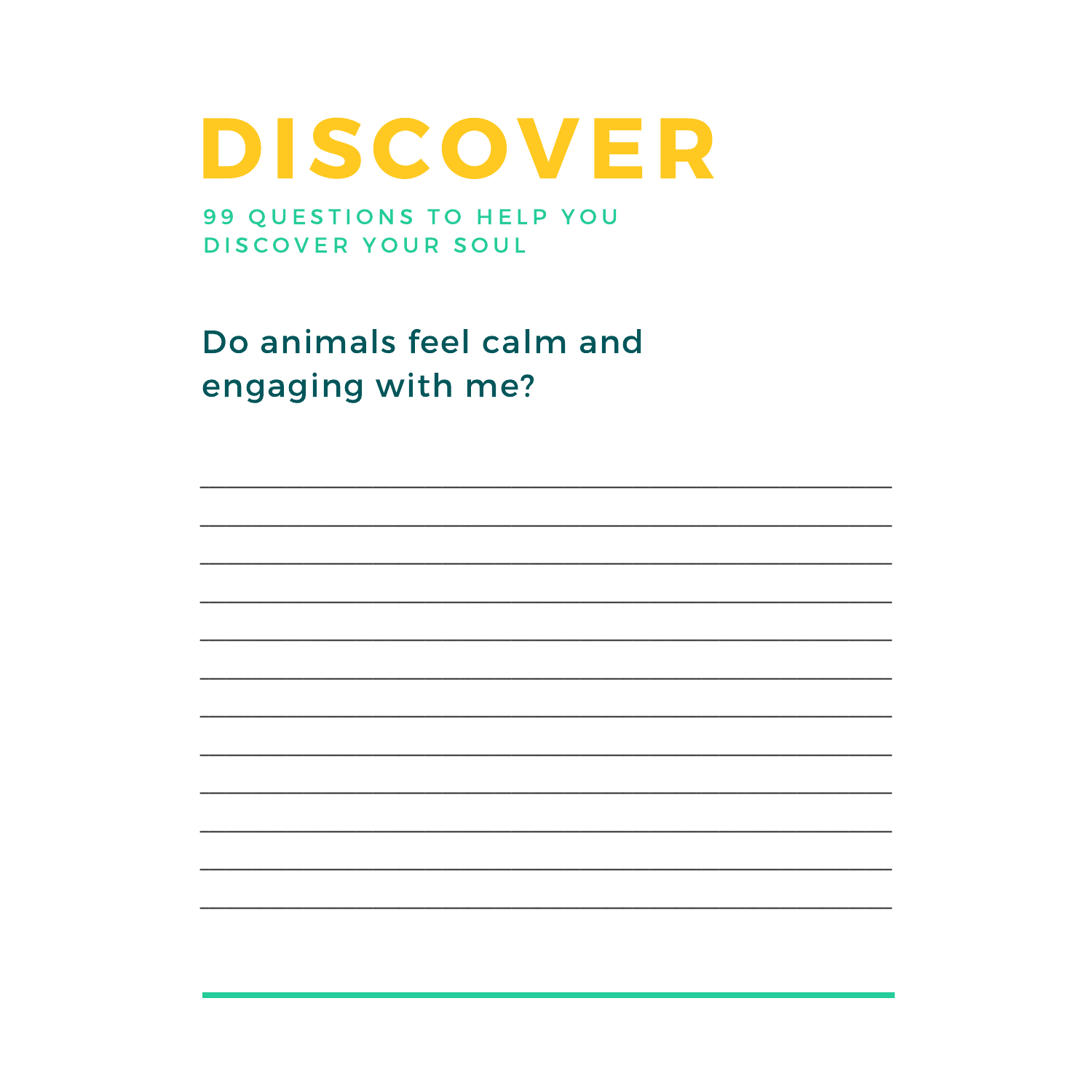# DISCOVER

99 QUESTIONS TO HELP YOU DISCOVER YOUR SOUL

## Do animals feel calm and engaging with me?

______________________________________________________________

______________________________________________________________

______________________________________________________________

______________________________________________________________

______________________________________________________________

______________________________________________________________

______________________________________________________________

______________________________________________________________

______________________________________________________________

______________________________________________________________

______________________________________________________________

______________________________________________________________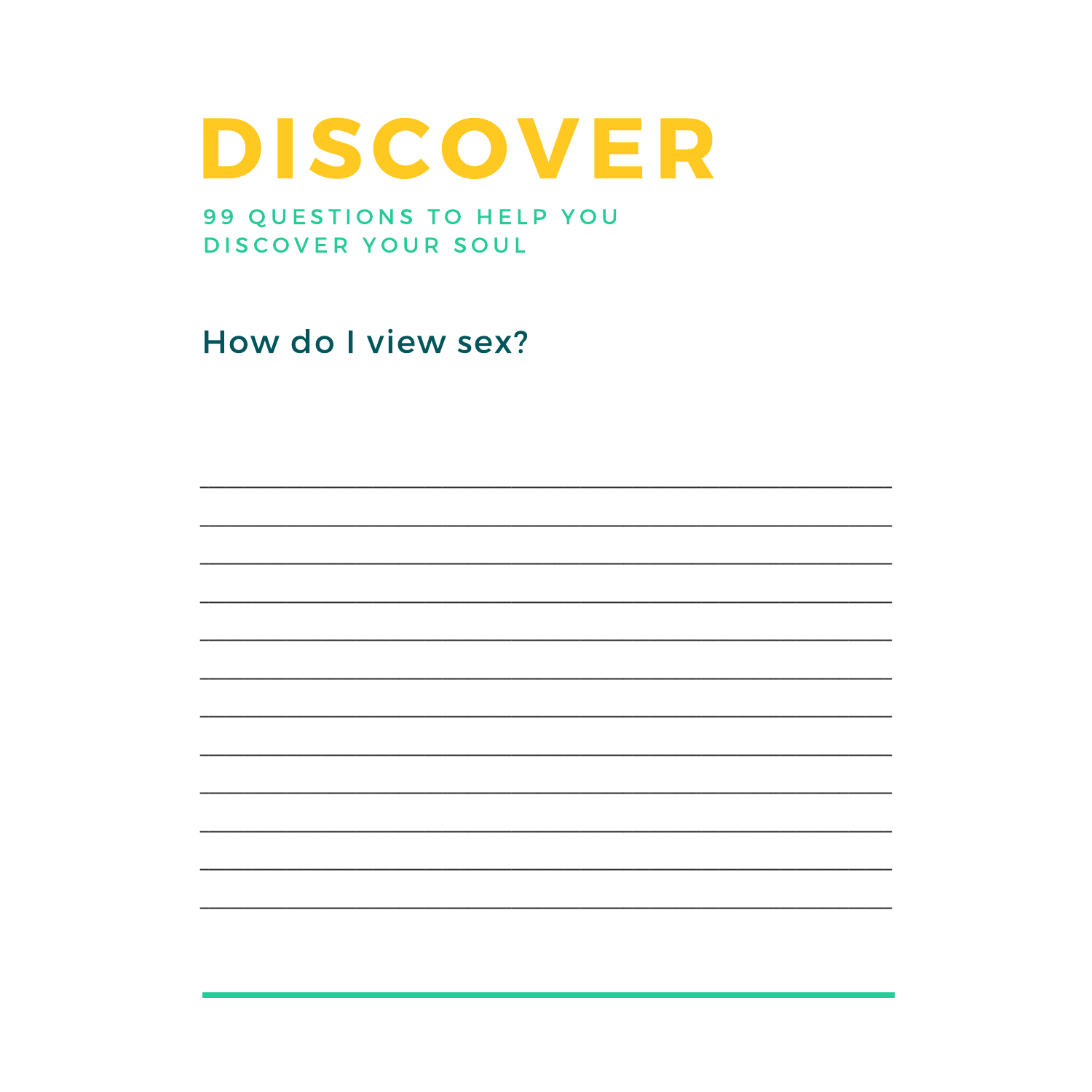# DISCOVER

99 QUESTIONS TO HELP YOU DISCOVER YOUR SOUL

## How do I view sex?

\_\_\_\_\_\_\_\_\_\_\_\_\_\_\_\_\_\_\_\_\_\_\_\_\_\_\_\_\_\_\_\_\_\_\_\_\_\_\_\_\_\_\_\_\_\_\_\_

\_\_\_\_\_\_\_\_\_\_\_\_\_\_\_\_\_\_\_\_\_\_\_\_\_\_\_\_\_\_\_\_\_\_\_\_\_\_\_\_\_\_\_\_\_\_\_\_

\_\_\_\_\_\_\_\_\_\_\_\_\_\_\_\_\_\_\_\_\_\_\_\_\_\_\_\_\_\_\_\_\_\_\_\_\_\_\_\_\_\_\_\_\_\_\_\_

\_\_\_\_\_\_\_\_\_\_\_\_\_\_\_\_\_\_\_\_\_\_\_\_\_\_\_\_\_\_\_\_\_\_\_\_\_\_\_\_\_\_\_\_\_\_\_\_

\_\_\_\_\_\_\_\_\_\_\_\_\_\_\_\_\_\_\_\_\_\_\_\_\_\_\_\_\_\_\_\_\_\_\_\_\_\_\_\_\_\_\_\_\_\_\_\_

\_\_\_\_\_\_\_\_\_\_\_\_\_\_\_\_\_\_\_\_\_\_\_\_\_\_\_\_\_\_\_\_\_\_\_\_\_\_\_\_\_\_\_\_\_\_\_\_

\_\_\_\_\_\_\_\_\_\_\_\_\_\_\_\_\_\_\_\_\_\_\_\_\_\_\_\_\_\_\_\_\_\_\_\_\_\_\_\_\_\_\_\_\_\_\_\_

\_\_\_\_\_\_\_\_\_\_\_\_\_\_\_\_\_\_\_\_\_\_\_\_\_\_\_\_\_\_\_\_\_\_\_\_\_\_\_\_\_\_\_\_\_\_\_\_

\_\_\_\_\_\_\_\_\_\_\_\_\_\_\_\_\_\_\_\_\_\_\_\_\_\_\_\_\_\_\_\_\_\_\_\_\_\_\_\_\_\_\_\_\_\_\_\_

\_\_\_\_\_\_\_\_\_\_\_\_\_\_\_\_\_\_\_\_\_\_\_\_\_\_\_\_\_\_\_\_\_\_\_\_\_\_\_\_\_\_\_\_\_\_\_\_

\_\_\_\_\_\_\_\_\_\_\_\_\_\_\_\_\_\_\_\_\_\_\_\_\_\_\_\_\_\_\_\_\_\_\_\_\_\_\_\_\_\_\_\_\_\_\_\_

\_\_\_\_\_\_\_\_\_\_\_\_\_\_\_\_\_\_\_\_\_\_\_\_\_\_\_\_\_\_\_\_\_\_\_\_\_\_\_\_\_\_\_\_\_\_\_\_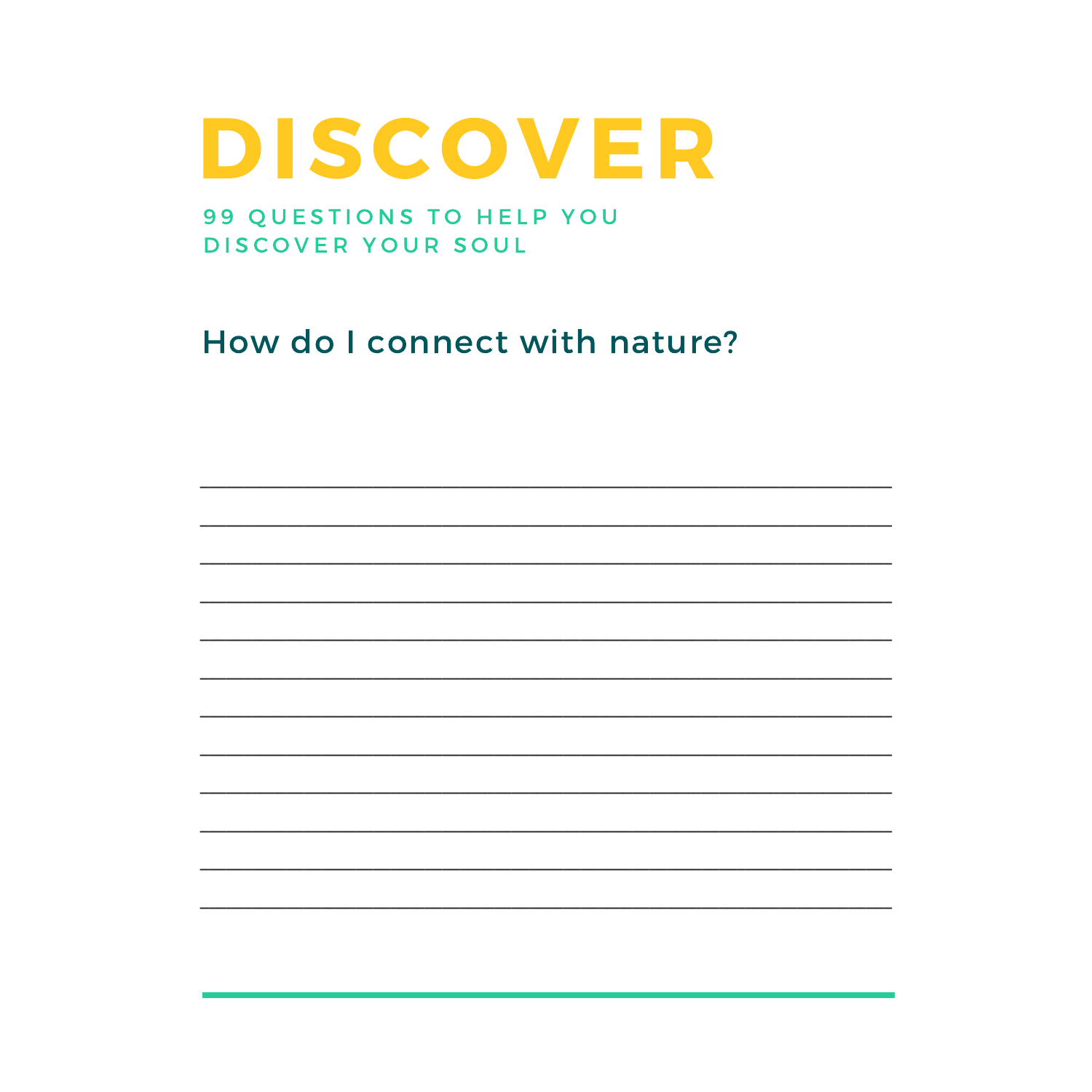# DISCOVER

99 QUESTIONS TO HELP YOU DISCOVER YOUR SOUL

## How do I connect with nature?

\_\_\_\_\_\_\_\_\_\_\_\_\_\_\_\_\_\_\_\_\_\_\_\_\_\_\_\_\_\_\_\_\_\_\_\_\_\_\_\_\_\_\_\_\_\_\_\_\_\_\_\_

\_\_\_\_\_\_\_\_\_\_\_\_\_\_\_\_\_\_\_\_\_\_\_\_\_\_\_\_\_\_\_\_\_\_\_\_\_\_\_\_\_\_\_\_\_\_\_\_\_\_\_\_

\_\_\_\_\_\_\_\_\_\_\_\_\_\_\_\_\_\_\_\_\_\_\_\_\_\_\_\_\_\_\_\_\_\_\_\_\_\_\_\_\_\_\_\_\_\_\_\_\_\_\_\_

\_\_\_\_\_\_\_\_\_\_\_\_\_\_\_\_\_\_\_\_\_\_\_\_\_\_\_\_\_\_\_\_\_\_\_\_\_\_\_\_\_\_\_\_\_\_\_\_\_\_\_\_

\_\_\_\_\_\_\_\_\_\_\_\_\_\_\_\_\_\_\_\_\_\_\_\_\_\_\_\_\_\_\_\_\_\_\_\_\_\_\_\_\_\_\_\_\_\_\_\_\_\_\_\_

\_\_\_\_\_\_\_\_\_\_\_\_\_\_\_\_\_\_\_\_\_\_\_\_\_\_\_\_\_\_\_\_\_\_\_\_\_\_\_\_\_\_\_\_\_\_\_\_\_\_\_\_

\_\_\_\_\_\_\_\_\_\_\_\_\_\_\_\_\_\_\_\_\_\_\_\_\_\_\_\_\_\_\_\_\_\_\_\_\_\_\_\_\_\_\_\_\_\_\_\_\_\_\_\_

\_\_\_\_\_\_\_\_\_\_\_\_\_\_\_\_\_\_\_\_\_\_\_\_\_\_\_\_\_\_\_\_\_\_\_\_\_\_\_\_\_\_\_\_\_\_\_\_\_\_\_\_

\_\_\_\_\_\_\_\_\_\_\_\_\_\_\_\_\_\_\_\_\_\_\_\_\_\_\_\_\_\_\_\_\_\_\_\_\_\_\_\_\_\_\_\_\_\_\_\_\_\_\_\_

\_\_\_\_\_\_\_\_\_\_\_\_\_\_\_\_\_\_\_\_\_\_\_\_\_\_\_\_\_\_\_\_\_\_\_\_\_\_\_\_\_\_\_\_\_\_\_\_\_\_\_\_

\_\_\_\_\_\_\_\_\_\_\_\_\_\_\_\_\_\_\_\_\_\_\_\_\_\_\_\_\_\_\_\_\_\_\_\_\_\_\_\_\_\_\_\_\_\_\_\_\_\_\_\_

\_\_\_\_\_\_\_\_\_\_\_\_\_\_\_\_\_\_\_\_\_\_\_\_\_\_\_\_\_\_\_\_\_\_\_\_\_\_\_\_\_\_\_\_\_\_\_\_\_\_\_\_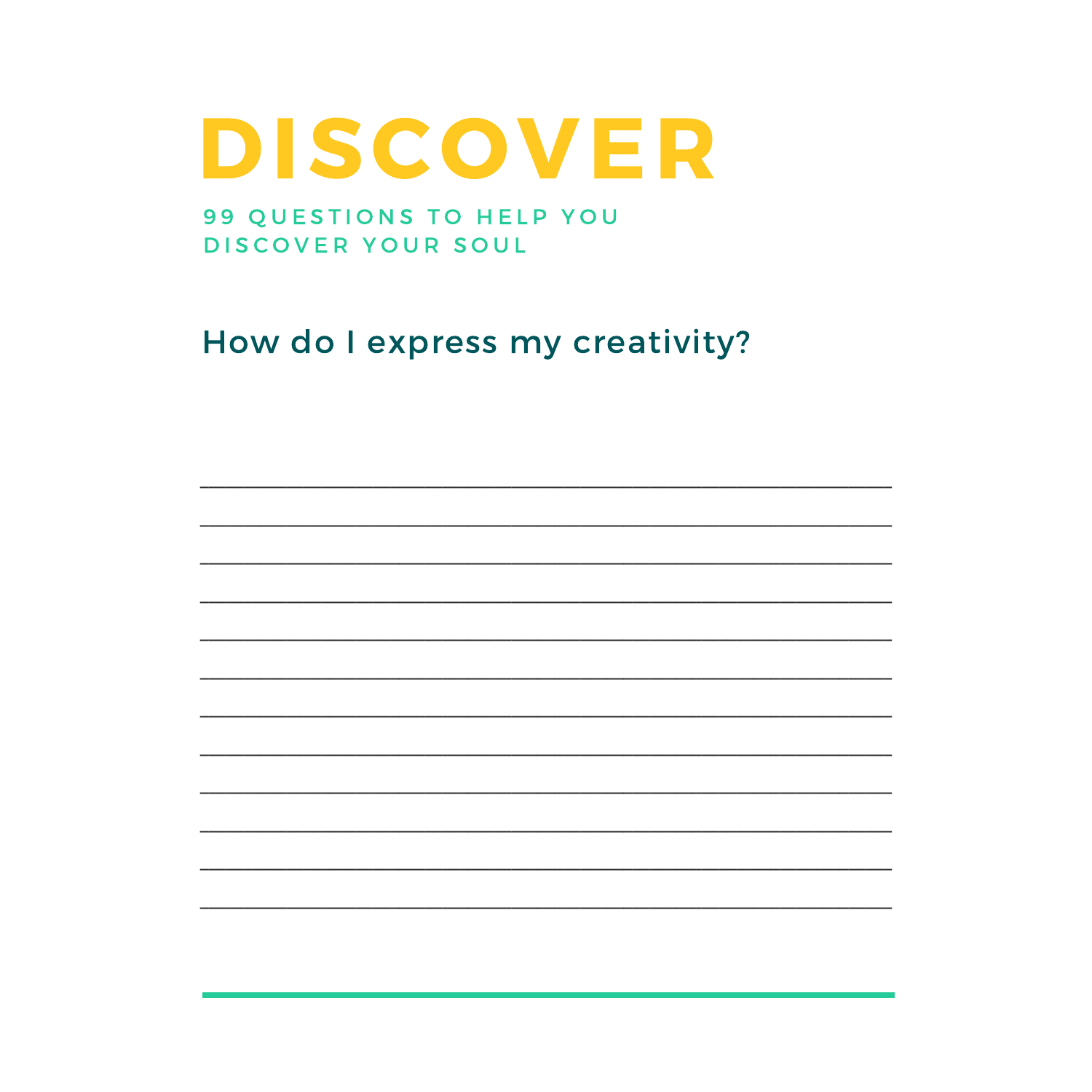# DISCOVER

99 QUESTIONS TO HELP YOU DISCOVER YOUR SOUL

## How do I express my creativity?

________________________________________________

________________________________________________

________________________________________________

________________________________________________

________________________________________________

________________________________________________

________________________________________________

________________________________________________

________________________________________________

________________________________________________

________________________________________________

________________________________________________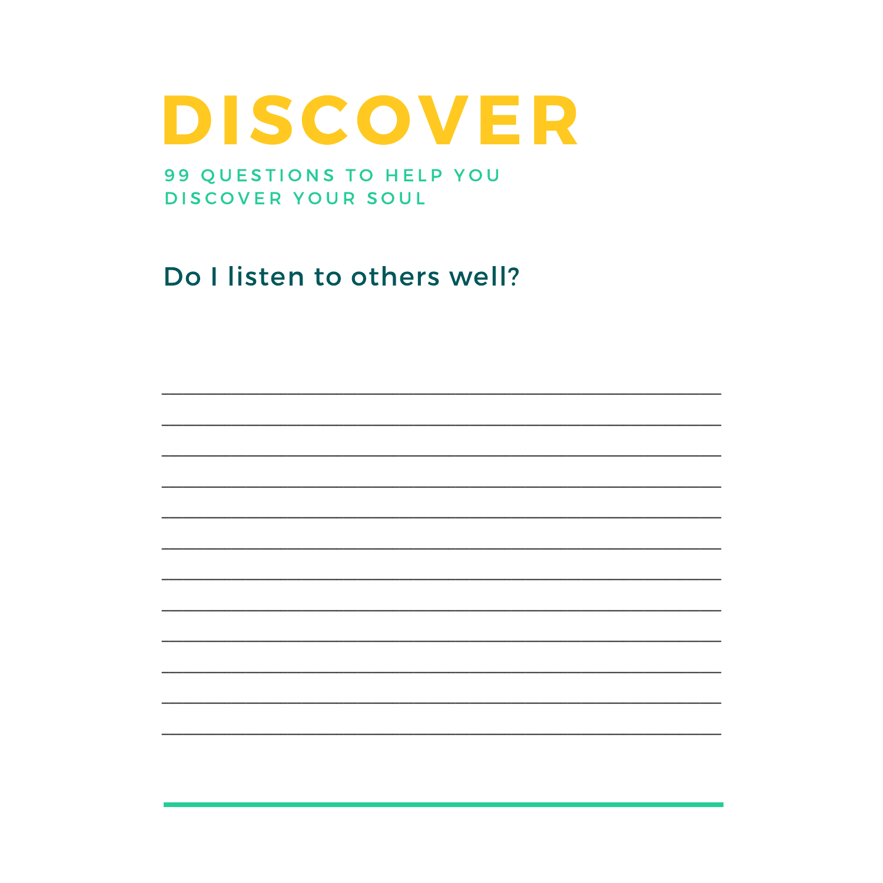# DISCOVER

99 QUESTIONS TO HELP YOU DISCOVER YOUR SOUL

## Do I listen to others well?

_______________________________________________

_______________________________________________

_______________________________________________

_______________________________________________

_______________________________________________

_______________________________________________

_______________________________________________

_______________________________________________

_______________________________________________

_______________________________________________

_______________________________________________

_______________________________________________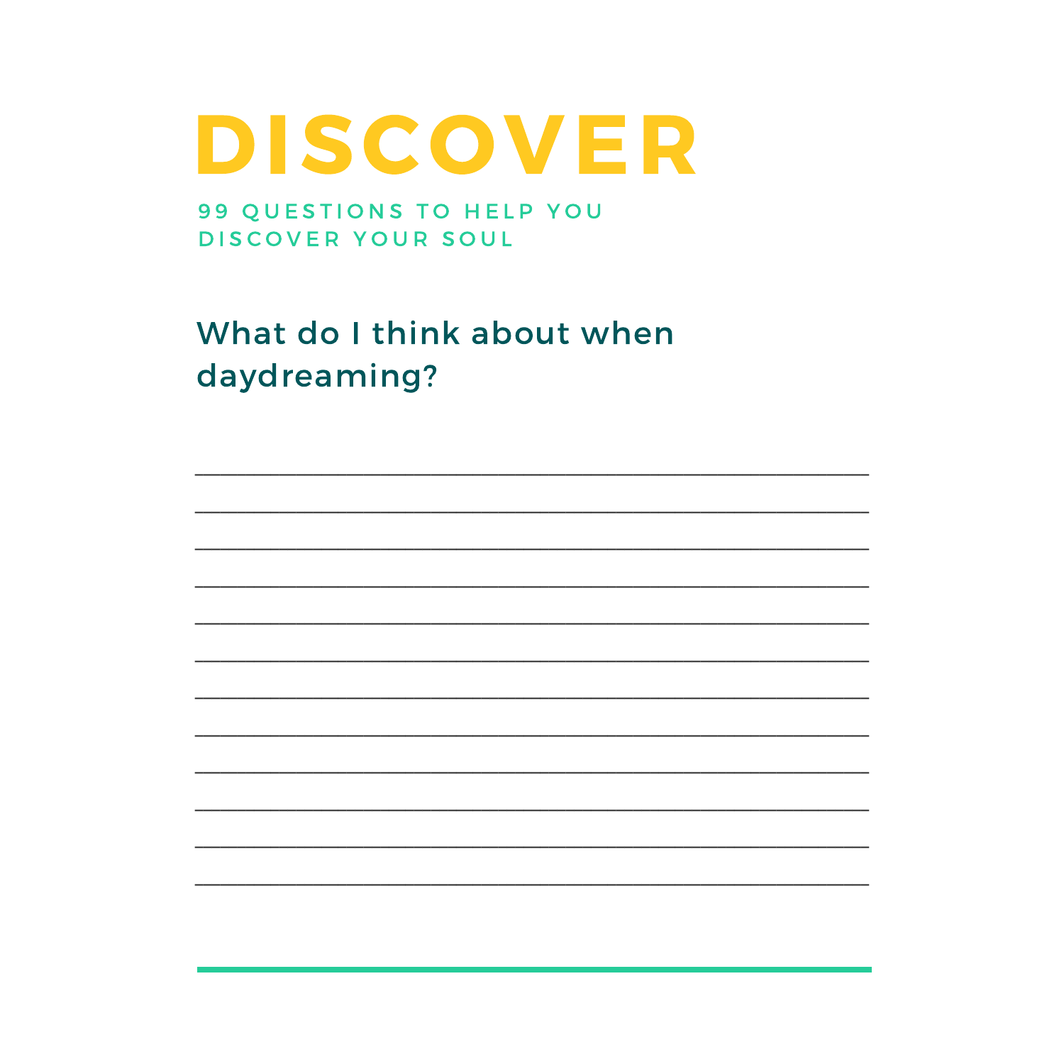# DISCOVER

99 QUESTIONS TO HELP YOU DISCOVER YOUR SOUL

## What do I think about when daydreaming?

____________________________________________________________

____________________________________________________________

____________________________________________________________

____________________________________________________________

____________________________________________________________

____________________________________________________________

____________________________________________________________

____________________________________________________________

____________________________________________________________

____________________________________________________________

____________________________________________________________

____________________________________________________________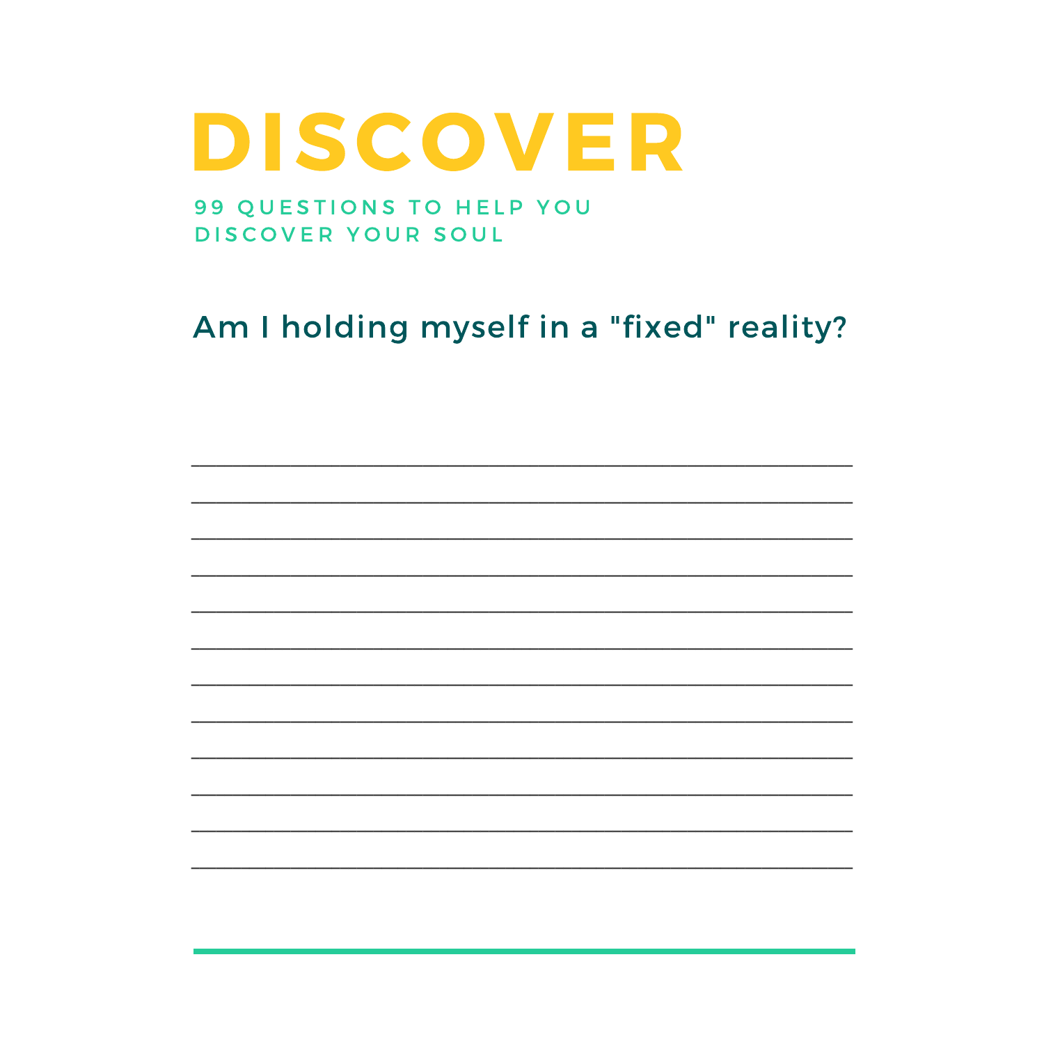# DISCOVER

99 QUESTIONS TO HELP YOU DISCOVER YOUR SOUL

## Am I holding myself in a "fixed" reality?

________________________________________________________________

________________________________________________________________

________________________________________________________________

________________________________________________________________

________________________________________________________________

________________________________________________________________

________________________________________________________________

________________________________________________________________

________________________________________________________________

________________________________________________________________

________________________________________________________________

________________________________________________________________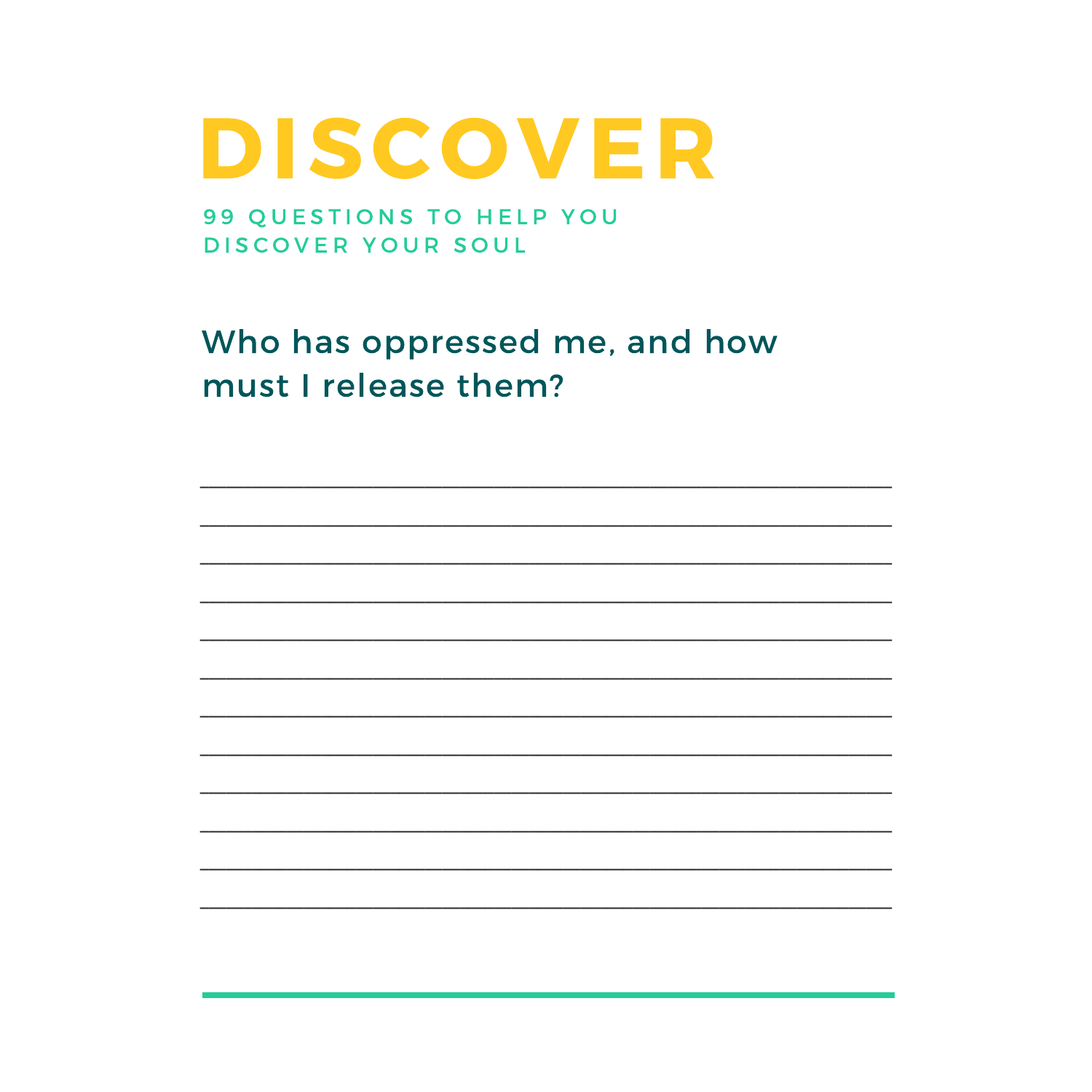# DISCOVER

99 QUESTIONS TO HELP YOU DISCOVER YOUR SOUL

## Who has oppressed me, and how must I release them?

____________________________________________________________

____________________________________________________________

____________________________________________________________

____________________________________________________________

____________________________________________________________

____________________________________________________________

____________________________________________________________

____________________________________________________________

____________________________________________________________

____________________________________________________________

____________________________________________________________

____________________________________________________________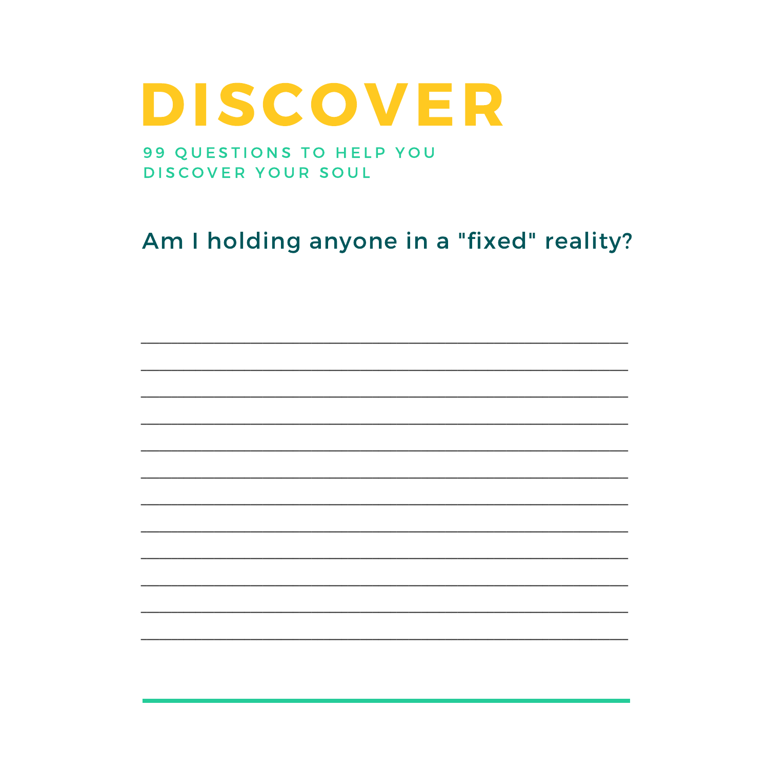# DISCOVER

99 QUESTIONS TO HELP YOU DISCOVER YOUR SOUL

## Am I holding anyone in a "fixed" reality?

____________________________________________

____________________________________________

____________________________________________

____________________________________________

____________________________________________

____________________________________________

____________________________________________

____________________________________________

____________________________________________

____________________________________________

____________________________________________

____________________________________________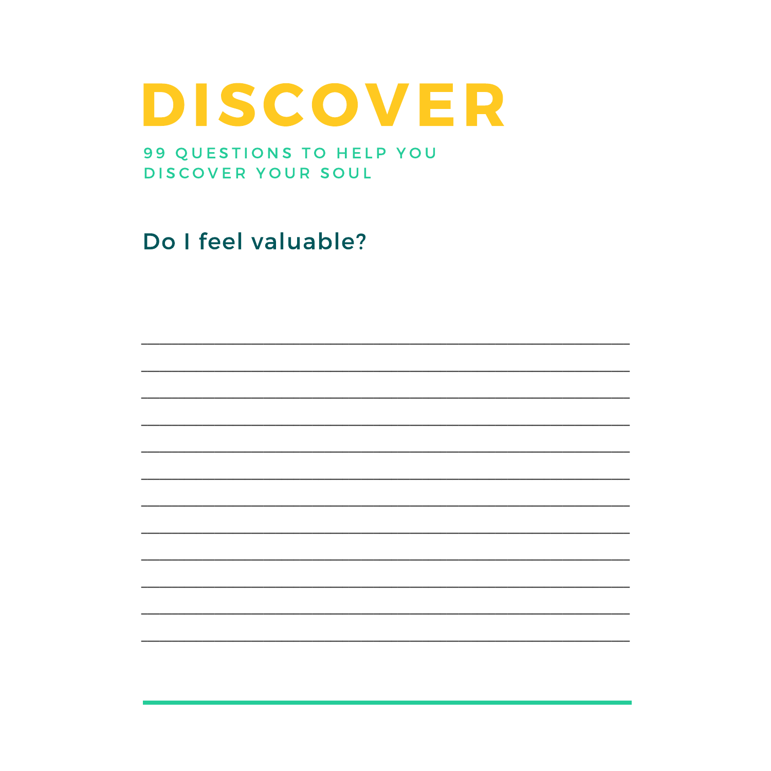# DISCOVER

99 QUESTIONS TO HELP YOU DISCOVER YOUR SOUL

## Do I feel valuable?

____________________________________________

____________________________________________

____________________________________________

____________________________________________

____________________________________________

____________________________________________

____________________________________________

____________________________________________

____________________________________________

____________________________________________

____________________________________________

____________________________________________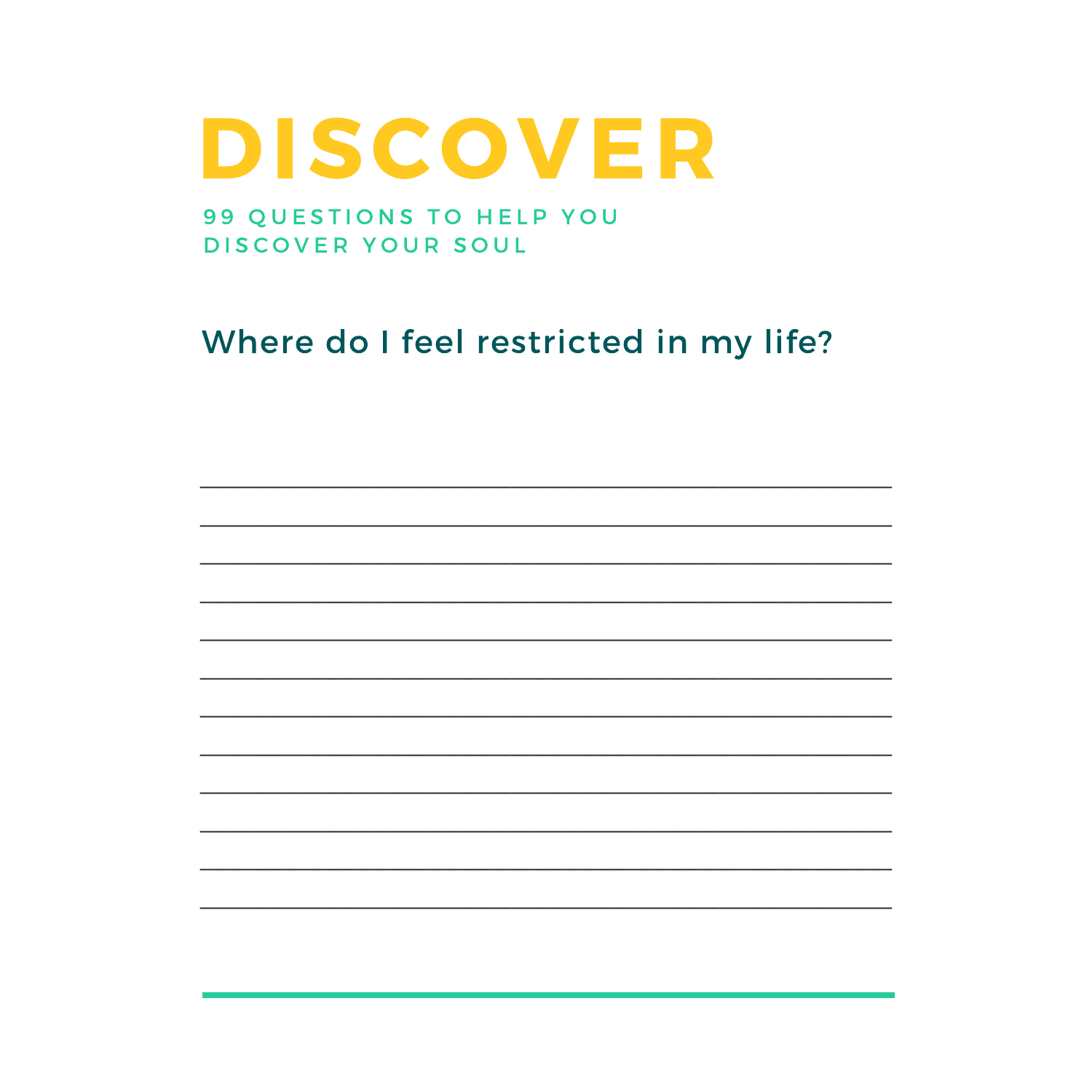# DISCOVER

99 QUESTIONS TO HELP YOU DISCOVER YOUR SOUL

## Where do I feel restricted in my life?

______________________________________________

______________________________________________

______________________________________________

______________________________________________

______________________________________________

______________________________________________

______________________________________________

______________________________________________

______________________________________________

______________________________________________

______________________________________________

______________________________________________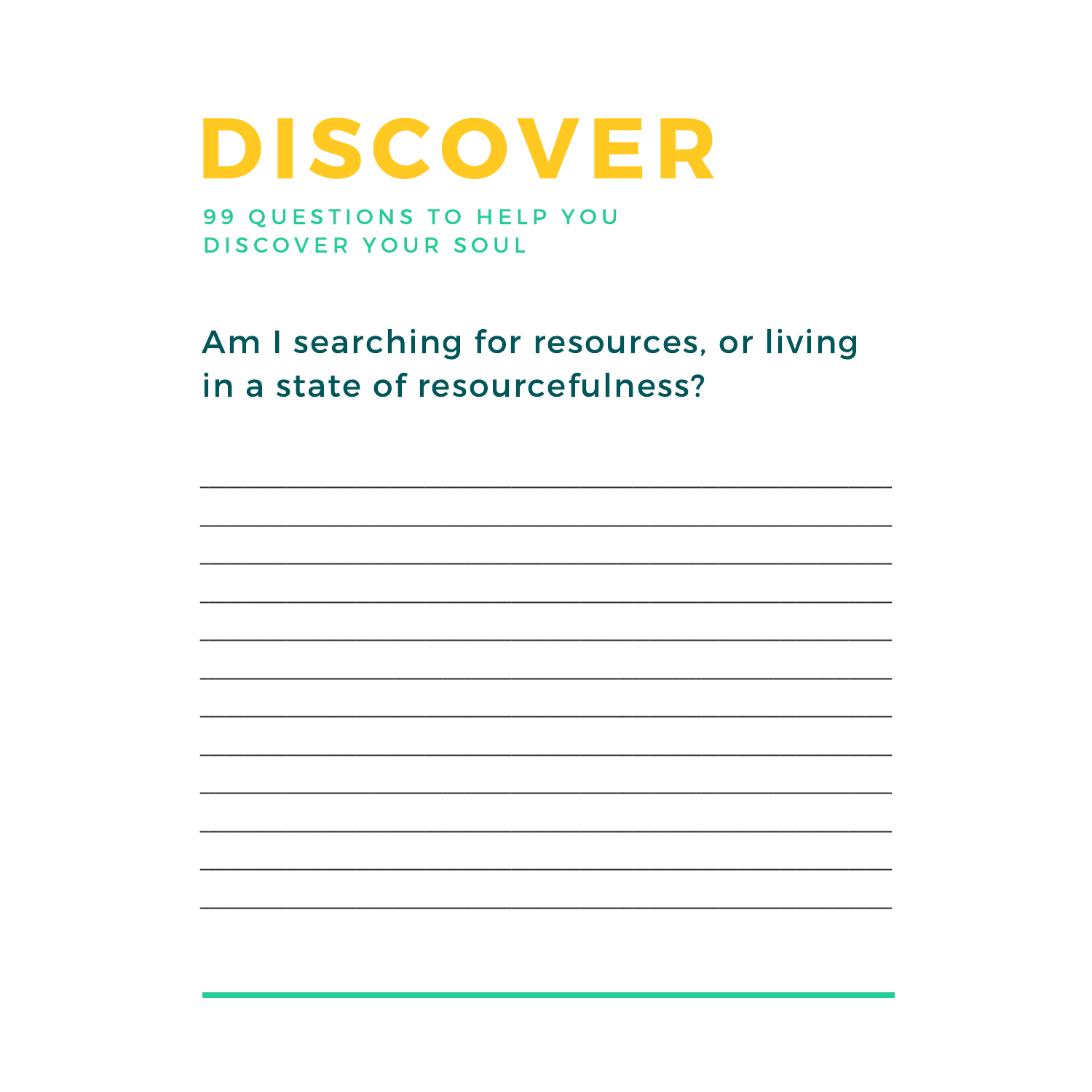# DISCOVER

99 QUESTIONS TO HELP YOU DISCOVER YOUR SOUL

## Am I searching for resources, or living in a state of resourcefulness?

___________________________________________

___________________________________________

___________________________________________

___________________________________________

___________________________________________

___________________________________________

___________________________________________

___________________________________________

___________________________________________

___________________________________________

___________________________________________

___________________________________________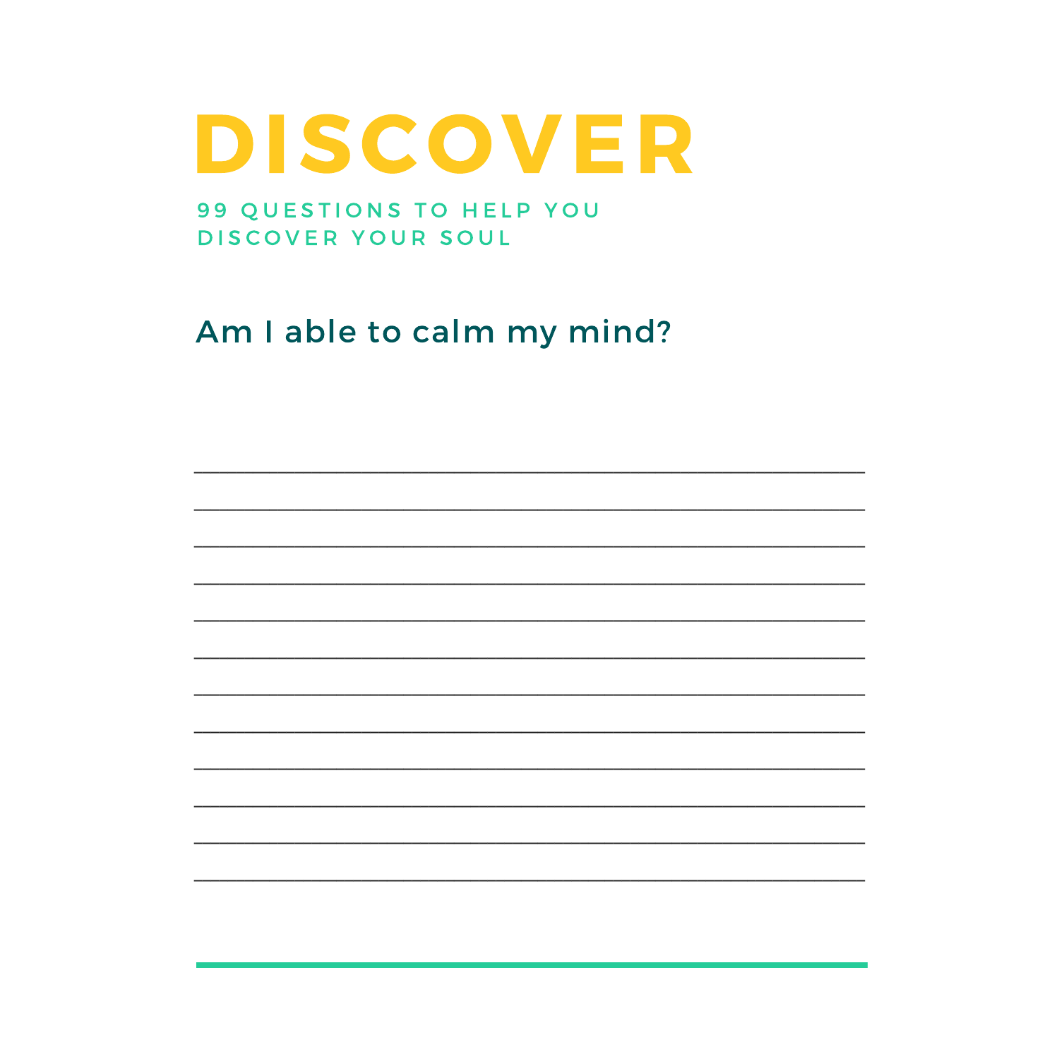# DISCOVER

99 QUESTIONS TO HELP YOU DISCOVER YOUR SOUL

## Am I able to calm my mind?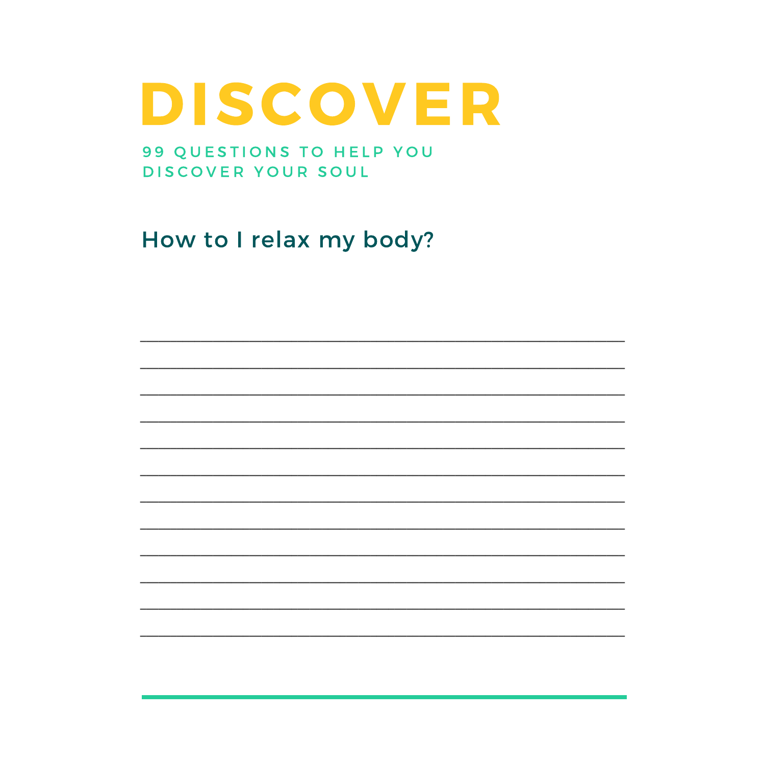# DISCOVER

## 99 QUESTIONS TO HELP YOU DISCOVER YOUR SOUL

### How to I relax my body?

___________________________________________________________

___________________________________________________________

___________________________________________________________

___________________________________________________________

___________________________________________________________

___________________________________________________________

___________________________________________________________

___________________________________________________________

___________________________________________________________

___________________________________________________________

___________________________________________________________

___________________________________________________________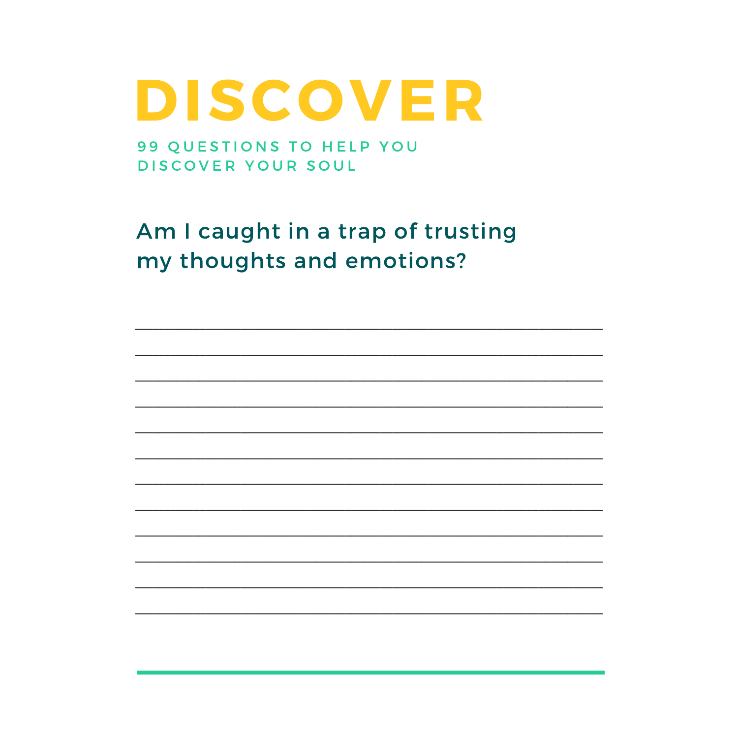# DISCOVER

99 QUESTIONS TO HELP YOU DISCOVER YOUR SOUL

## Am I caught in a trap of trusting my thoughts and emotions?

____________________________________________

____________________________________________

____________________________________________

____________________________________________

____________________________________________

____________________________________________

____________________________________________

____________________________________________

____________________________________________

____________________________________________

____________________________________________

____________________________________________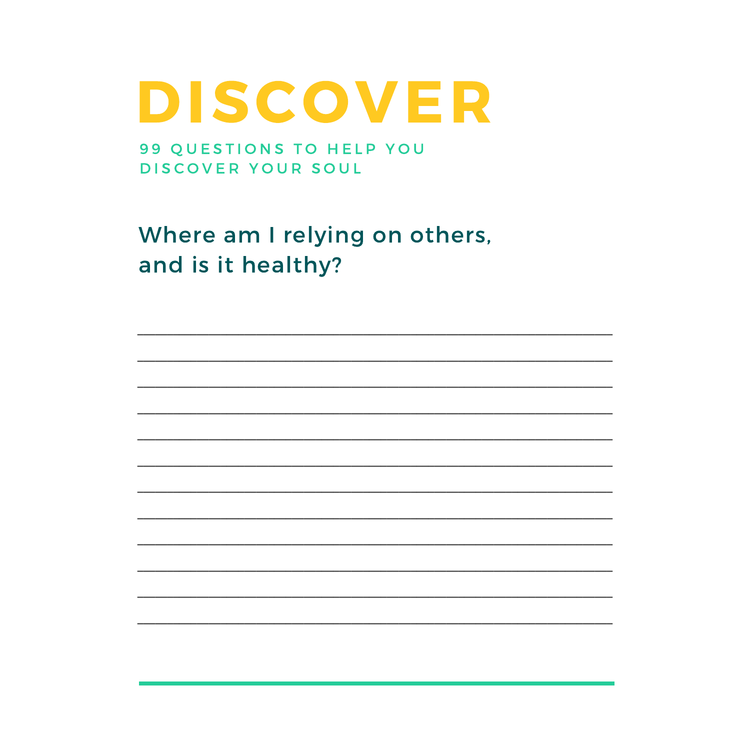# DISCOVER

99 QUESTIONS TO HELP YOU DISCOVER YOUR SOUL

## Where am I relying on others, and is it healthy?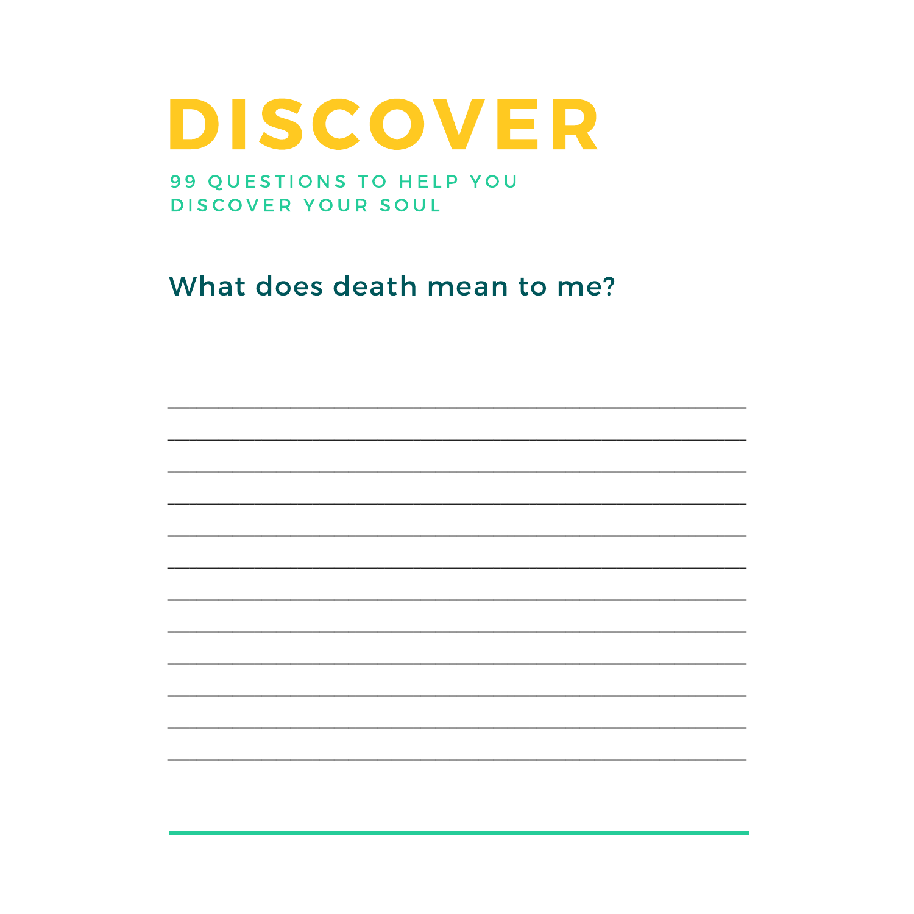# DISCOVER

99 QUESTIONS TO HELP YOU DISCOVER YOUR SOUL

## What does death mean to me?

______________________________________________________________________

______________________________________________________________________

______________________________________________________________________

______________________________________________________________________

______________________________________________________________________

______________________________________________________________________

______________________________________________________________________

______________________________________________________________________

______________________________________________________________________

______________________________________________________________________

______________________________________________________________________

______________________________________________________________________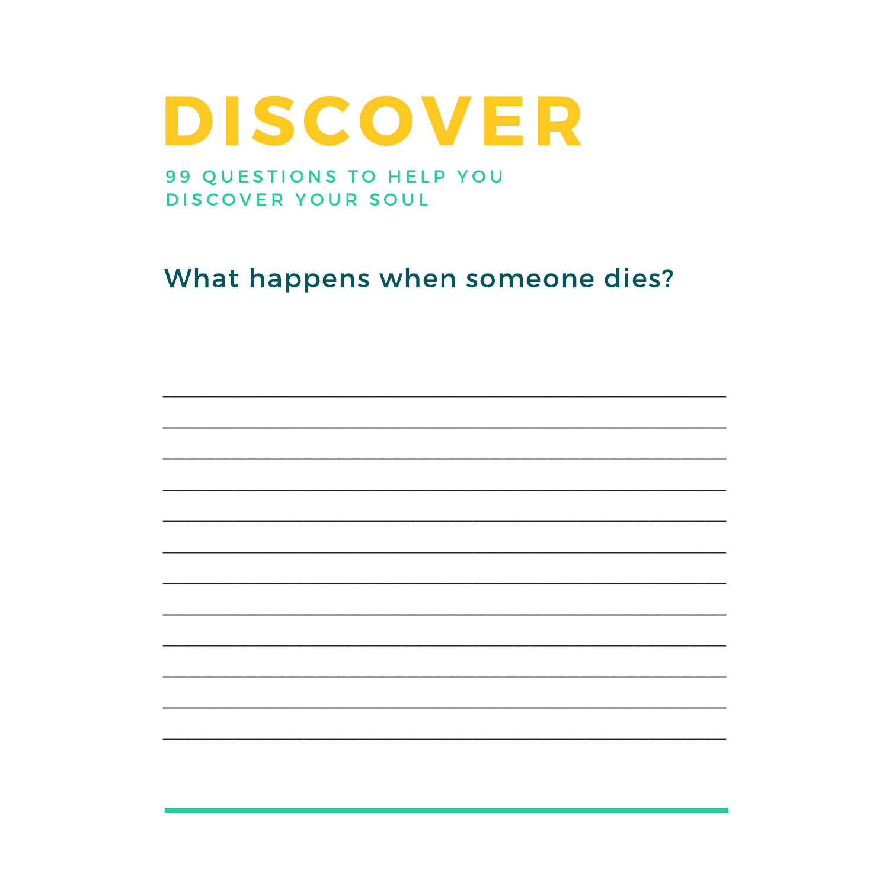# DISCOVER

99 QUESTIONS TO HELP YOU DISCOVER YOUR SOUL

## What happens when someone dies?

____________________________________________________________

____________________________________________________________

____________________________________________________________

____________________________________________________________

____________________________________________________________

____________________________________________________________

____________________________________________________________

____________________________________________________________

____________________________________________________________

____________________________________________________________

____________________________________________________________

____________________________________________________________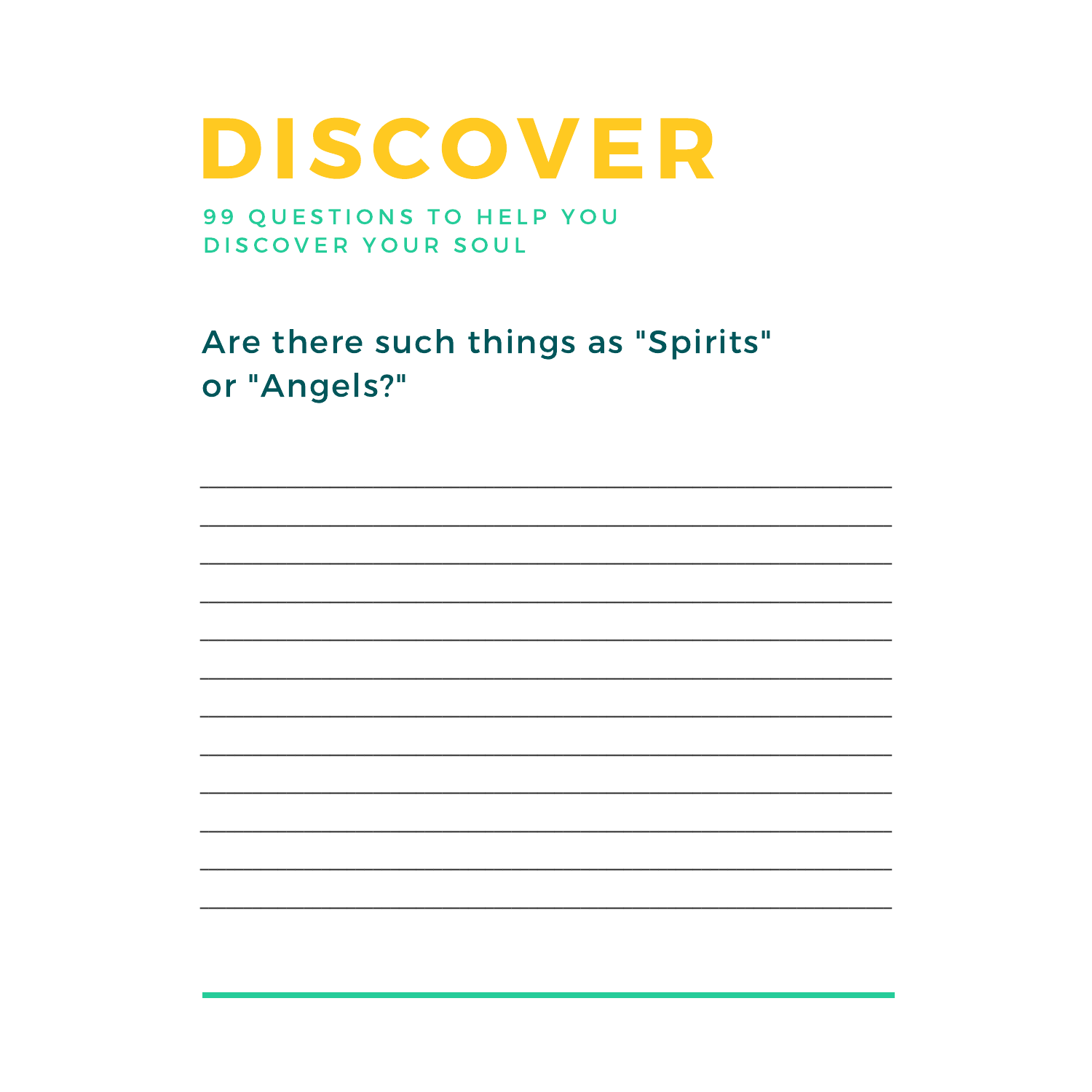# DISCOVER

99 QUESTIONS TO HELP YOU DISCOVER YOUR SOUL

## Are there such things as "Spirits" or "Angels?"

______________________________________________________

______________________________________________________

______________________________________________________

______________________________________________________

______________________________________________________

______________________________________________________

______________________________________________________

______________________________________________________

______________________________________________________

______________________________________________________

______________________________________________________

______________________________________________________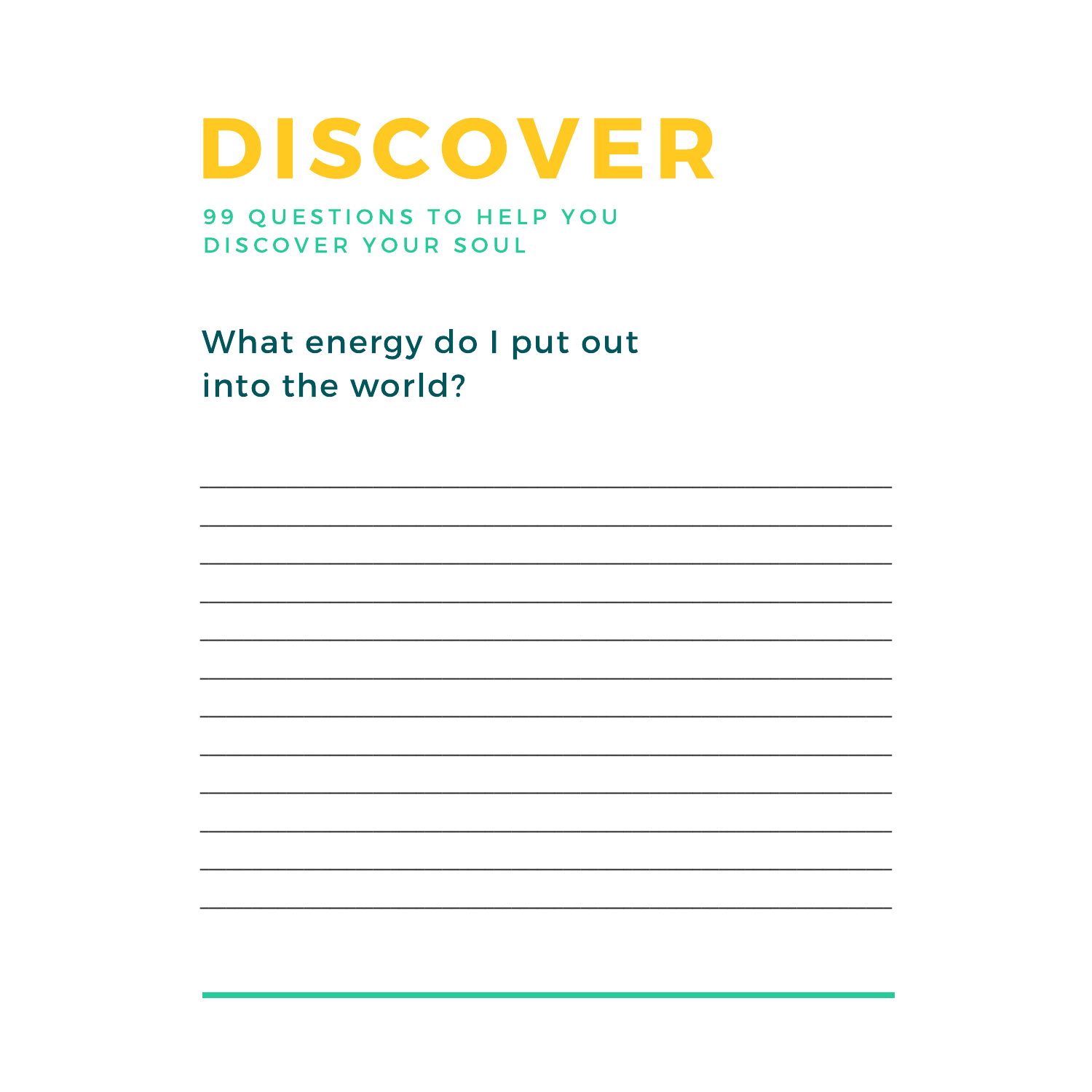# DISCOVER

99 QUESTIONS TO HELP YOU DISCOVER YOUR SOUL

## What energy do I put out into the world?

______________________________________________________________________

______________________________________________________________________

______________________________________________________________________

______________________________________________________________________

______________________________________________________________________

______________________________________________________________________

______________________________________________________________________

______________________________________________________________________

______________________________________________________________________

______________________________________________________________________

______________________________________________________________________

______________________________________________________________________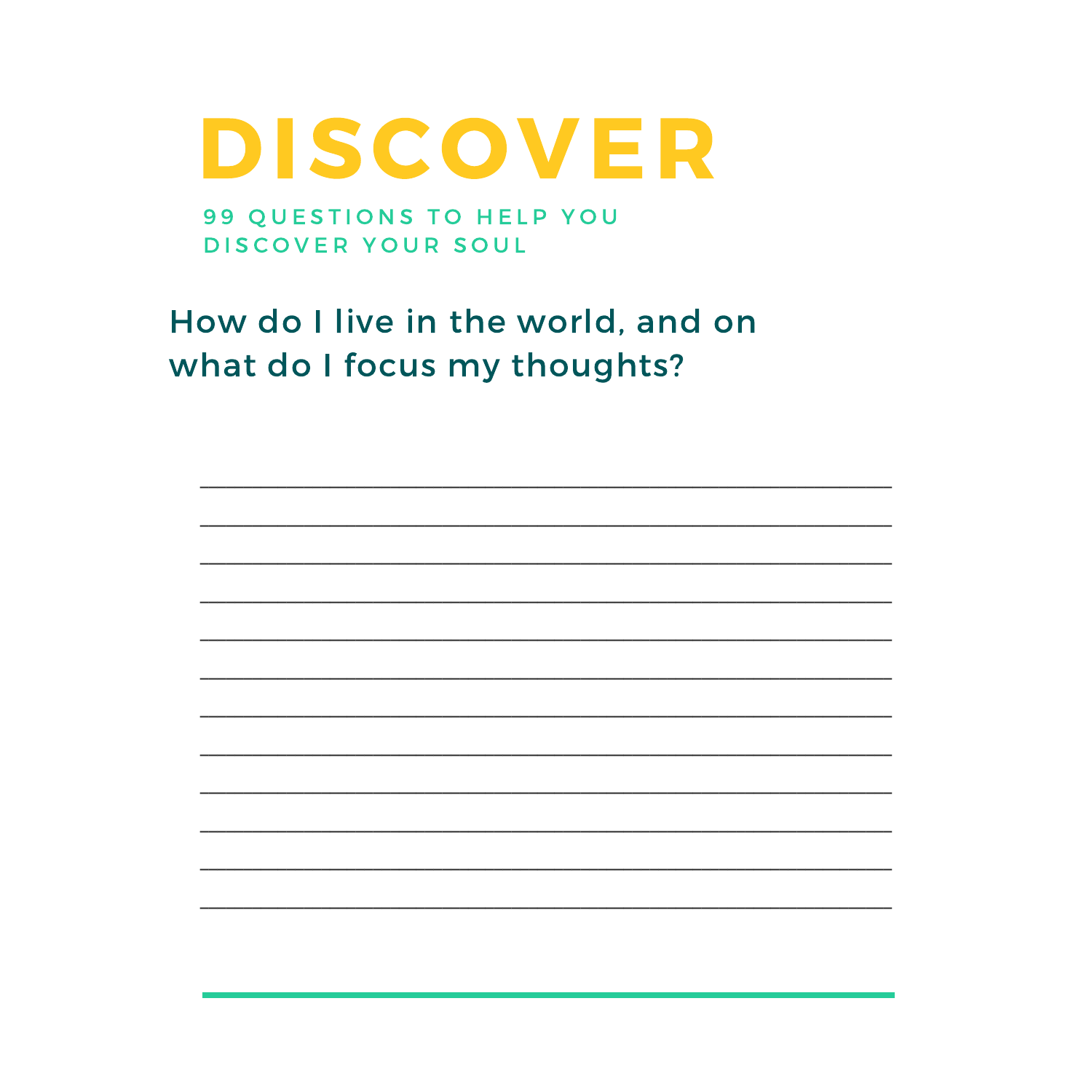# DISCOVER

99 QUESTIONS TO HELP YOU DISCOVER YOUR SOUL

How do I live in the world, and on what do I focus my thoughts?

____________________________________________________________

____________________________________________________________

____________________________________________________________

____________________________________________________________

____________________________________________________________

____________________________________________________________

____________________________________________________________

____________________________________________________________

____________________________________________________________

____________________________________________________________

____________________________________________________________

____________________________________________________________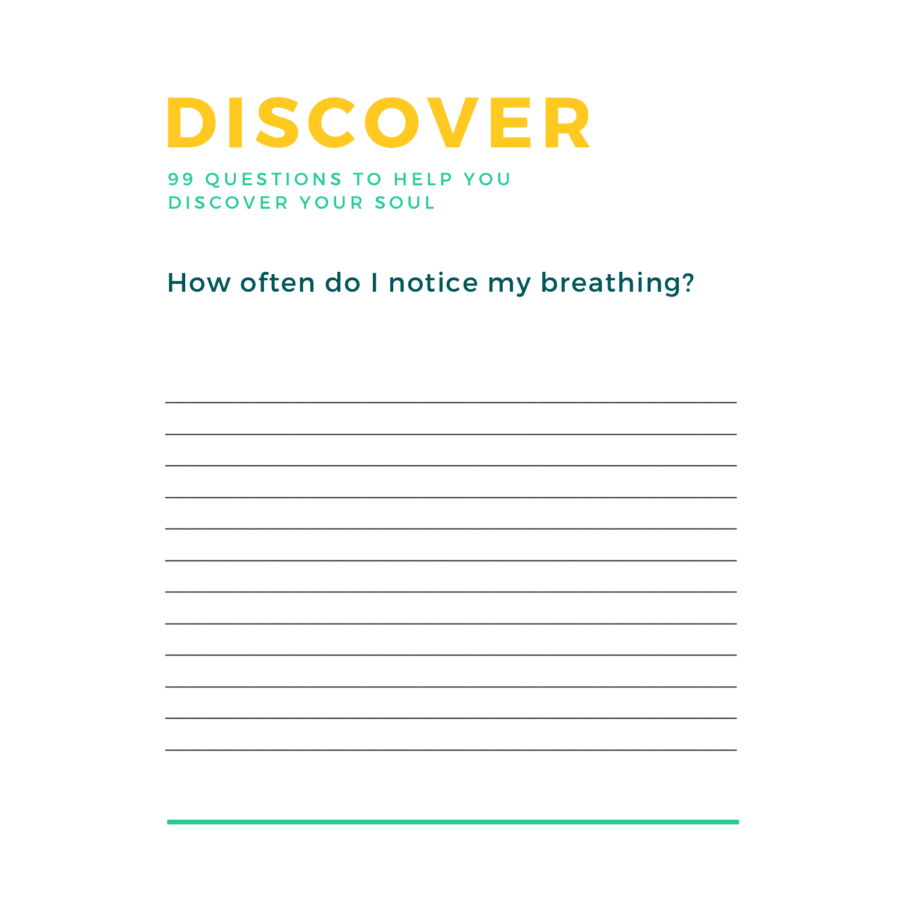# DISCOVER

99 QUESTIONS TO HELP YOU DISCOVER YOUR SOUL

## How often do I notice my breathing?

\_\_\_\_\_\_\_\_\_\_\_\_\_\_\_\_\_\_\_\_\_\_\_\_\_\_\_\_\_\_\_\_\_\_\_\_\_\_\_\_\_\_\_\_\_\_\_\_

\_\_\_\_\_\_\_\_\_\_\_\_\_\_\_\_\_\_\_\_\_\_\_\_\_\_\_\_\_\_\_\_\_\_\_\_\_\_\_\_\_\_\_\_\_\_\_\_

\_\_\_\_\_\_\_\_\_\_\_\_\_\_\_\_\_\_\_\_\_\_\_\_\_\_\_\_\_\_\_\_\_\_\_\_\_\_\_\_\_\_\_\_\_\_\_\_

\_\_\_\_\_\_\_\_\_\_\_\_\_\_\_\_\_\_\_\_\_\_\_\_\_\_\_\_\_\_\_\_\_\_\_\_\_\_\_\_\_\_\_\_\_\_\_\_

\_\_\_\_\_\_\_\_\_\_\_\_\_\_\_\_\_\_\_\_\_\_\_\_\_\_\_\_\_\_\_\_\_\_\_\_\_\_\_\_\_\_\_\_\_\_\_\_

\_\_\_\_\_\_\_\_\_\_\_\_\_\_\_\_\_\_\_\_\_\_\_\_\_\_\_\_\_\_\_\_\_\_\_\_\_\_\_\_\_\_\_\_\_\_\_\_

\_\_\_\_\_\_\_\_\_\_\_\_\_\_\_\_\_\_\_\_\_\_\_\_\_\_\_\_\_\_\_\_\_\_\_\_\_\_\_\_\_\_\_\_\_\_\_\_

\_\_\_\_\_\_\_\_\_\_\_\_\_\_\_\_\_\_\_\_\_\_\_\_\_\_\_\_\_\_\_\_\_\_\_\_\_\_\_\_\_\_\_\_\_\_\_\_

\_\_\_\_\_\_\_\_\_\_\_\_\_\_\_\_\_\_\_\_\_\_\_\_\_\_\_\_\_\_\_\_\_\_\_\_\_\_\_\_\_\_\_\_\_\_\_\_

\_\_\_\_\_\_\_\_\_\_\_\_\_\_\_\_\_\_\_\_\_\_\_\_\_\_\_\_\_\_\_\_\_\_\_\_\_\_\_\_\_\_\_\_\_\_\_\_

\_\_\_\_\_\_\_\_\_\_\_\_\_\_\_\_\_\_\_\_\_\_\_\_\_\_\_\_\_\_\_\_\_\_\_\_\_\_\_\_\_\_\_\_\_\_\_\_

\_\_\_\_\_\_\_\_\_\_\_\_\_\_\_\_\_\_\_\_\_\_\_\_\_\_\_\_\_\_\_\_\_\_\_\_\_\_\_\_\_\_\_\_\_\_\_\_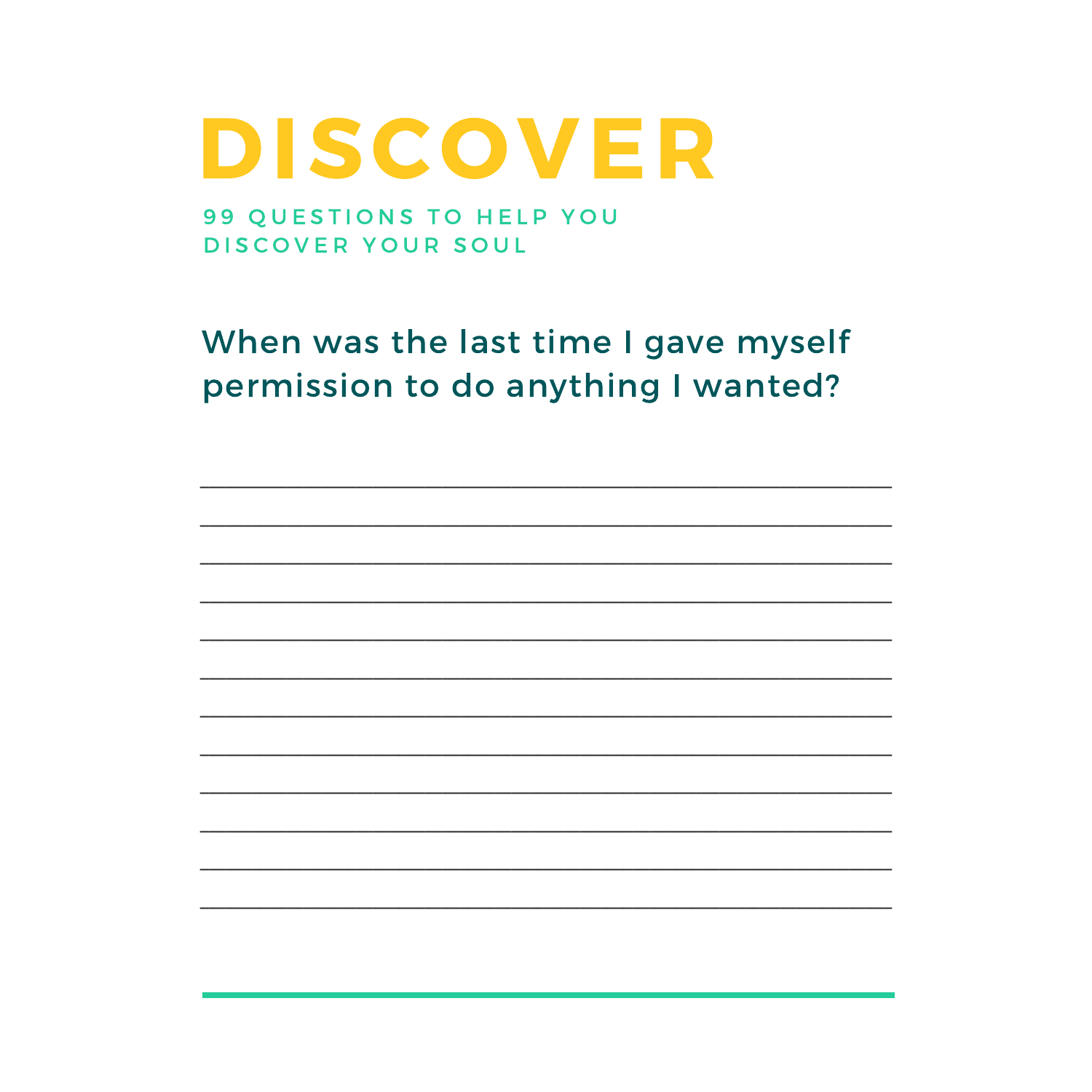# DISCOVER

99 QUESTIONS TO HELP YOU DISCOVER YOUR SOUL

## When was the last time I gave myself permission to do anything I wanted?

______________________________________________

______________________________________________

______________________________________________

______________________________________________

______________________________________________

______________________________________________

______________________________________________

______________________________________________

______________________________________________

______________________________________________

______________________________________________

______________________________________________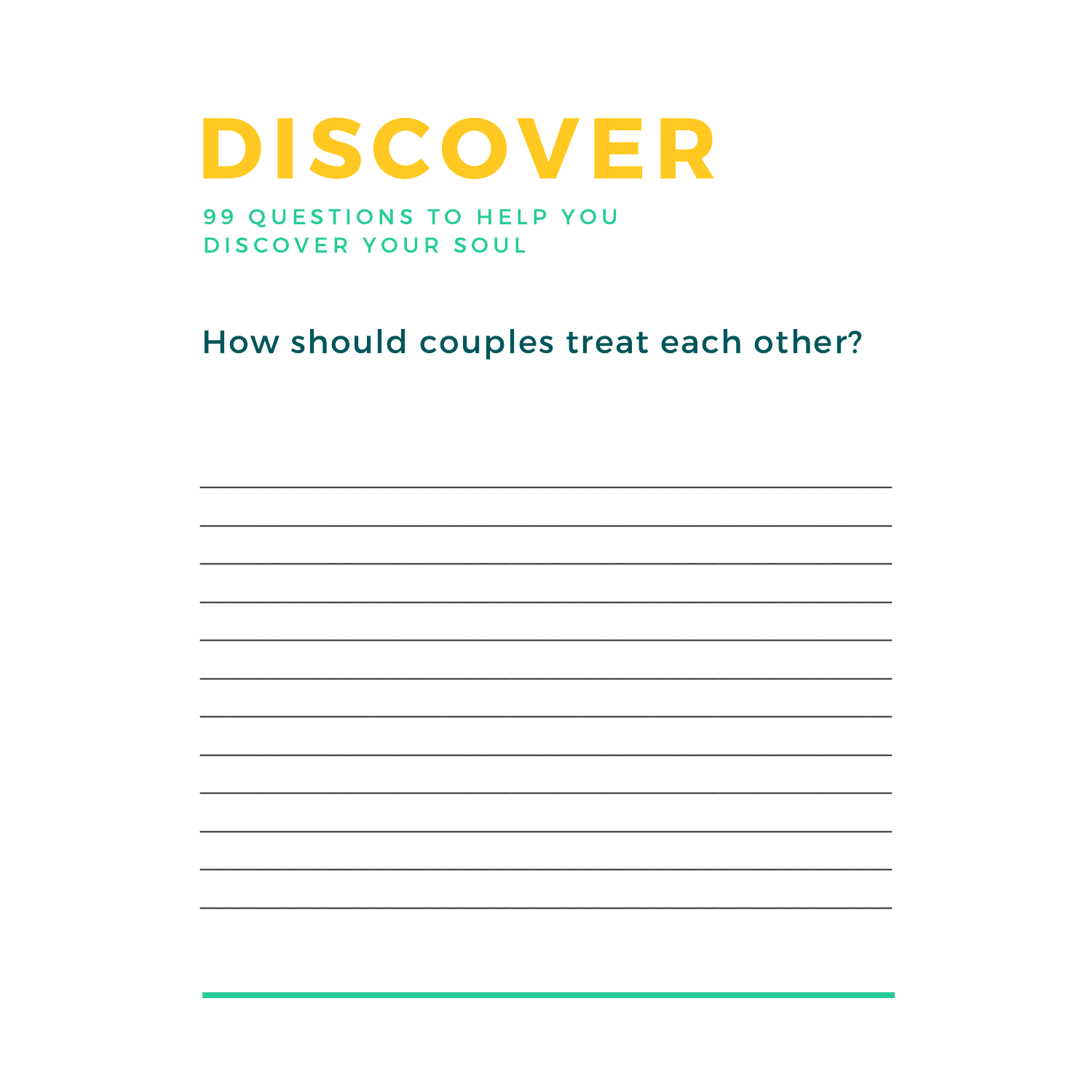# DISCOVER

99 QUESTIONS TO HELP YOU DISCOVER YOUR SOUL

## How should couples treat each other?

_______________________________________________

_______________________________________________

_______________________________________________

_______________________________________________

_______________________________________________

_______________________________________________

_______________________________________________

_______________________________________________

_______________________________________________

_______________________________________________

_______________________________________________

_______________________________________________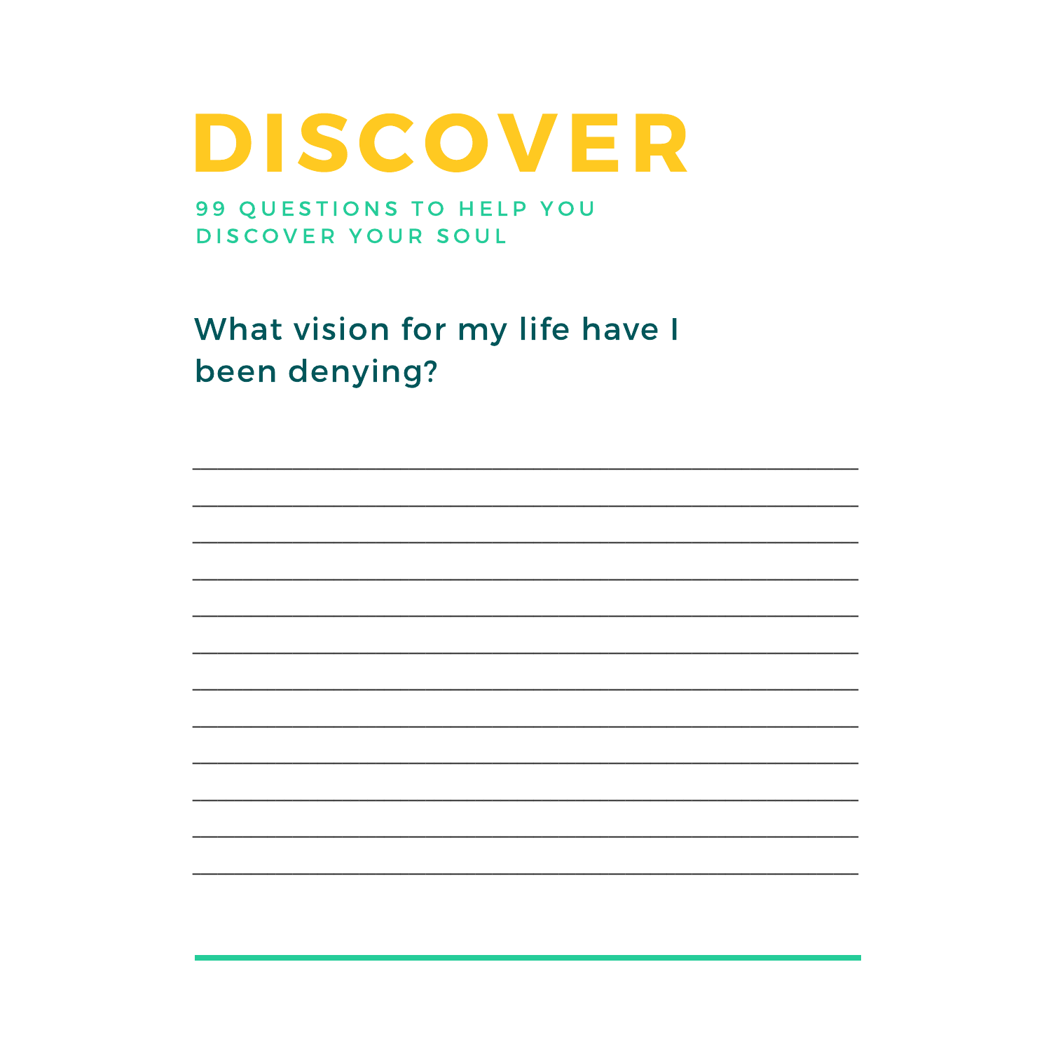# DISCOVER

99 QUESTIONS TO HELP YOU DISCOVER YOUR SOUL

## What vision for my life have I been denying?

____________________________________________

____________________________________________

____________________________________________

____________________________________________

____________________________________________

____________________________________________

____________________________________________

____________________________________________

____________________________________________

____________________________________________

____________________________________________

____________________________________________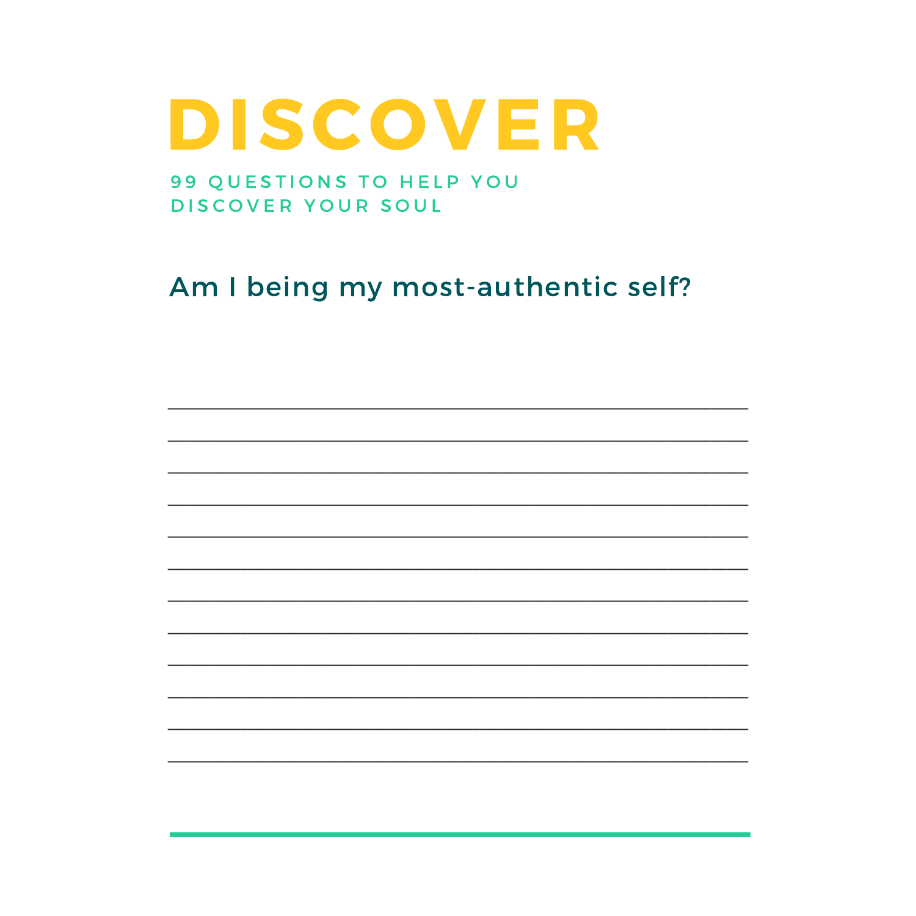# DISCOVER

99 QUESTIONS TO HELP YOU DISCOVER YOUR SOUL

## Am I being my most-authentic self?

_______________________________________________

_______________________________________________

_______________________________________________

_______________________________________________

_______________________________________________

_______________________________________________

_______________________________________________

_______________________________________________

_______________________________________________

_______________________________________________

_______________________________________________

_______________________________________________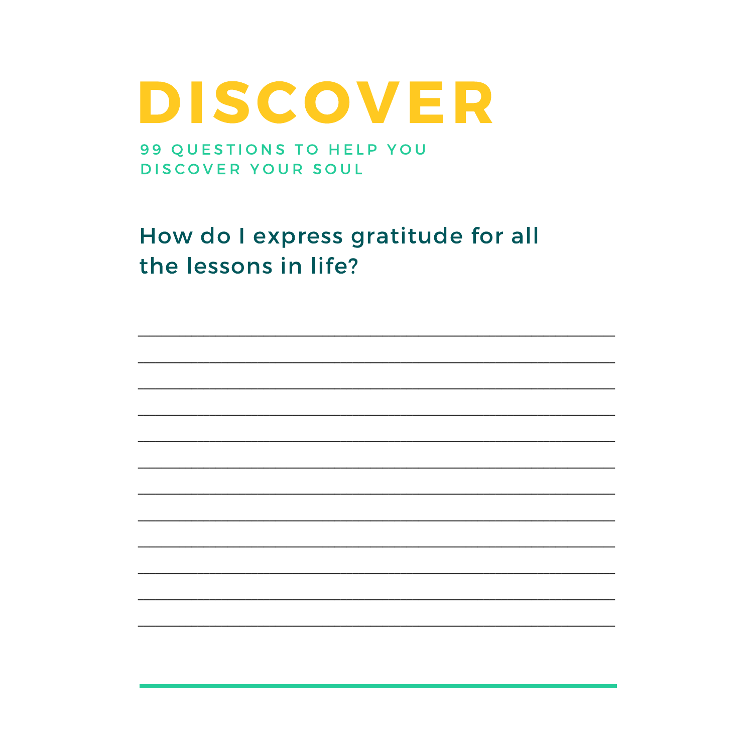# DISCOVER

99 QUESTIONS TO HELP YOU DISCOVER YOUR SOUL

## How do I express gratitude for all the lessons in life?

____________________________________________

____________________________________________

____________________________________________

____________________________________________

____________________________________________

____________________________________________

____________________________________________

____________________________________________

____________________________________________

____________________________________________

____________________________________________

____________________________________________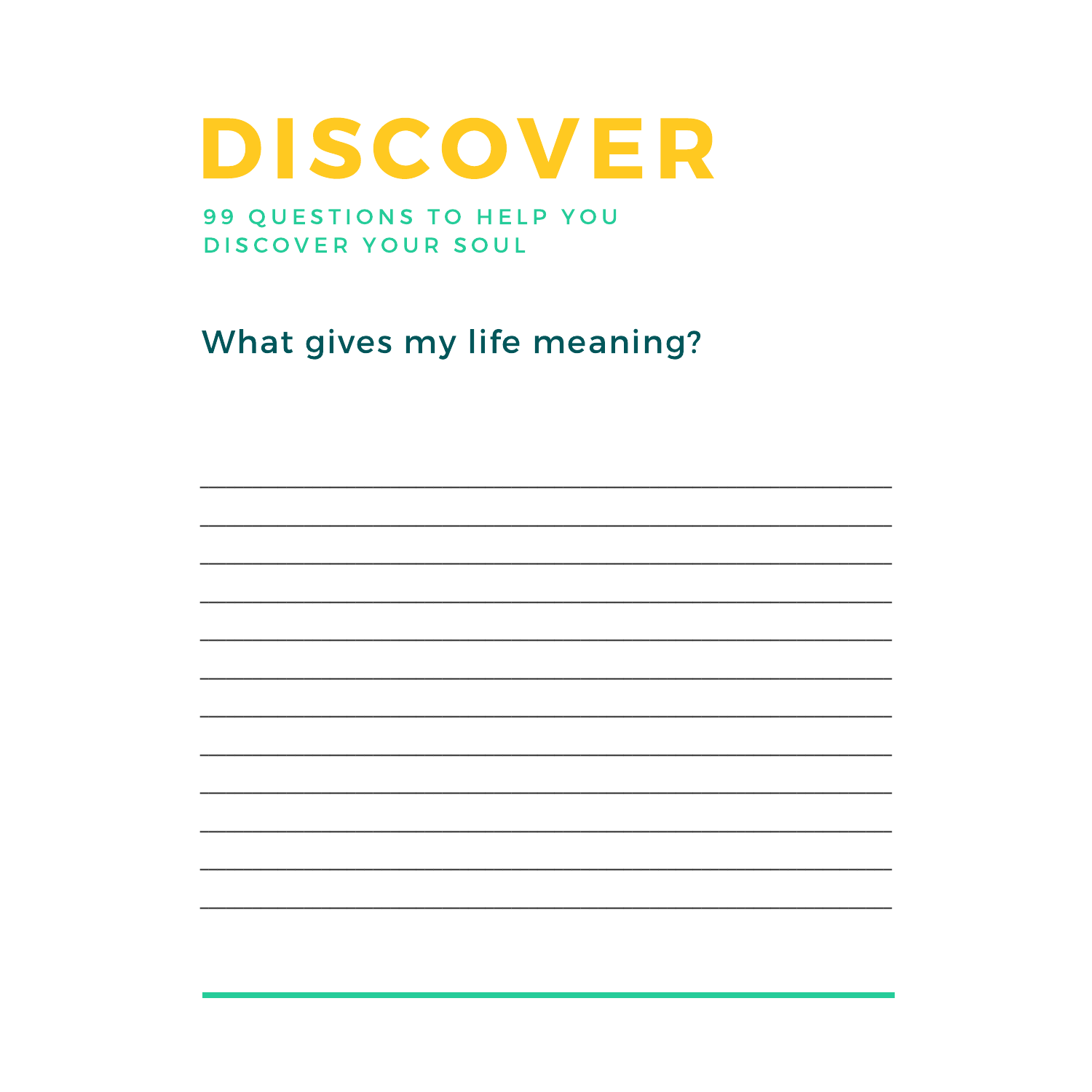# DISCOVER

99 QUESTIONS TO HELP YOU DISCOVER YOUR SOUL

## What gives my life meaning?

_______________________________________________

_______________________________________________

_______________________________________________

_______________________________________________

_______________________________________________

_______________________________________________

_______________________________________________

_______________________________________________

_______________________________________________

_______________________________________________

_______________________________________________

_______________________________________________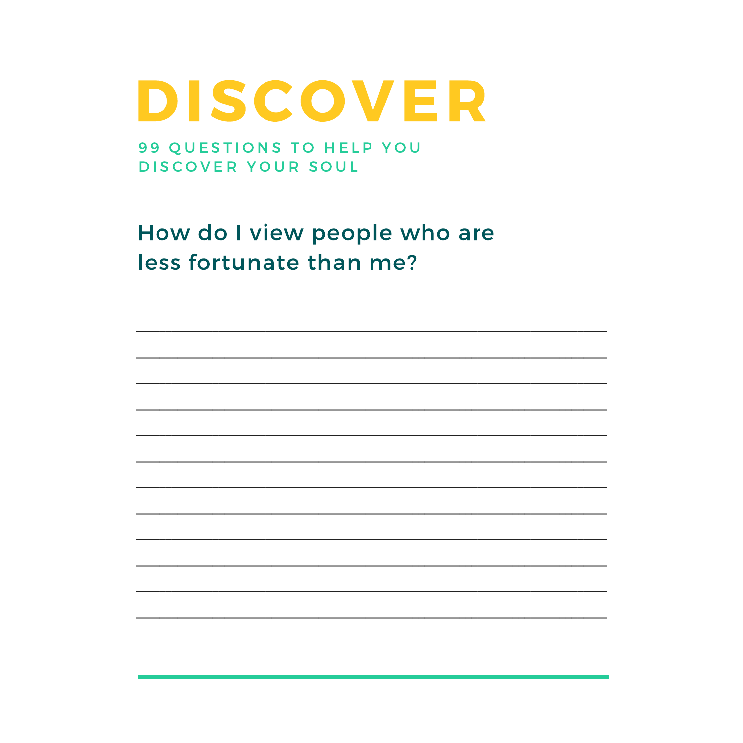# DISCOVER

99 QUESTIONS TO HELP YOU DISCOVER YOUR SOUL

## How do I view people who are less fortunate than me?

____________________________________________________________

____________________________________________________________

____________________________________________________________

____________________________________________________________

____________________________________________________________

____________________________________________________________

____________________________________________________________

____________________________________________________________

____________________________________________________________

____________________________________________________________

____________________________________________________________

____________________________________________________________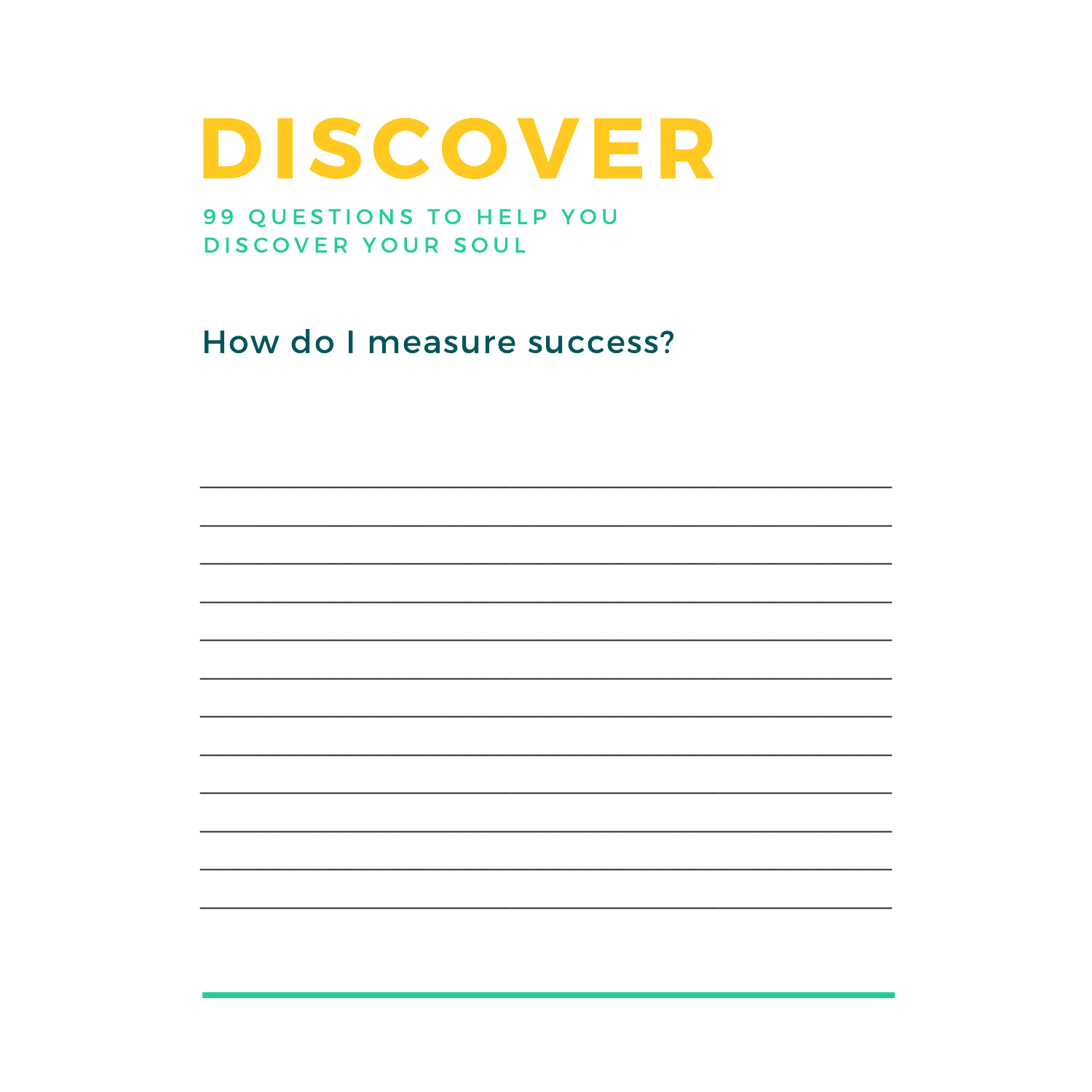# DISCOVER

## 99 QUESTIONS TO HELP YOU DISCOVER YOUR SOUL

### How do I measure success?

______________________________________________________________________

______________________________________________________________________

______________________________________________________________________

______________________________________________________________________

______________________________________________________________________

______________________________________________________________________

______________________________________________________________________

______________________________________________________________________

______________________________________________________________________

______________________________________________________________________

______________________________________________________________________

______________________________________________________________________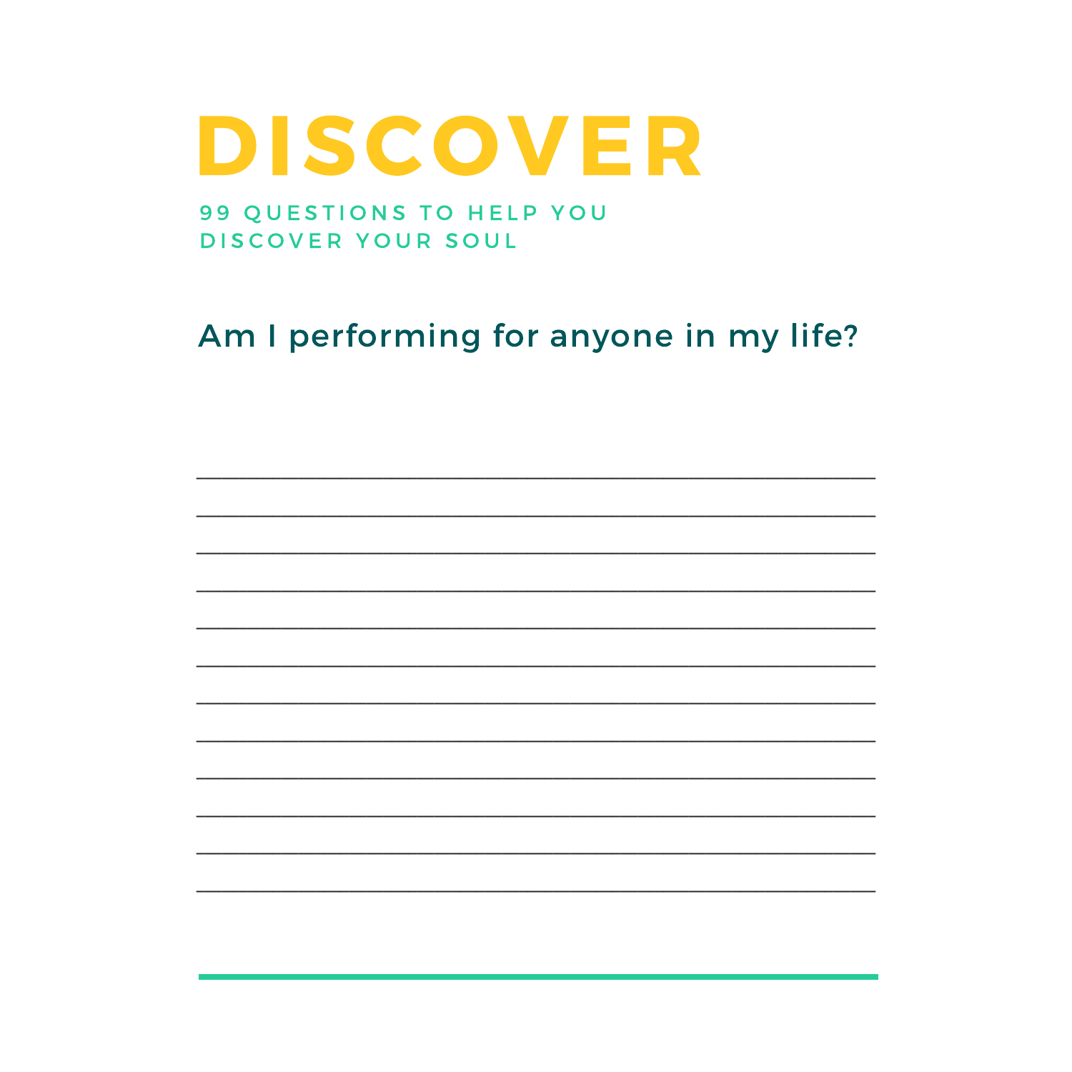# DISCOVER

99 QUESTIONS TO HELP YOU DISCOVER YOUR SOUL

## Am I performing for anyone in my life?

____________________________________________________________

____________________________________________________________

____________________________________________________________

____________________________________________________________

____________________________________________________________

____________________________________________________________

____________________________________________________________

____________________________________________________________

____________________________________________________________

____________________________________________________________

____________________________________________________________

____________________________________________________________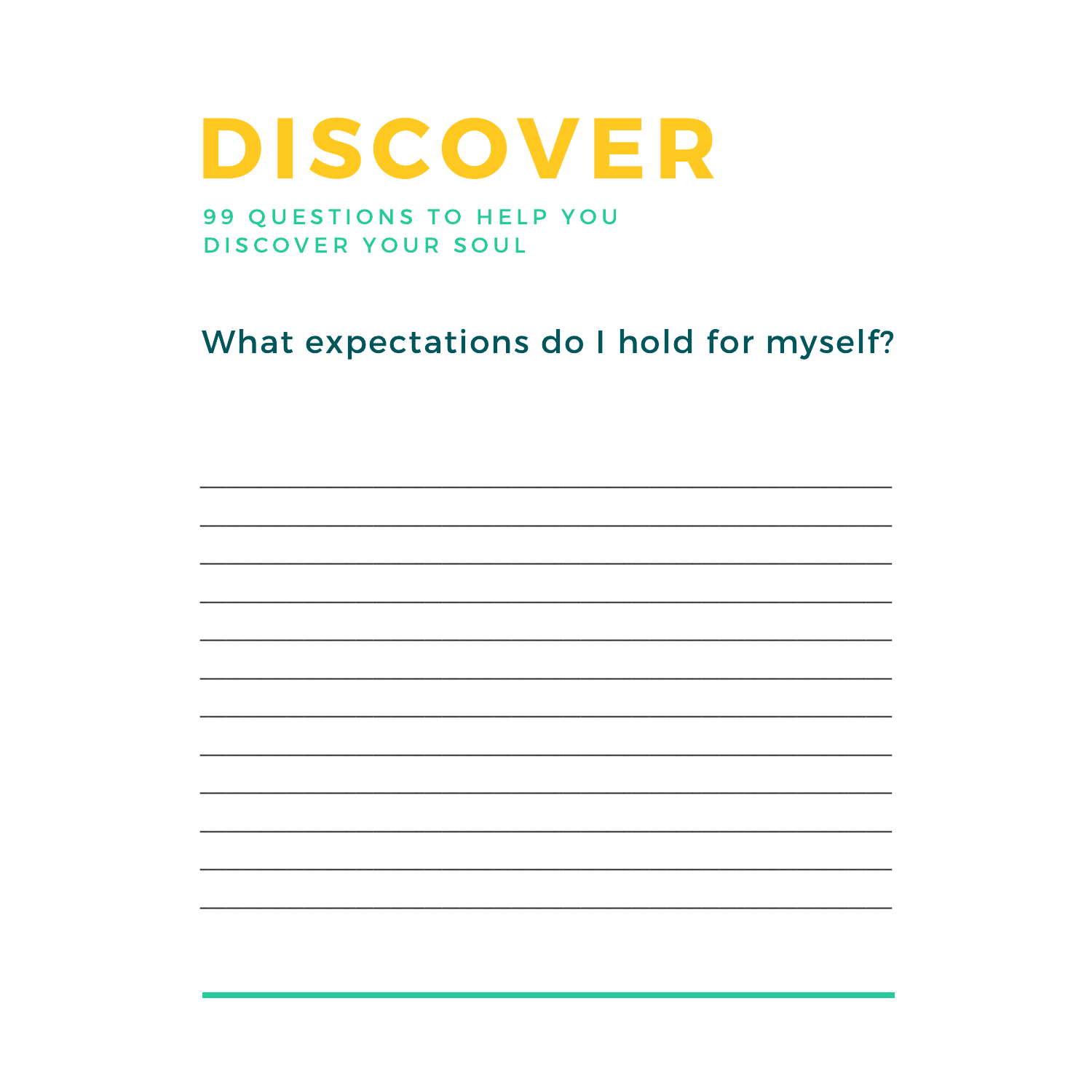# DISCOVER

99 QUESTIONS TO HELP YOU DISCOVER YOUR SOUL

## What expectations do I hold for myself?

______________________________________________

______________________________________________

______________________________________________

______________________________________________

______________________________________________

______________________________________________

______________________________________________

______________________________________________

______________________________________________

______________________________________________

______________________________________________

______________________________________________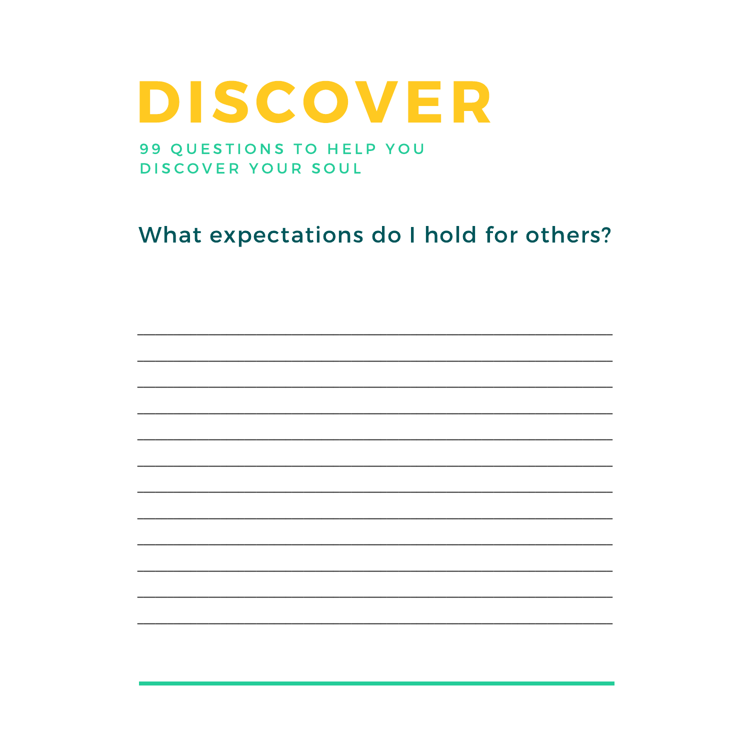# DISCOVER

99 QUESTIONS TO HELP YOU DISCOVER YOUR SOUL

## What expectations do I hold for others?

___________________________________________________

___________________________________________________

___________________________________________________

___________________________________________________

___________________________________________________

___________________________________________________

___________________________________________________

___________________________________________________

___________________________________________________

___________________________________________________

___________________________________________________

___________________________________________________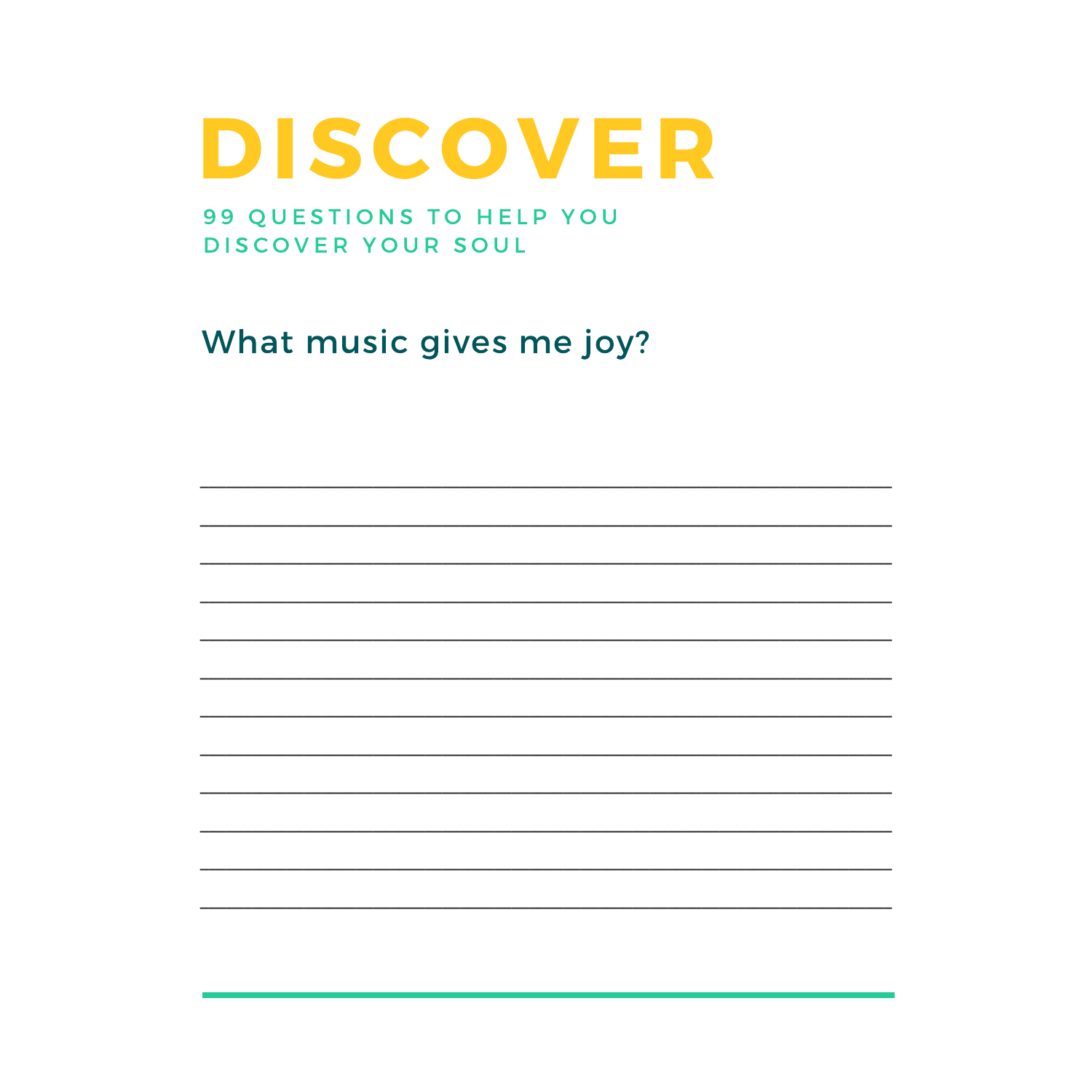# DISCOVER

99 QUESTIONS TO HELP YOU DISCOVER YOUR SOUL

## What music gives me joy?

\_\_\_\_\_\_\_\_\_\_\_\_\_\_\_\_\_\_\_\_\_\_\_\_\_\_\_\_\_\_\_\_\_\_\_\_\_\_\_\_\_\_\_\_\_\_\_\_\_\_

\_\_\_\_\_\_\_\_\_\_\_\_\_\_\_\_\_\_\_\_\_\_\_\_\_\_\_\_\_\_\_\_\_\_\_\_\_\_\_\_\_\_\_\_\_\_\_\_\_\_

\_\_\_\_\_\_\_\_\_\_\_\_\_\_\_\_\_\_\_\_\_\_\_\_\_\_\_\_\_\_\_\_\_\_\_\_\_\_\_\_\_\_\_\_\_\_\_\_\_\_

\_\_\_\_\_\_\_\_\_\_\_\_\_\_\_\_\_\_\_\_\_\_\_\_\_\_\_\_\_\_\_\_\_\_\_\_\_\_\_\_\_\_\_\_\_\_\_\_\_\_

\_\_\_\_\_\_\_\_\_\_\_\_\_\_\_\_\_\_\_\_\_\_\_\_\_\_\_\_\_\_\_\_\_\_\_\_\_\_\_\_\_\_\_\_\_\_\_\_\_\_

\_\_\_\_\_\_\_\_\_\_\_\_\_\_\_\_\_\_\_\_\_\_\_\_\_\_\_\_\_\_\_\_\_\_\_\_\_\_\_\_\_\_\_\_\_\_\_\_\_\_

\_\_\_\_\_\_\_\_\_\_\_\_\_\_\_\_\_\_\_\_\_\_\_\_\_\_\_\_\_\_\_\_\_\_\_\_\_\_\_\_\_\_\_\_\_\_\_\_\_\_

\_\_\_\_\_\_\_\_\_\_\_\_\_\_\_\_\_\_\_\_\_\_\_\_\_\_\_\_\_\_\_\_\_\_\_\_\_\_\_\_\_\_\_\_\_\_\_\_\_\_

\_\_\_\_\_\_\_\_\_\_\_\_\_\_\_\_\_\_\_\_\_\_\_\_\_\_\_\_\_\_\_\_\_\_\_\_\_\_\_\_\_\_\_\_\_\_\_\_\_\_

\_\_\_\_\_\_\_\_\_\_\_\_\_\_\_\_\_\_\_\_\_\_\_\_\_\_\_\_\_\_\_\_\_\_\_\_\_\_\_\_\_\_\_\_\_\_\_\_\_\_

\_\_\_\_\_\_\_\_\_\_\_\_\_\_\_\_\_\_\_\_\_\_\_\_\_\_\_\_\_\_\_\_\_\_\_\_\_\_\_\_\_\_\_\_\_\_\_\_\_\_

\_\_\_\_\_\_\_\_\_\_\_\_\_\_\_\_\_\_\_\_\_\_\_\_\_\_\_\_\_\_\_\_\_\_\_\_\_\_\_\_\_\_\_\_\_\_\_\_\_\_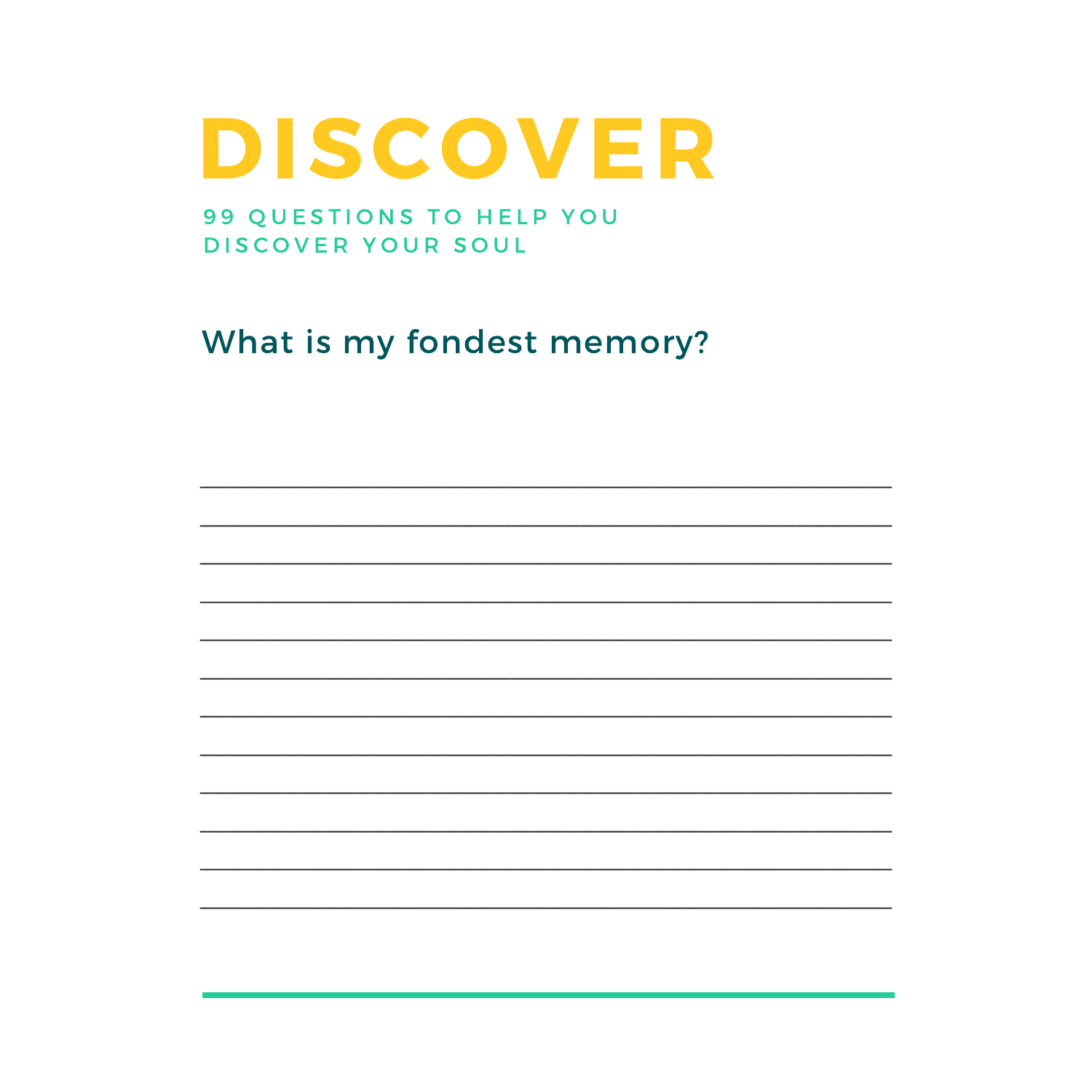# DISCOVER

99 QUESTIONS TO HELP YOU DISCOVER YOUR SOUL

## What is my fondest memory?

\_\_\_\_\_\_\_\_\_\_\_\_\_\_\_\_\_\_\_\_\_\_\_\_\_\_\_\_\_\_\_\_\_\_\_\_\_\_\_\_\_\_\_\_\_\_\_\_

\_\_\_\_\_\_\_\_\_\_\_\_\_\_\_\_\_\_\_\_\_\_\_\_\_\_\_\_\_\_\_\_\_\_\_\_\_\_\_\_\_\_\_\_\_\_\_\_

\_\_\_\_\_\_\_\_\_\_\_\_\_\_\_\_\_\_\_\_\_\_\_\_\_\_\_\_\_\_\_\_\_\_\_\_\_\_\_\_\_\_\_\_\_\_\_\_

\_\_\_\_\_\_\_\_\_\_\_\_\_\_\_\_\_\_\_\_\_\_\_\_\_\_\_\_\_\_\_\_\_\_\_\_\_\_\_\_\_\_\_\_\_\_\_\_

\_\_\_\_\_\_\_\_\_\_\_\_\_\_\_\_\_\_\_\_\_\_\_\_\_\_\_\_\_\_\_\_\_\_\_\_\_\_\_\_\_\_\_\_\_\_\_\_

\_\_\_\_\_\_\_\_\_\_\_\_\_\_\_\_\_\_\_\_\_\_\_\_\_\_\_\_\_\_\_\_\_\_\_\_\_\_\_\_\_\_\_\_\_\_\_\_

\_\_\_\_\_\_\_\_\_\_\_\_\_\_\_\_\_\_\_\_\_\_\_\_\_\_\_\_\_\_\_\_\_\_\_\_\_\_\_\_\_\_\_\_\_\_\_\_

\_\_\_\_\_\_\_\_\_\_\_\_\_\_\_\_\_\_\_\_\_\_\_\_\_\_\_\_\_\_\_\_\_\_\_\_\_\_\_\_\_\_\_\_\_\_\_\_

\_\_\_\_\_\_\_\_\_\_\_\_\_\_\_\_\_\_\_\_\_\_\_\_\_\_\_\_\_\_\_\_\_\_\_\_\_\_\_\_\_\_\_\_\_\_\_\_

\_\_\_\_\_\_\_\_\_\_\_\_\_\_\_\_\_\_\_\_\_\_\_\_\_\_\_\_\_\_\_\_\_\_\_\_\_\_\_\_\_\_\_\_\_\_\_\_

\_\_\_\_\_\_\_\_\_\_\_\_\_\_\_\_\_\_\_\_\_\_\_\_\_\_\_\_\_\_\_\_\_\_\_\_\_\_\_\_\_\_\_\_\_\_\_\_

\_\_\_\_\_\_\_\_\_\_\_\_\_\_\_\_\_\_\_\_\_\_\_\_\_\_\_\_\_\_\_\_\_\_\_\_\_\_\_\_\_\_\_\_\_\_\_\_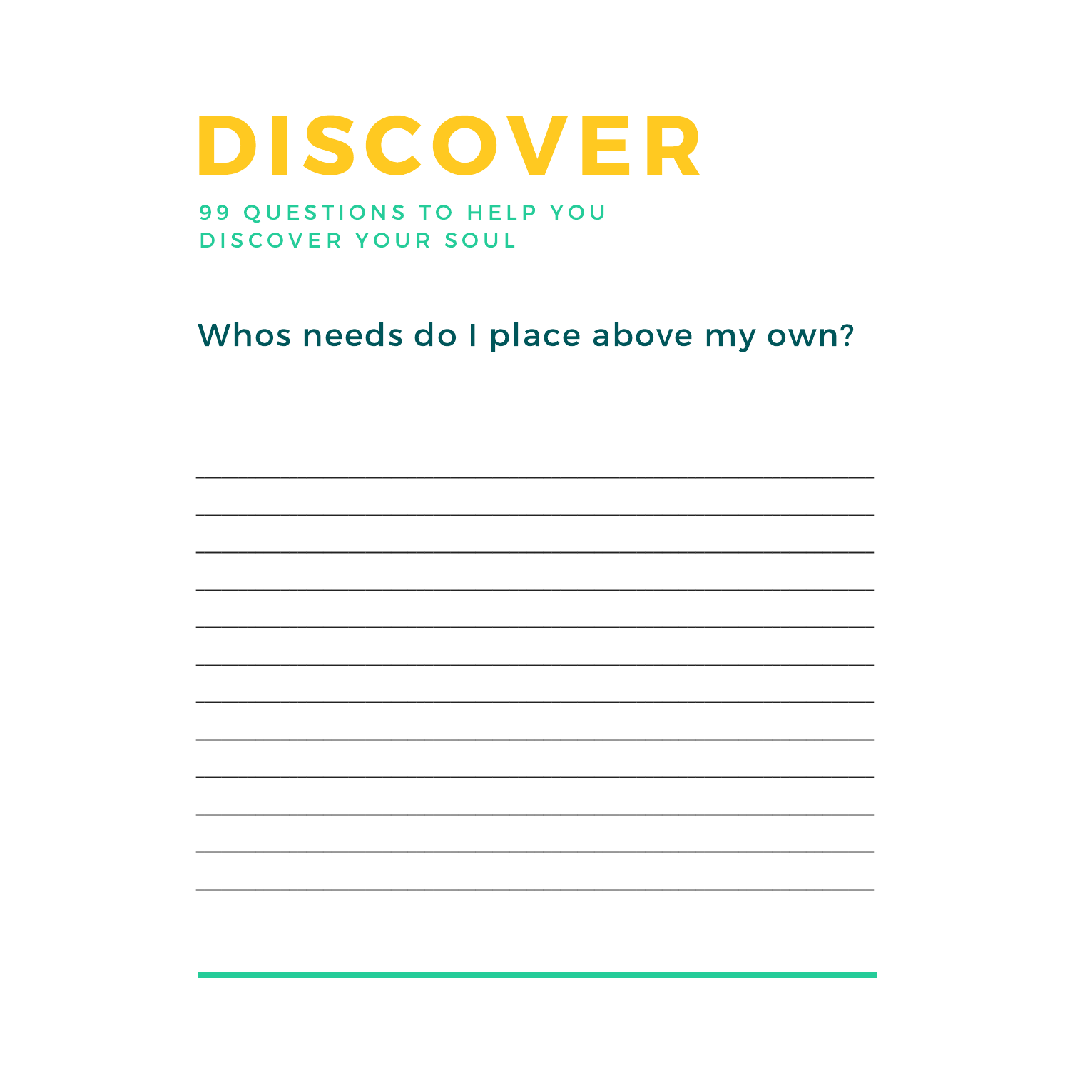# DISCOVER

99 QUESTIONS TO HELP YOU DISCOVER YOUR SOUL

## Whos needs do I place above my own?

______________________________________________

______________________________________________

______________________________________________

______________________________________________

______________________________________________

______________________________________________

______________________________________________

______________________________________________

______________________________________________

______________________________________________

______________________________________________

______________________________________________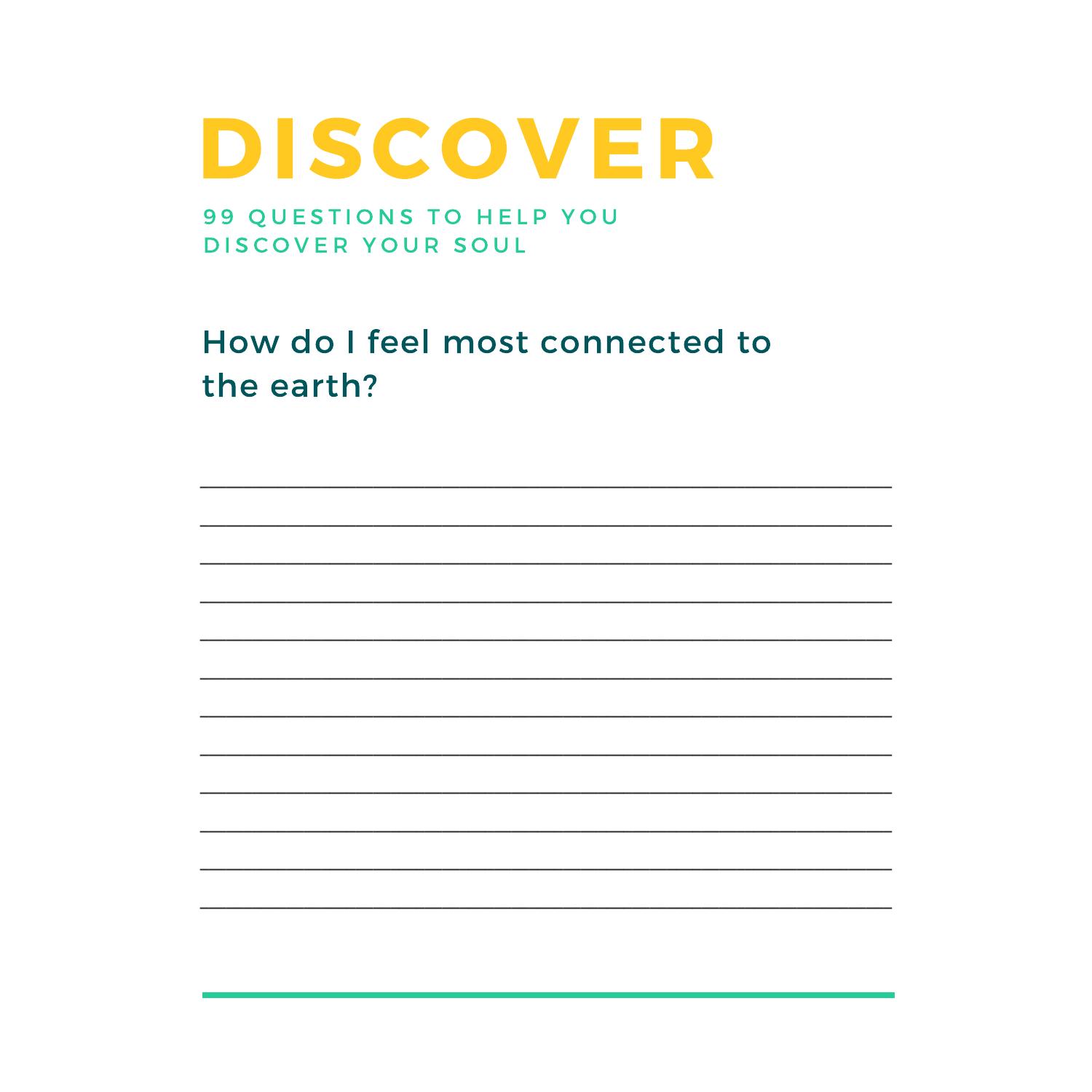# DISCOVER

99 QUESTIONS TO HELP YOU DISCOVER YOUR SOUL

## How do I feel most connected to the earth?

____________________________________________________

____________________________________________________

____________________________________________________

____________________________________________________

____________________________________________________

____________________________________________________

____________________________________________________

____________________________________________________

____________________________________________________

____________________________________________________

____________________________________________________

____________________________________________________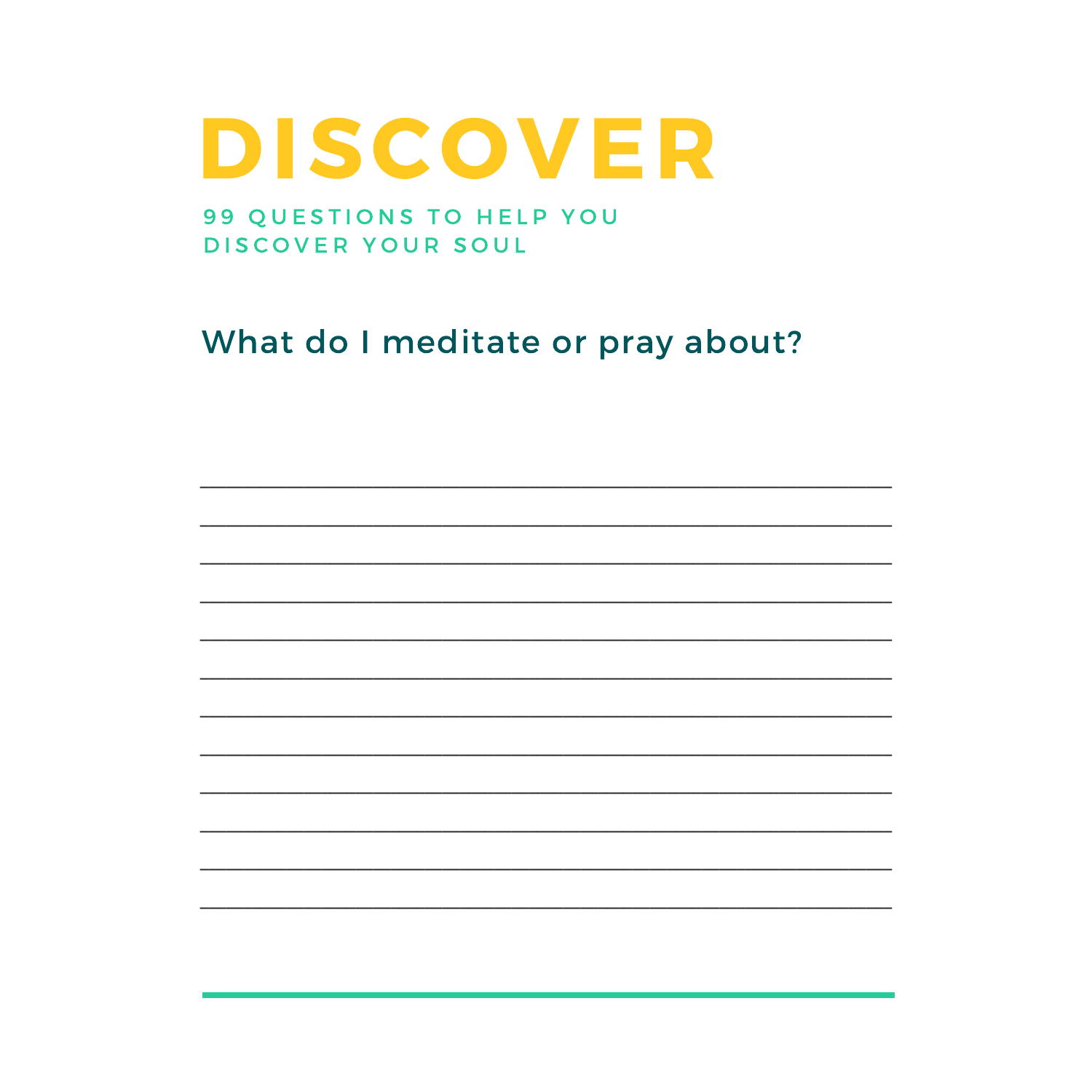# DISCOVER

99 QUESTIONS TO HELP YOU DISCOVER YOUR SOUL

## What do I meditate or pray about?

\_\_\_\_\_\_\_\_\_\_\_\_\_\_\_\_\_\_\_\_\_\_\_\_\_\_\_\_\_\_\_\_\_\_\_\_\_\_\_\_\_\_\_\_\_\_\_\_\_\_\_\_\_\_\_\_\_\_

\_\_\_\_\_\_\_\_\_\_\_\_\_\_\_\_\_\_\_\_\_\_\_\_\_\_\_\_\_\_\_\_\_\_\_\_\_\_\_\_\_\_\_\_\_\_\_\_\_\_\_\_\_\_\_\_\_\_

\_\_\_\_\_\_\_\_\_\_\_\_\_\_\_\_\_\_\_\_\_\_\_\_\_\_\_\_\_\_\_\_\_\_\_\_\_\_\_\_\_\_\_\_\_\_\_\_\_\_\_\_\_\_\_\_\_\_

\_\_\_\_\_\_\_\_\_\_\_\_\_\_\_\_\_\_\_\_\_\_\_\_\_\_\_\_\_\_\_\_\_\_\_\_\_\_\_\_\_\_\_\_\_\_\_\_\_\_\_\_\_\_\_\_\_\_

\_\_\_\_\_\_\_\_\_\_\_\_\_\_\_\_\_\_\_\_\_\_\_\_\_\_\_\_\_\_\_\_\_\_\_\_\_\_\_\_\_\_\_\_\_\_\_\_\_\_\_\_\_\_\_\_\_\_

\_\_\_\_\_\_\_\_\_\_\_\_\_\_\_\_\_\_\_\_\_\_\_\_\_\_\_\_\_\_\_\_\_\_\_\_\_\_\_\_\_\_\_\_\_\_\_\_\_\_\_\_\_\_\_\_\_\_

\_\_\_\_\_\_\_\_\_\_\_\_\_\_\_\_\_\_\_\_\_\_\_\_\_\_\_\_\_\_\_\_\_\_\_\_\_\_\_\_\_\_\_\_\_\_\_\_\_\_\_\_\_\_\_\_\_\_

\_\_\_\_\_\_\_\_\_\_\_\_\_\_\_\_\_\_\_\_\_\_\_\_\_\_\_\_\_\_\_\_\_\_\_\_\_\_\_\_\_\_\_\_\_\_\_\_\_\_\_\_\_\_\_\_\_\_

\_\_\_\_\_\_\_\_\_\_\_\_\_\_\_\_\_\_\_\_\_\_\_\_\_\_\_\_\_\_\_\_\_\_\_\_\_\_\_\_\_\_\_\_\_\_\_\_\_\_\_\_\_\_\_\_\_\_

\_\_\_\_\_\_\_\_\_\_\_\_\_\_\_\_\_\_\_\_\_\_\_\_\_\_\_\_\_\_\_\_\_\_\_\_\_\_\_\_\_\_\_\_\_\_\_\_\_\_\_\_\_\_\_\_\_\_

\_\_\_\_\_\_\_\_\_\_\_\_\_\_\_\_\_\_\_\_\_\_\_\_\_\_\_\_\_\_\_\_\_\_\_\_\_\_\_\_\_\_\_\_\_\_\_\_\_\_\_\_\_\_\_\_\_\_

\_\_\_\_\_\_\_\_\_\_\_\_\_\_\_\_\_\_\_\_\_\_\_\_\_\_\_\_\_\_\_\_\_\_\_\_\_\_\_\_\_\_\_\_\_\_\_\_\_\_\_\_\_\_\_\_\_\_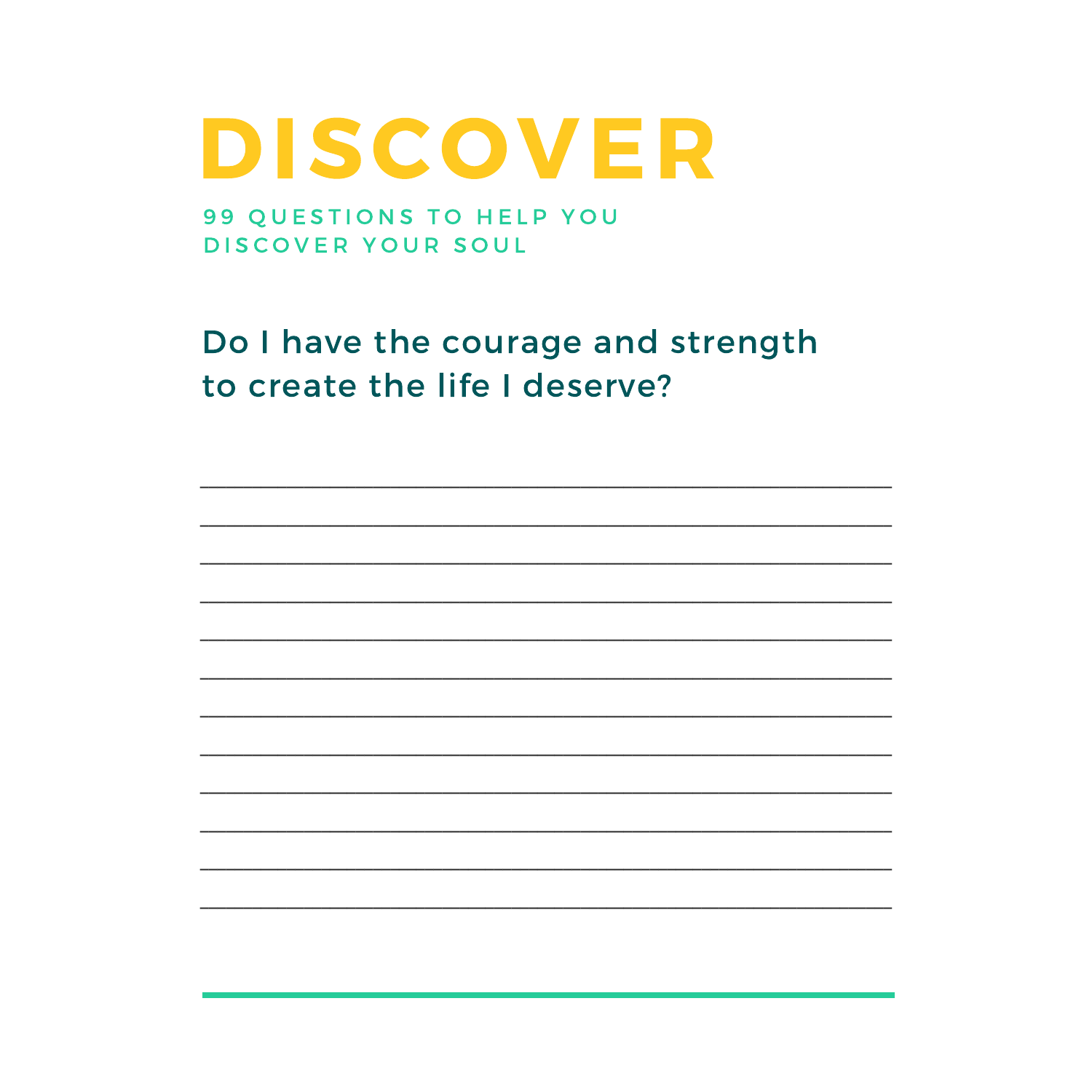# DISCOVER

99 QUESTIONS TO HELP YOU DISCOVER YOUR SOUL

## Do I have the courage and strength to create the life I deserve?

_______________________________________________

_______________________________________________

_______________________________________________

_______________________________________________

_______________________________________________

_______________________________________________

_______________________________________________

_______________________________________________

_______________________________________________

_______________________________________________

_______________________________________________

_______________________________________________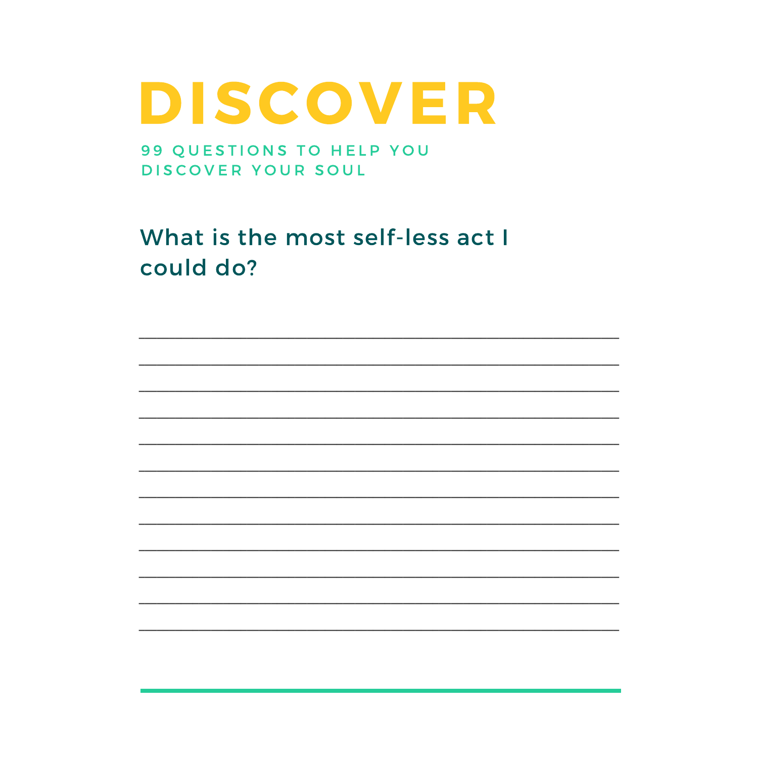# DISCOVER

99 QUESTIONS TO HELP YOU DISCOVER YOUR SOUL

## What is the most self-less act I could do?

___

___

___

___

___

___

___

___

___

___

___

___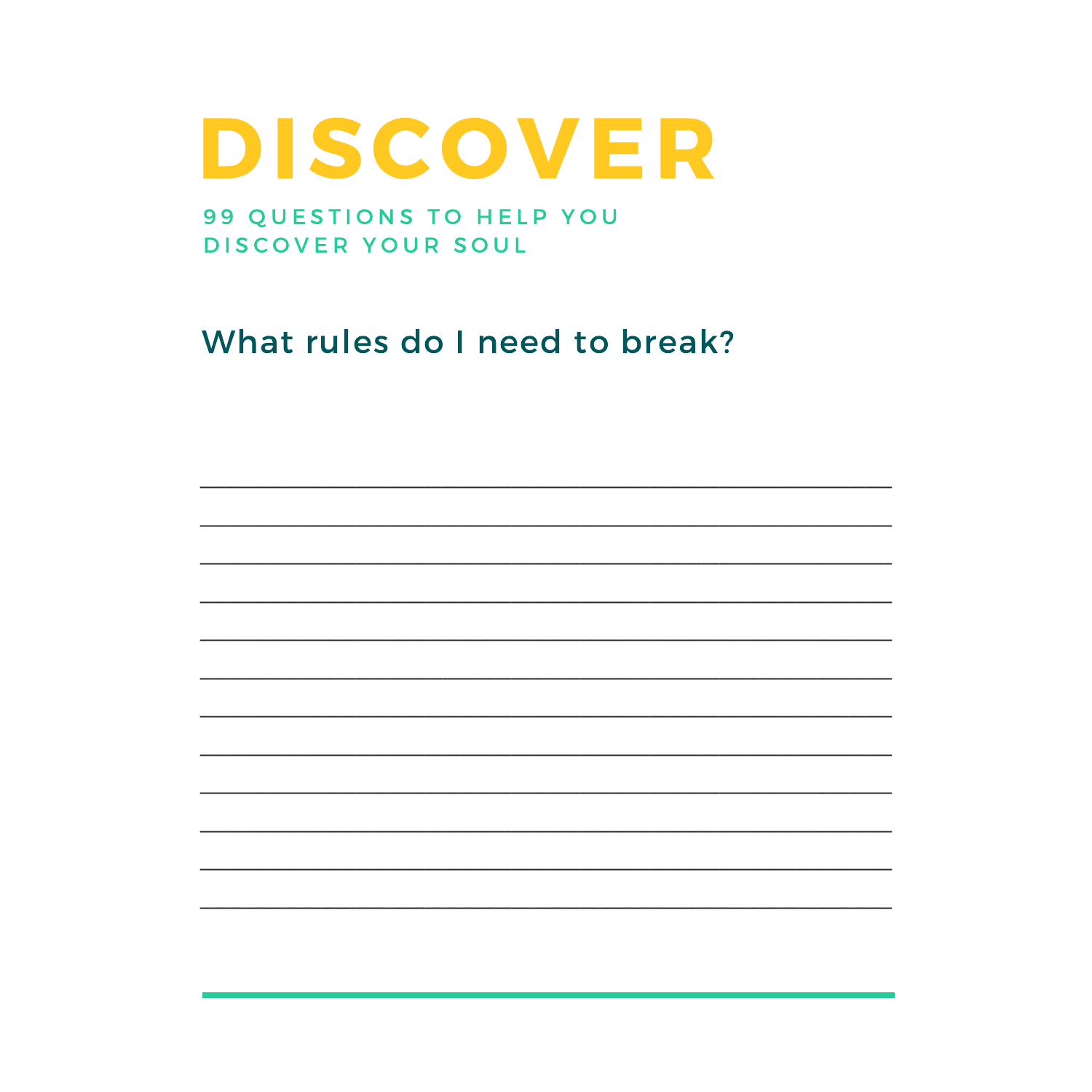# DISCOVER

99 QUESTIONS TO HELP YOU DISCOVER YOUR SOUL

## What rules do I need to break?

______________________________________________________________

______________________________________________________________

______________________________________________________________

______________________________________________________________

______________________________________________________________

______________________________________________________________

______________________________________________________________

______________________________________________________________

______________________________________________________________

______________________________________________________________

______________________________________________________________

______________________________________________________________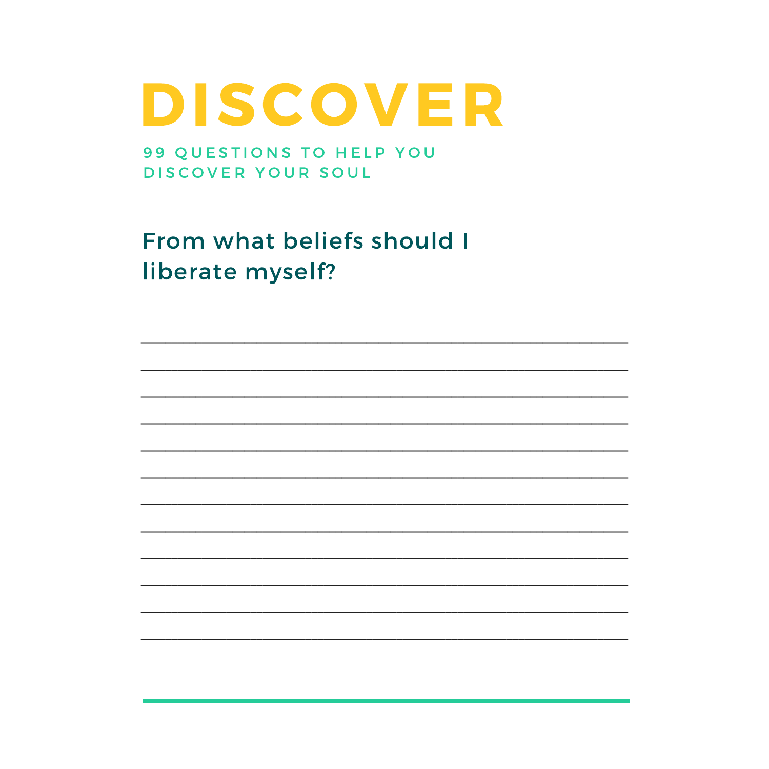# DISCOVER

99 QUESTIONS TO HELP YOU DISCOVER YOUR SOUL

## From what beliefs should I liberate myself?

____________________________________________

____________________________________________

____________________________________________

____________________________________________

____________________________________________

____________________________________________

____________________________________________

____________________________________________

____________________________________________

____________________________________________

____________________________________________

____________________________________________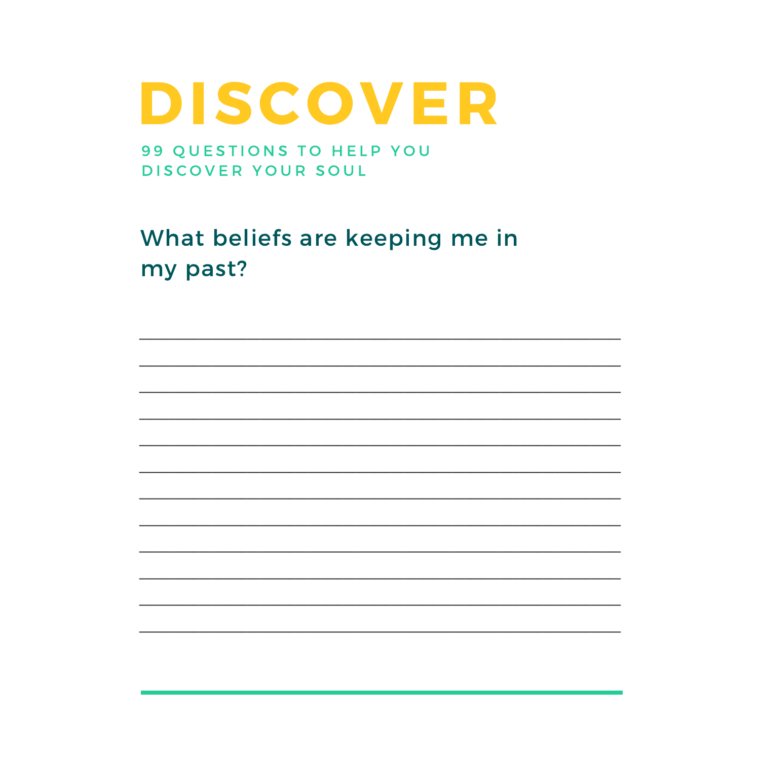# DISCOVER

99 QUESTIONS TO HELP YOU DISCOVER YOUR SOUL

## What beliefs are keeping me in my past?

______________________________________________________

______________________________________________________

______________________________________________________

______________________________________________________

______________________________________________________

______________________________________________________

______________________________________________________

______________________________________________________

______________________________________________________

______________________________________________________

______________________________________________________

______________________________________________________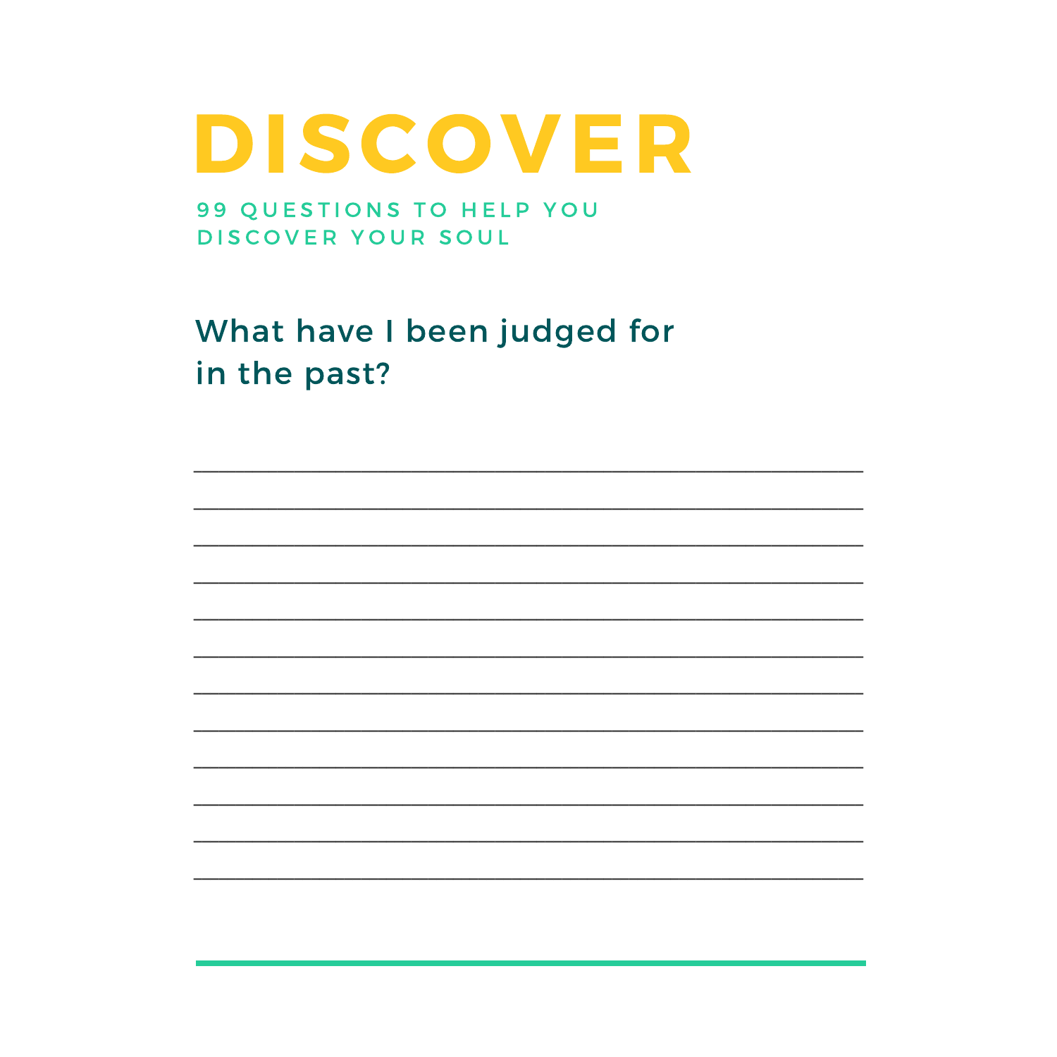# DISCOVER

99 QUESTIONS TO HELP YOU DISCOVER YOUR SOUL

## What have I been judged for in the past?

___________________________________________

___________________________________________

___________________________________________

___________________________________________

___________________________________________

___________________________________________

___________________________________________

___________________________________________

___________________________________________

___________________________________________

___________________________________________

___________________________________________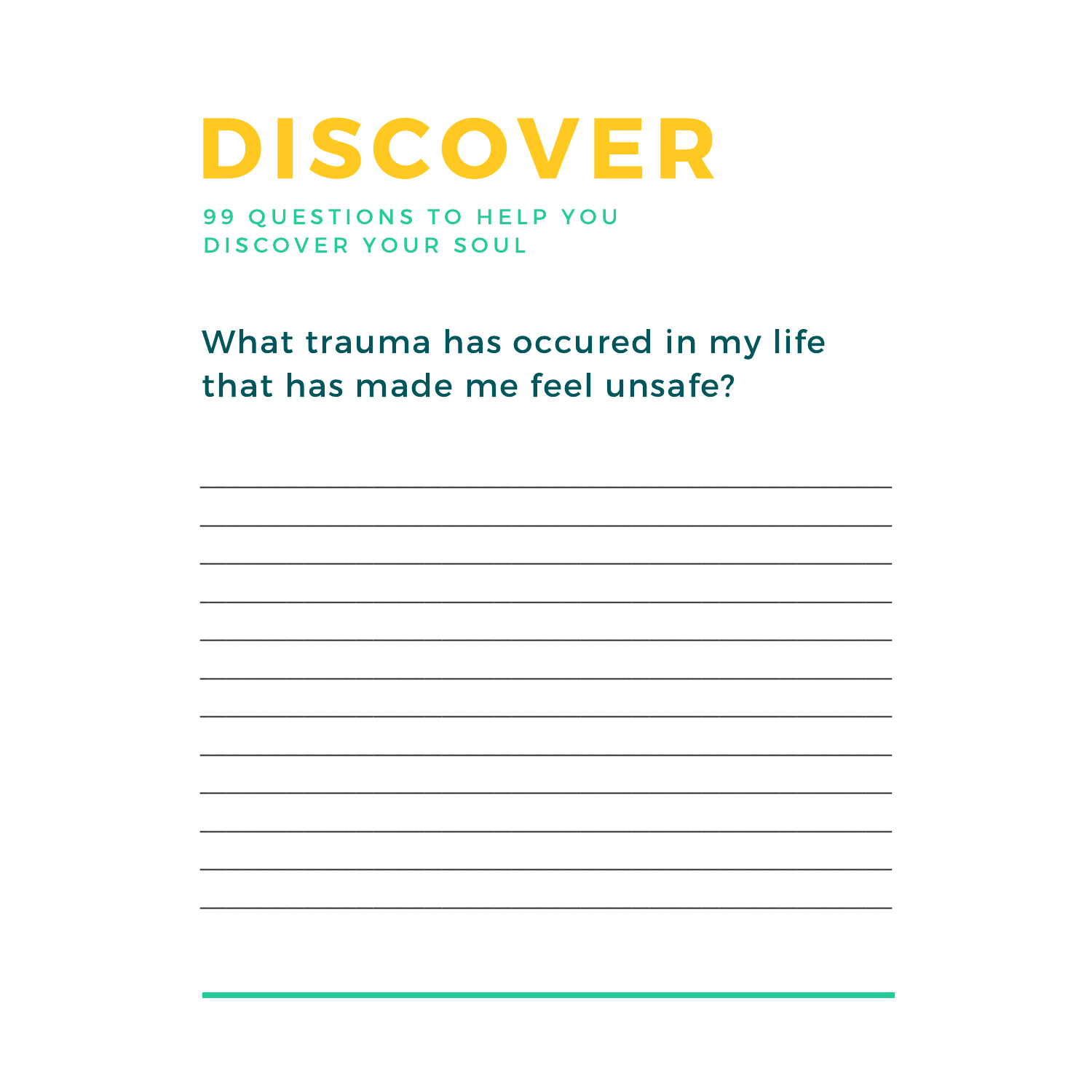# DISCOVER

99 QUESTIONS TO HELP YOU DISCOVER YOUR SOUL

## What trauma has occured in my life that has made me feel unsafe?

______________________________________________

______________________________________________

______________________________________________

______________________________________________

______________________________________________

______________________________________________

______________________________________________

______________________________________________

______________________________________________

______________________________________________

______________________________________________

______________________________________________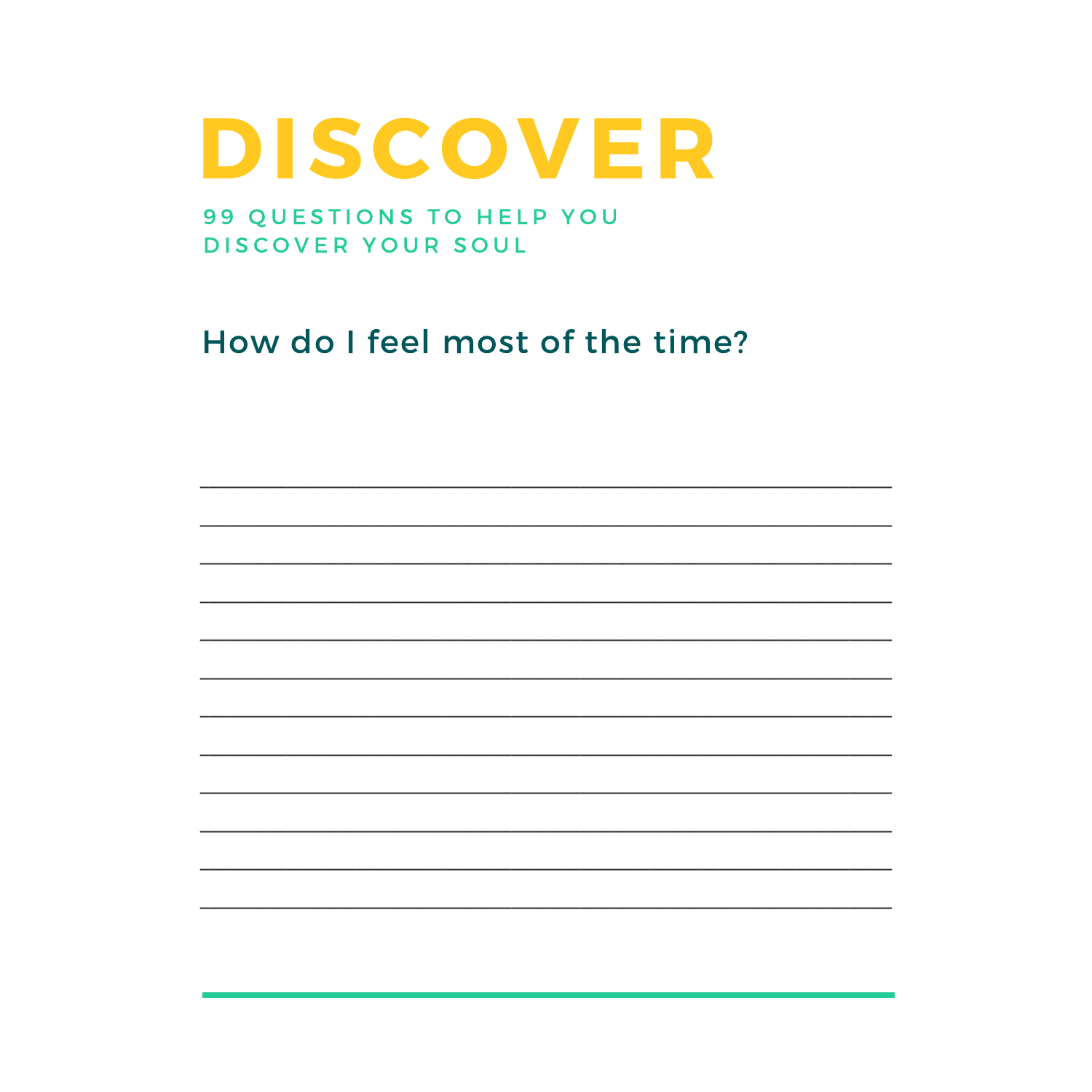# DISCOVER

99 QUESTIONS TO HELP YOU DISCOVER YOUR SOUL

## How do I feel most of the time?

________________________________________________________________

________________________________________________________________

________________________________________________________________

________________________________________________________________

________________________________________________________________

________________________________________________________________

________________________________________________________________

________________________________________________________________

________________________________________________________________

________________________________________________________________

________________________________________________________________

________________________________________________________________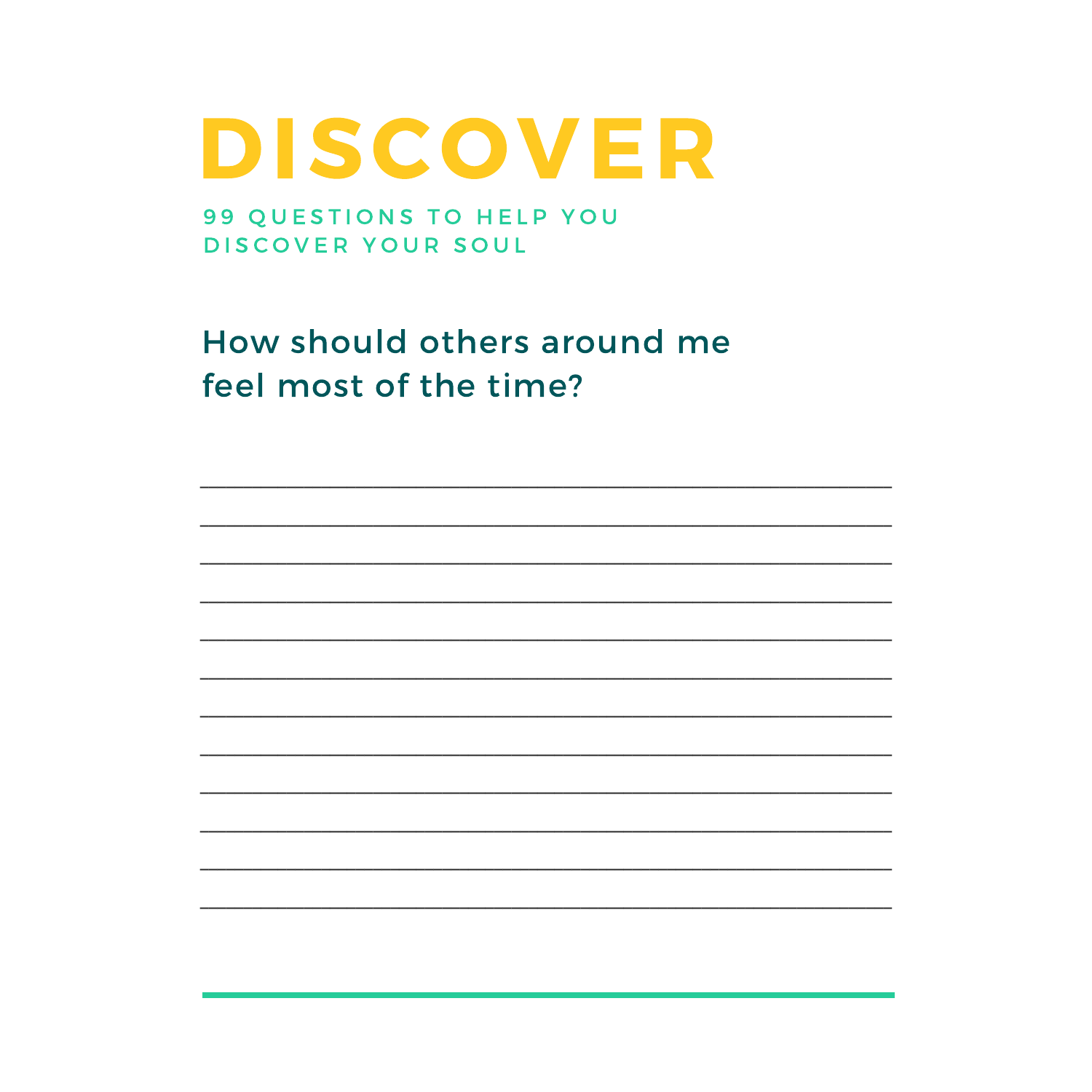# DISCOVER

99 QUESTIONS TO HELP YOU DISCOVER YOUR SOUL

## How should others around me feel most of the time?

________________________________________________________________________

________________________________________________________________________

________________________________________________________________________

________________________________________________________________________

________________________________________________________________________

________________________________________________________________________

________________________________________________________________________

________________________________________________________________________

________________________________________________________________________

________________________________________________________________________

________________________________________________________________________

________________________________________________________________________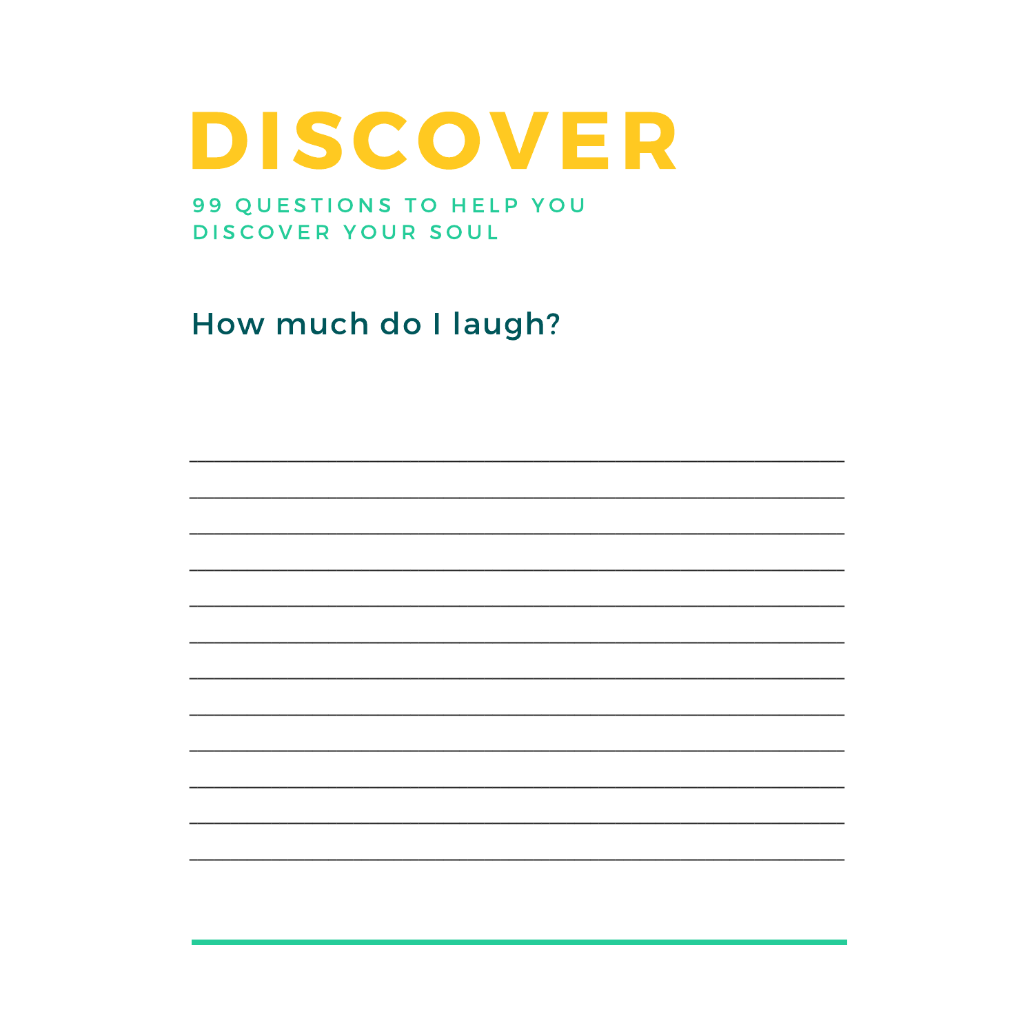# DISCOVER

## 99 QUESTIONS TO HELP YOU DISCOVER YOUR SOUL

### How much do I laugh?

________________________________________________________________________________

________________________________________________________________________________

________________________________________________________________________________

________________________________________________________________________________

________________________________________________________________________________

________________________________________________________________________________

________________________________________________________________________________

________________________________________________________________________________

________________________________________________________________________________

________________________________________________________________________________

________________________________________________________________________________

________________________________________________________________________________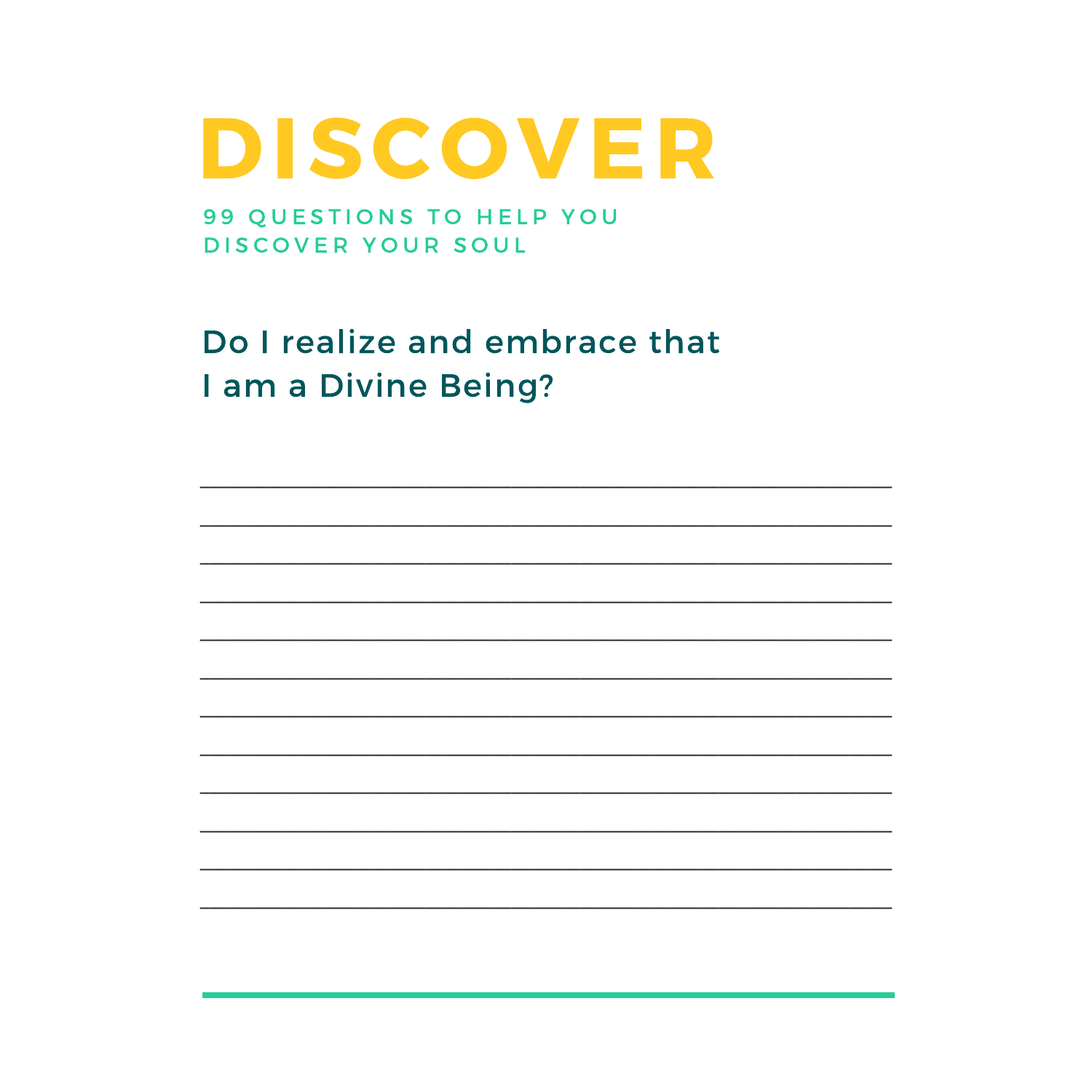# DISCOVER

### 99 QUESTIONS TO HELP YOU DISCOVER YOUR SOUL

## Do I realize and embrace that I am a Divine Being?

____________________________________________

____________________________________________

____________________________________________

____________________________________________

____________________________________________

____________________________________________

____________________________________________

____________________________________________

____________________________________________

____________________________________________

____________________________________________

____________________________________________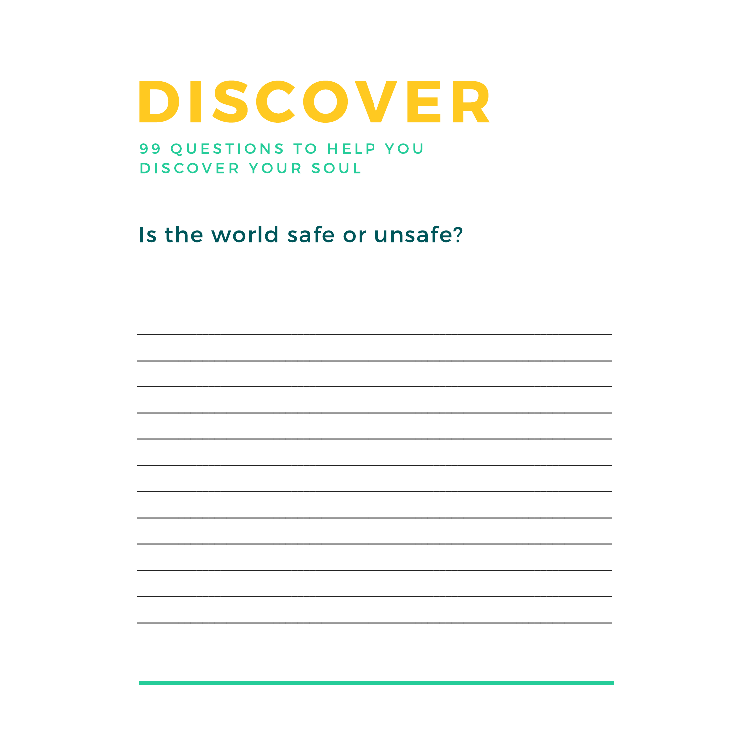# DISCOVER

99 QUESTIONS TO HELP YOU DISCOVER YOUR SOUL

## Is the world safe or unsafe?

________________________________________________________________

________________________________________________________________

________________________________________________________________

________________________________________________________________

________________________________________________________________

________________________________________________________________

________________________________________________________________

________________________________________________________________

________________________________________________________________

________________________________________________________________

________________________________________________________________

________________________________________________________________